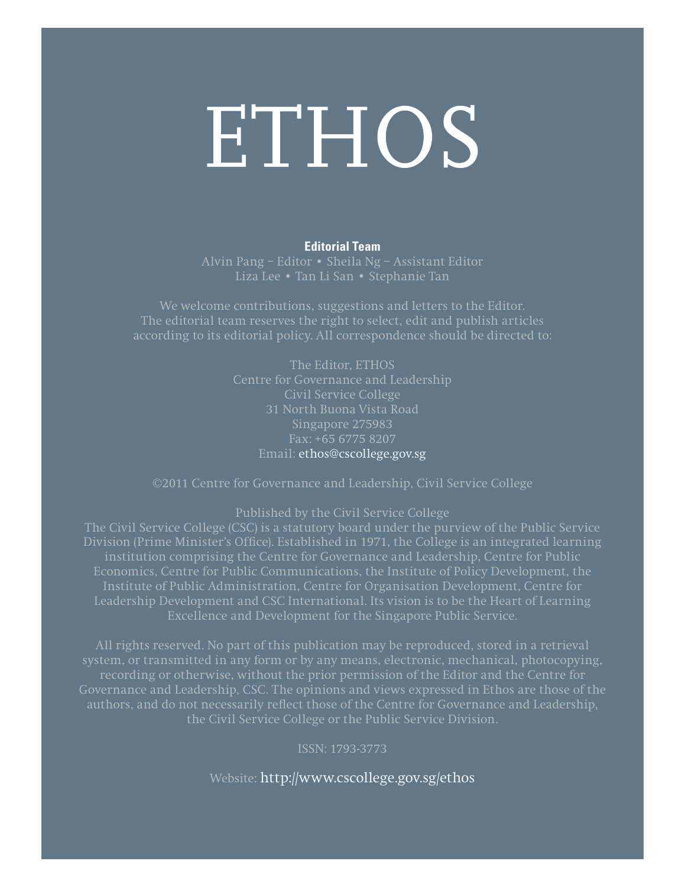# ETHOS

**Editorial Team**

Alvin Pang – Editor • Sheila Ng – Assistant Editor
Liza Lee • Tan Li San • Stephanie Tan

We welcome contributions, suggestions and letters to the Editor. The editorial team reserves the right to select, edit and publish articles according to its editorial policy. All correspondence should be directed to:

The Editor, ETHOS
Centre for Governance and Leadership
Civil Service College
31 North Buona Vista Road
Singapore 275983
Fax: +65 6775 8207
Email: ethos@cscollege.gov.sg

©2011 Centre for Governance and Leadership, Civil Service College

Published by the Civil Service College
The Civil Service College (CSC) is a statutory board under the purview of the Public Service Division (Prime Minister's Office). Established in 1971, the College is an integrated learning institution comprising the Centre for Governance and Leadership, Centre for Public Economics, Centre for Public Communications, the Institute of Policy Development, the Institute of Public Administration, Centre for Organisation Development, Centre for Leadership Development and CSC International. Its vision is to be the Heart of Learning Excellence and Development for the Singapore Public Service.

All rights reserved. No part of this publication may be reproduced, stored in a retrieval system, or transmitted in any form or by any means, electronic, mechanical, photocopying, recording or otherwise, without the prior permission of the Editor and the Centre for Governance and Leadership, CSC. The opinions and views expressed in Ethos are those of the authors, and do not necessarily reflect those of the Centre for Governance and Leadership, the Civil Service College or the Public Service Division.

ISSN: 1793-3773

Website: http://www.cscollege.gov.sg/ethos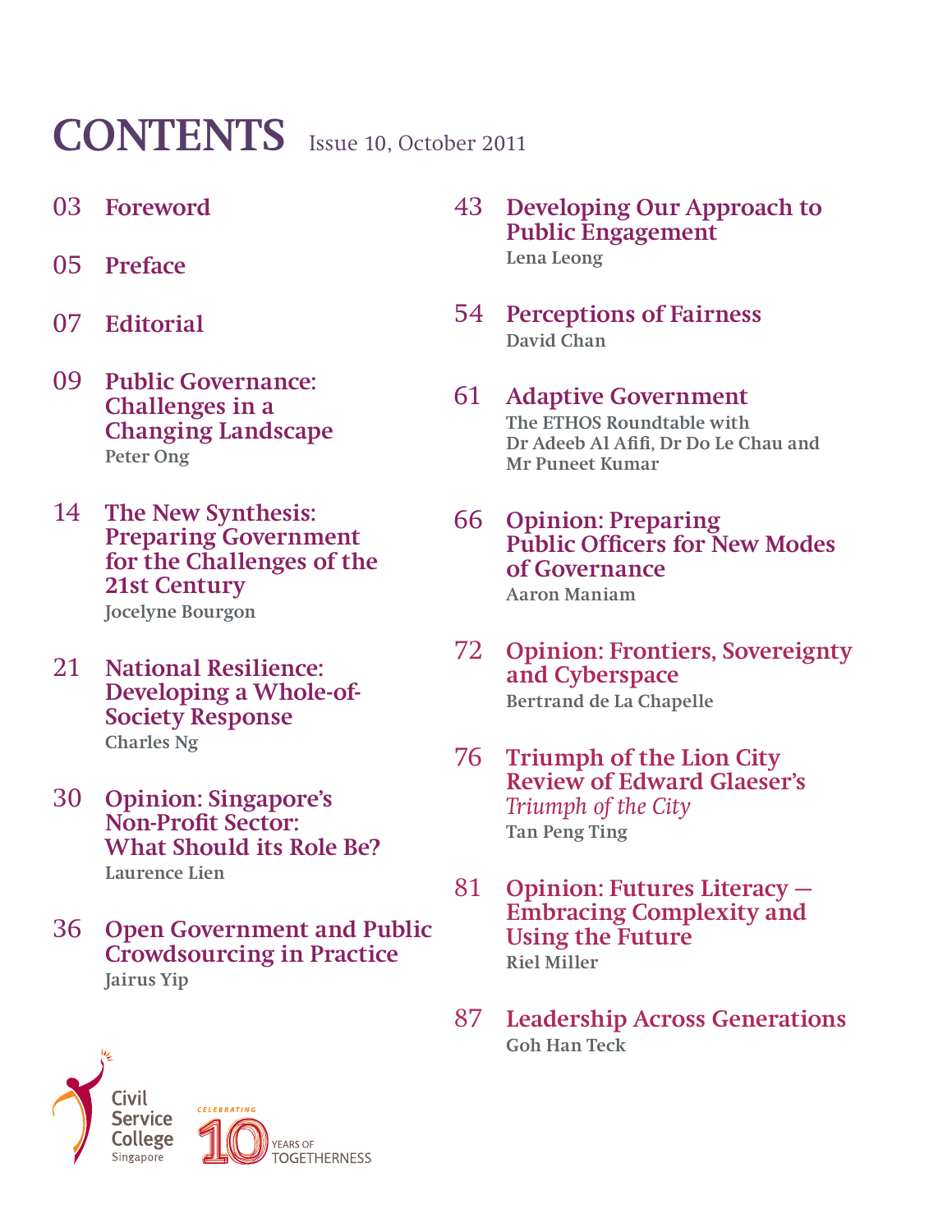# CONTENTS Issue 10, October 2011

03 **Foreword**

05 **Preface**

07 **Editorial**

09 **Public Governance: Challenges in a Changing Landscape**
Peter Ong

14 **The New Synthesis: Preparing Government for the Challenges of the 21st Century**
Jocelyne Bourgon

21 **National Resilience: Developing a Whole-of-Society Response**
Charles Ng

30 **Opinion: Singapore's Non-Profit Sector: What Should its Role Be?**
Laurence Lien

36 **Open Government and Public Crowdsourcing in Practice**
Jairus Yip

43 **Developing Our Approach to Public Engagement**
Lena Leong

54 **Perceptions of Fairness**
David Chan

61 **Adaptive Government**
The ETHOS Roundtable with Dr Adeeb Al Afifi, Dr Do Le Chau and Mr Puneet Kumar

66 **Opinion: Preparing Public Officers for New Modes of Governance**
Aaron Maniam

72 **Opinion: Frontiers, Sovereignty and Cyberspace**
Bertrand de La Chapelle

76 **Triumph of the Lion City Review of Edward Glaeser's** ***Triumph of the City***
Tan Peng Ting

81 **Opinion: Futures Literacy — Embracing Complexity and Using the Future**
Riel Miller

87 **Leadership Across Generations**
Goh Han Teck

Civil Service College Singapore

CELEBRATING 10 YEARS OF TOGETHERNESS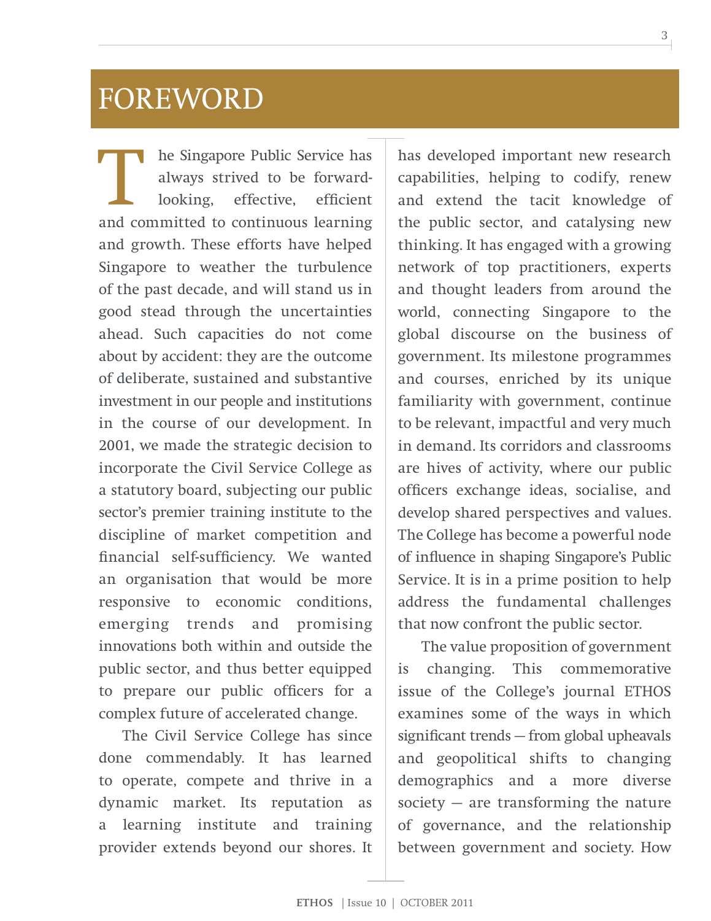# FOREWORD

The Singapore Public Service has always strived to be forward-looking, effective, efficient and committed to continuous learning and growth. These efforts have helped Singapore to weather the turbulence of the past decade, and will stand us in good stead through the uncertainties ahead. Such capacities do not come about by accident: they are the outcome of deliberate, sustained and substantive investment in our people and institutions in the course of our development. In 2001, we made the strategic decision to incorporate the Civil Service College as a statutory board, subjecting our public sector's premier training institute to the discipline of market competition and financial self-sufficiency. We wanted an organisation that would be more responsive to economic conditions, emerging trends and promising innovations both within and outside the public sector, and thus better equipped to prepare our public officers for a complex future of accelerated change.

The Civil Service College has since done commendably. It has learned to operate, compete and thrive in a dynamic market. Its reputation as a learning institute and training provider extends beyond our shores. It has developed important new research capabilities, helping to codify, renew and extend the tacit knowledge of the public sector, and catalysing new thinking. It has engaged with a growing network of top practitioners, experts and thought leaders from around the world, connecting Singapore to the global discourse on the business of government. Its milestone programmes and courses, enriched by its unique familiarity with government, continue to be relevant, impactful and very much in demand. Its corridors and classrooms are hives of activity, where our public officers exchange ideas, socialise, and develop shared perspectives and values. The College has become a powerful node of influence in shaping Singapore's Public Service. It is in a prime position to help address the fundamental challenges that now confront the public sector.

The value proposition of government is changing. This commemorative issue of the College's journal ETHOS examines some of the ways in which significant trends — from global upheavals and geopolitical shifts to changing demographics and a more diverse society — are transforming the nature of governance, and the relationship between government and society. How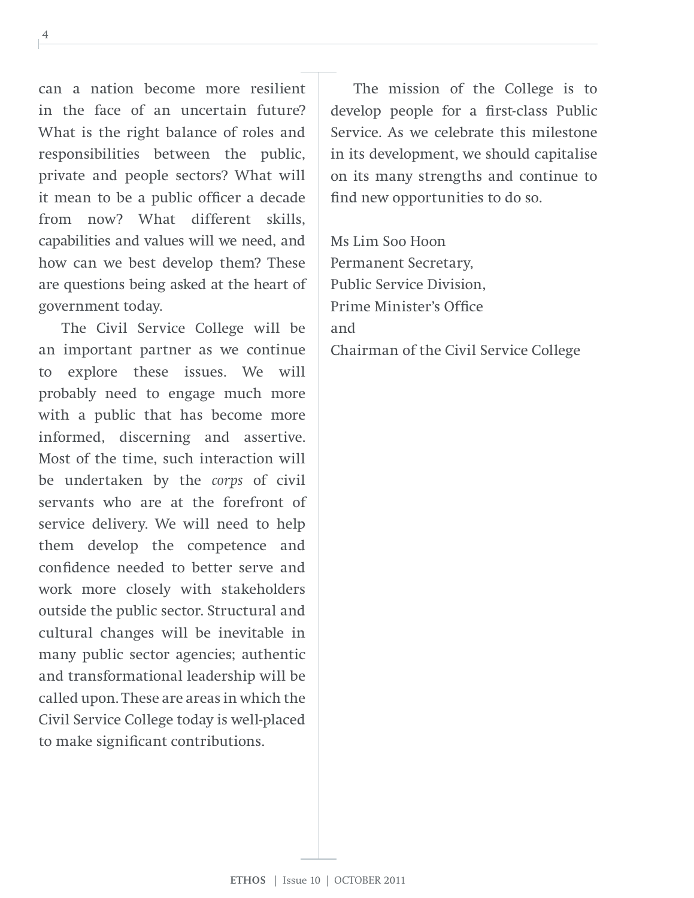can a nation become more resilient in the face of an uncertain future? What is the right balance of roles and responsibilities between the public, private and people sectors? What will it mean to be a public officer a decade from now? What different skills, capabilities and values will we need, and how can we best develop them? These are questions being asked at the heart of government today.

The Civil Service College will be an important partner as we continue to explore these issues. We will probably need to engage much more with a public that has become more informed, discerning and assertive. Most of the time, such interaction will be undertaken by the *corps* of civil servants who are at the forefront of service delivery. We will need to help them develop the competence and confidence needed to better serve and work more closely with stakeholders outside the public sector. Structural and cultural changes will be inevitable in many public sector agencies; authentic and transformational leadership will be called upon. These are areas in which the Civil Service College today is well-placed to make significant contributions.

The mission of the College is to develop people for a first-class Public Service. As we celebrate this milestone in its development, we should capitalise on its many strengths and continue to find new opportunities to do so.

Ms Lim Soo Hoon  
Permanent Secretary,  
Public Service Division,  
Prime Minister's Office  
and  
Chairman of the Civil Service College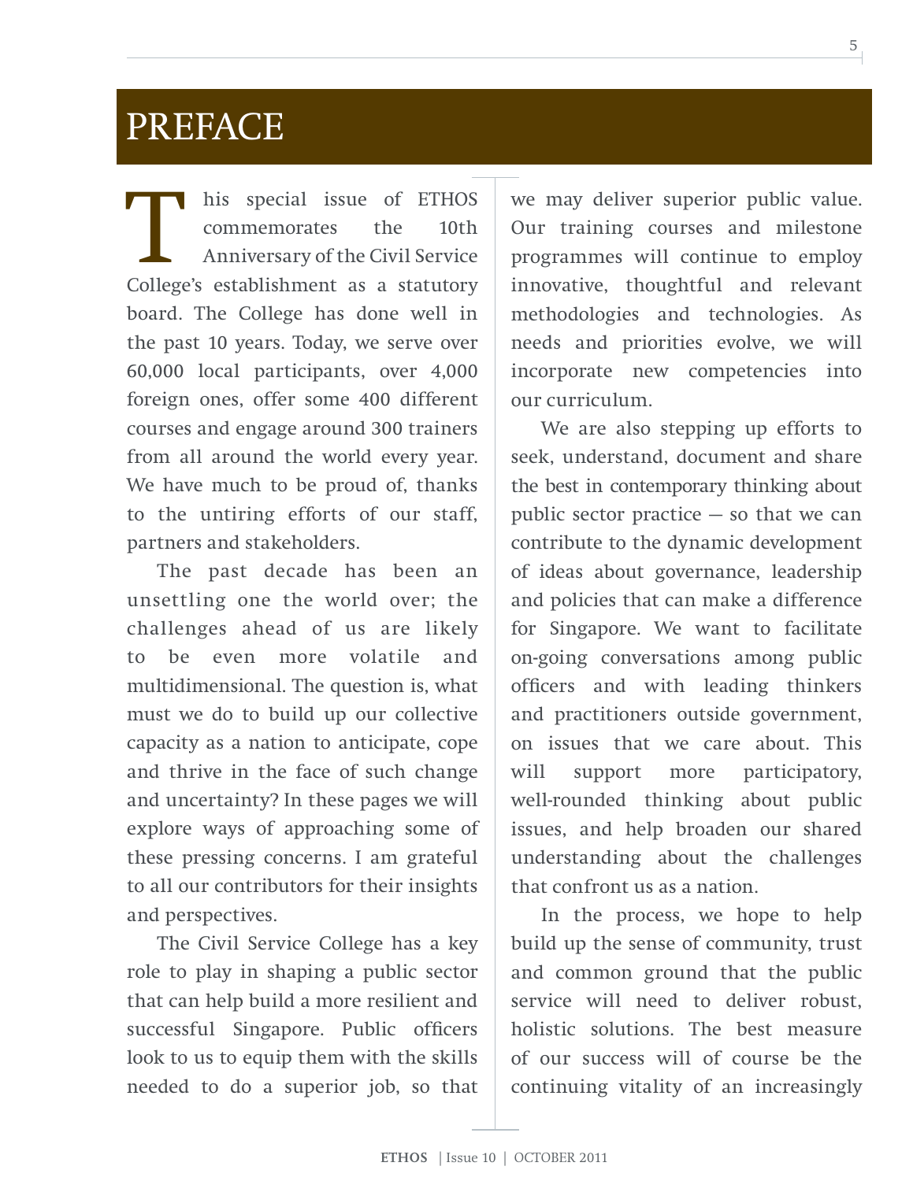# PREFACE

This special issue of ETHOS commemorates the 10th Anniversary of the Civil Service College's establishment as a statutory board. The College has done well in the past 10 years. Today, we serve over 60,000 local participants, over 4,000 foreign ones, offer some 400 different courses and engage around 300 trainers from all around the world every year. We have much to be proud of, thanks to the untiring efforts of our staff, partners and stakeholders.

The past decade has been an unsettling one the world over; the challenges ahead of us are likely to be even more volatile and multidimensional. The question is, what must we do to build up our collective capacity as a nation to anticipate, cope and thrive in the face of such change and uncertainty? In these pages we will explore ways of approaching some of these pressing concerns. I am grateful to all our contributors for their insights and perspectives.

The Civil Service College has a key role to play in shaping a public sector that can help build a more resilient and successful Singapore. Public officers look to us to equip them with the skills needed to do a superior job, so that we may deliver superior public value. Our training courses and milestone programmes will continue to employ innovative, thoughtful and relevant methodologies and technologies. As needs and priorities evolve, we will incorporate new competencies into our curriculum.

We are also stepping up efforts to seek, understand, document and share the best in contemporary thinking about public sector practice — so that we can contribute to the dynamic development of ideas about governance, leadership and policies that can make a difference for Singapore. We want to facilitate on-going conversations among public officers and with leading thinkers and practitioners outside government, on issues that we care about. This will support more participatory, well-rounded thinking about public issues, and help broaden our shared understanding about the challenges that confront us as a nation.

In the process, we hope to help build up the sense of community, trust and common ground that the public service will need to deliver robust, holistic solutions. The best measure of our success will of course be the continuing vitality of an increasingly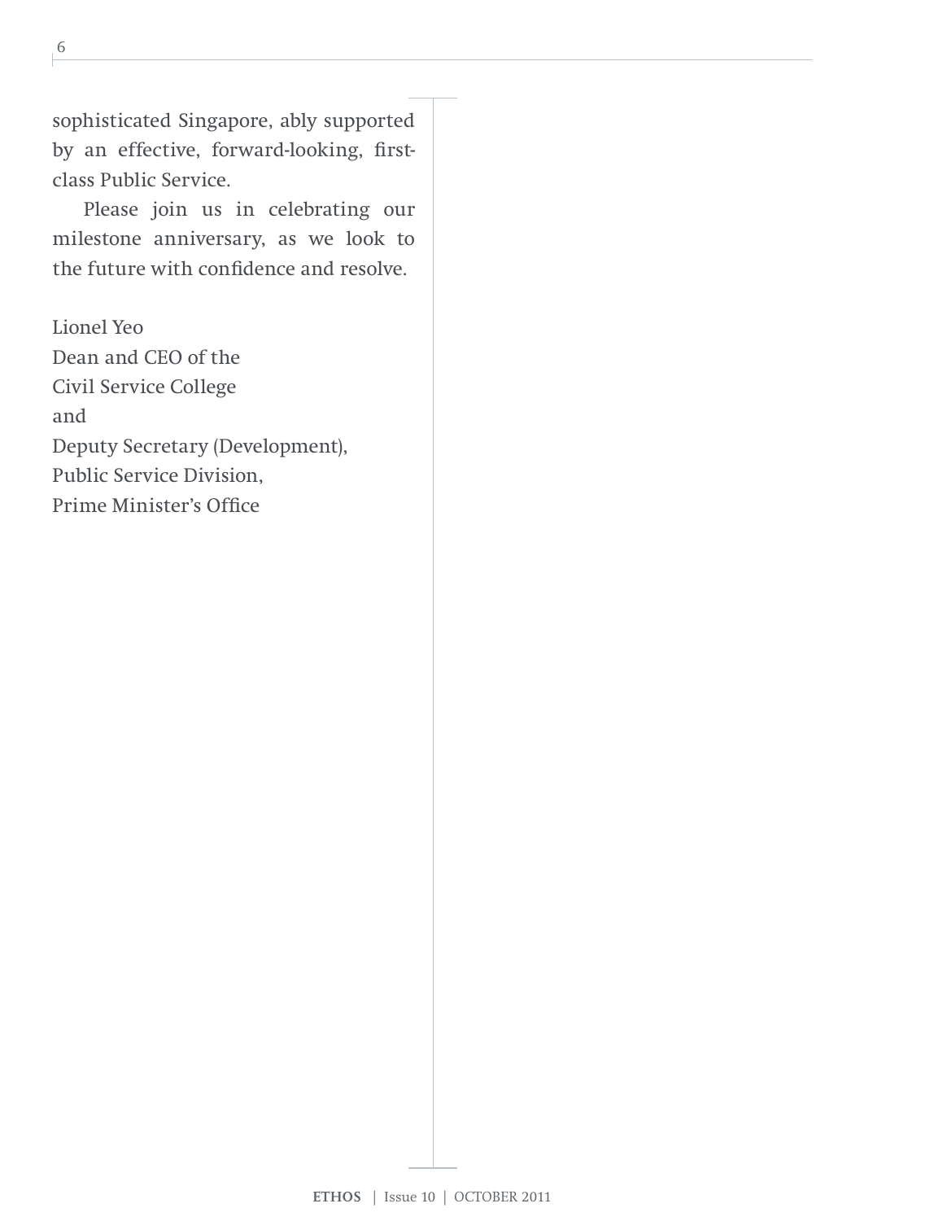sophisticated Singapore, ably supported by an effective, forward-looking, first-class Public Service.

Please join us in celebrating our milestone anniversary, as we look to the future with confidence and resolve.

Lionel Yeo
Dean and CEO of the
Civil Service College
and
Deputy Secretary (Development),
Public Service Division,
Prime Minister's Office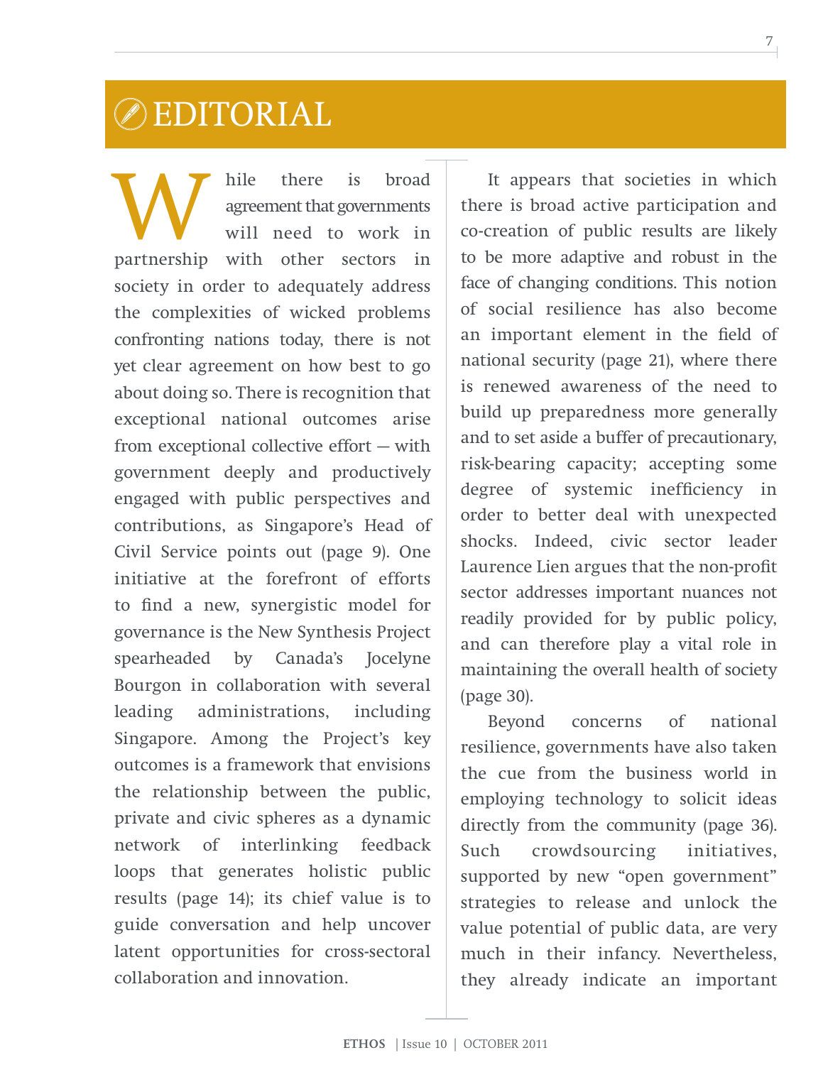# EDITORIAL

While there is broad agreement that governments will need to work in partnership with other sectors in society in order to adequately address the complexities of wicked problems confronting nations today, there is not yet clear agreement on how best to go about doing so. There is recognition that exceptional national outcomes arise from exceptional collective effort — with government deeply and productively engaged with public perspectives and contributions, as Singapore's Head of Civil Service points out (page 9). One initiative at the forefront of efforts to find a new, synergistic model for governance is the New Synthesis Project spearheaded by Canada's Jocelyne Bourgon in collaboration with several leading administrations, including Singapore. Among the Project's key outcomes is a framework that envisions the relationship between the public, private and civic spheres as a dynamic network of interlinking feedback loops that generates holistic public results (page 14); its chief value is to guide conversation and help uncover latent opportunities for cross-sectoral collaboration and innovation.

It appears that societies in which there is broad active participation and co-creation of public results are likely to be more adaptive and robust in the face of changing conditions. This notion of social resilience has also become an important element in the field of national security (page 21), where there is renewed awareness of the need to build up preparedness more generally and to set aside a buffer of precautionary, risk-bearing capacity; accepting some degree of systemic inefficiency in order to better deal with unexpected shocks. Indeed, civic sector leader Laurence Lien argues that the non-profit sector addresses important nuances not readily provided for by public policy, and can therefore play a vital role in maintaining the overall health of society (page 30).

Beyond concerns of national resilience, governments have also taken the cue from the business world in employing technology to solicit ideas directly from the community (page 36). Such crowdsourcing initiatives, supported by new "open government" strategies to release and unlock the value potential of public data, are very much in their infancy. Nevertheless, they already indicate an important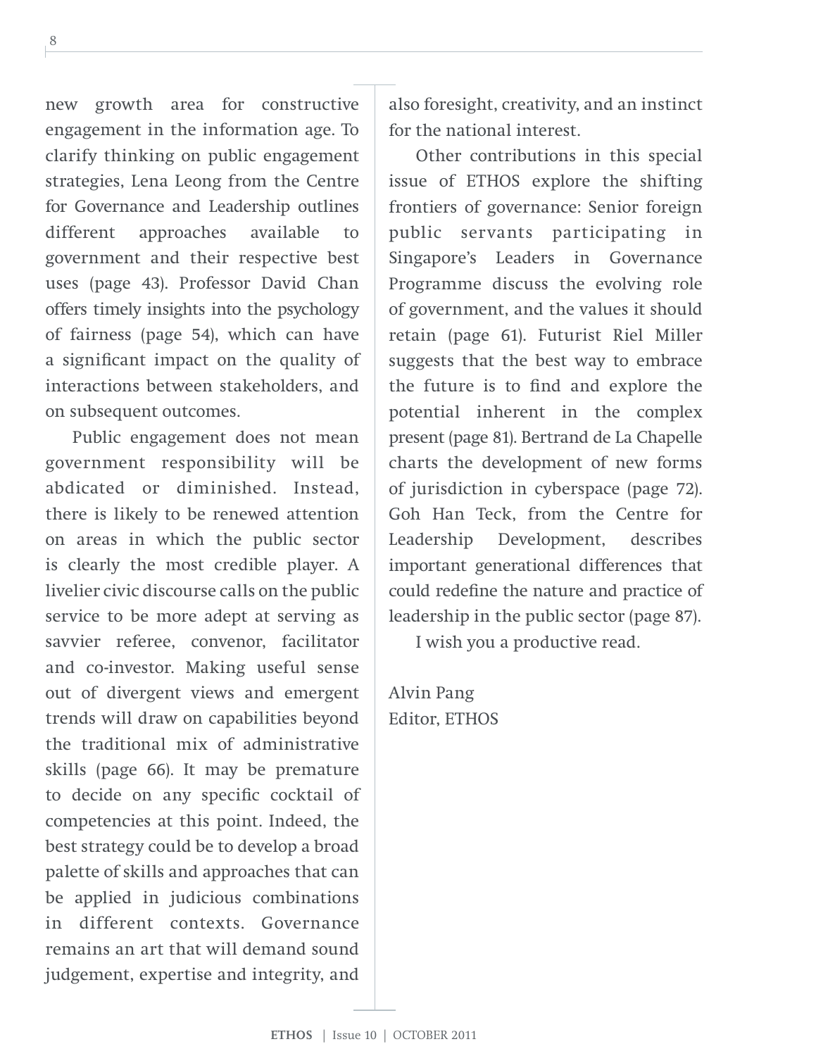new growth area for constructive engagement in the information age. To clarify thinking on public engagement strategies, Lena Leong from the Centre for Governance and Leadership outlines different approaches available to government and their respective best uses (page 43). Professor David Chan offers timely insights into the psychology of fairness (page 54), which can have a significant impact on the quality of interactions between stakeholders, and on subsequent outcomes.

Public engagement does not mean government responsibility will be abdicated or diminished. Instead, there is likely to be renewed attention on areas in which the public sector is clearly the most credible player. A livelier civic discourse calls on the public service to be more adept at serving as savvier referee, convenor, facilitator and co-investor. Making useful sense out of divergent views and emergent trends will draw on capabilities beyond the traditional mix of administrative skills (page 66). It may be premature to decide on any specific cocktail of competencies at this point. Indeed, the best strategy could be to develop a broad palette of skills and approaches that can be applied in judicious combinations in different contexts. Governance remains an art that will demand sound judgement, expertise and integrity, and also foresight, creativity, and an instinct for the national interest.

Other contributions in this special issue of ETHOS explore the shifting frontiers of governance: Senior foreign public servants participating in Singapore's Leaders in Governance Programme discuss the evolving role of government, and the values it should retain (page 61). Futurist Riel Miller suggests that the best way to embrace the future is to find and explore the potential inherent in the complex present (page 81). Bertrand de La Chapelle charts the development of new forms of jurisdiction in cyberspace (page 72). Goh Han Teck, from the Centre for Leadership Development, describes important generational differences that could redefine the nature and practice of leadership in the public sector (page 87).

I wish you a productive read.

Alvin Pang
Editor, ETHOS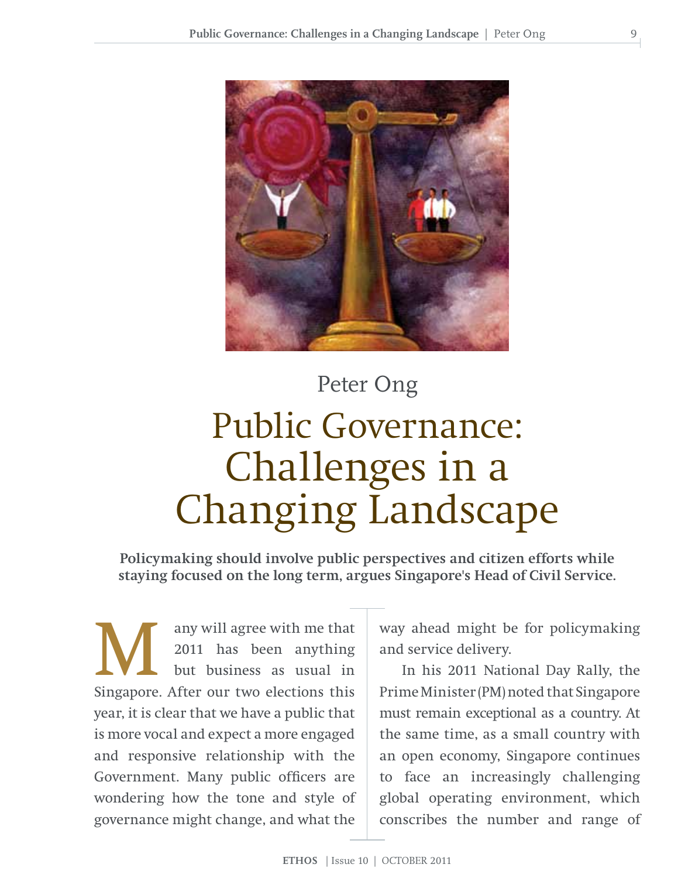Peter Ong

# Public Governance: Challenges in a Changing Landscape

**Policymaking should involve public perspectives and citizen efforts while staying focused on the long term, argues Singapore's Head of Civil Service.**

Many will agree with me that 2011 has been anything but business as usual in Singapore. After our two elections this year, it is clear that we have a public that is more vocal and expect a more engaged and responsive relationship with the Government. Many public officers are wondering how the tone and style of governance might change, and what the way ahead might be for policymaking and service delivery.

In his 2011 National Day Rally, the Prime Minister (PM) noted that Singapore must remain exceptional as a country. At the same time, as a small country with an open economy, Singapore continues to face an increasingly challenging global operating environment, which conscribes the number and range of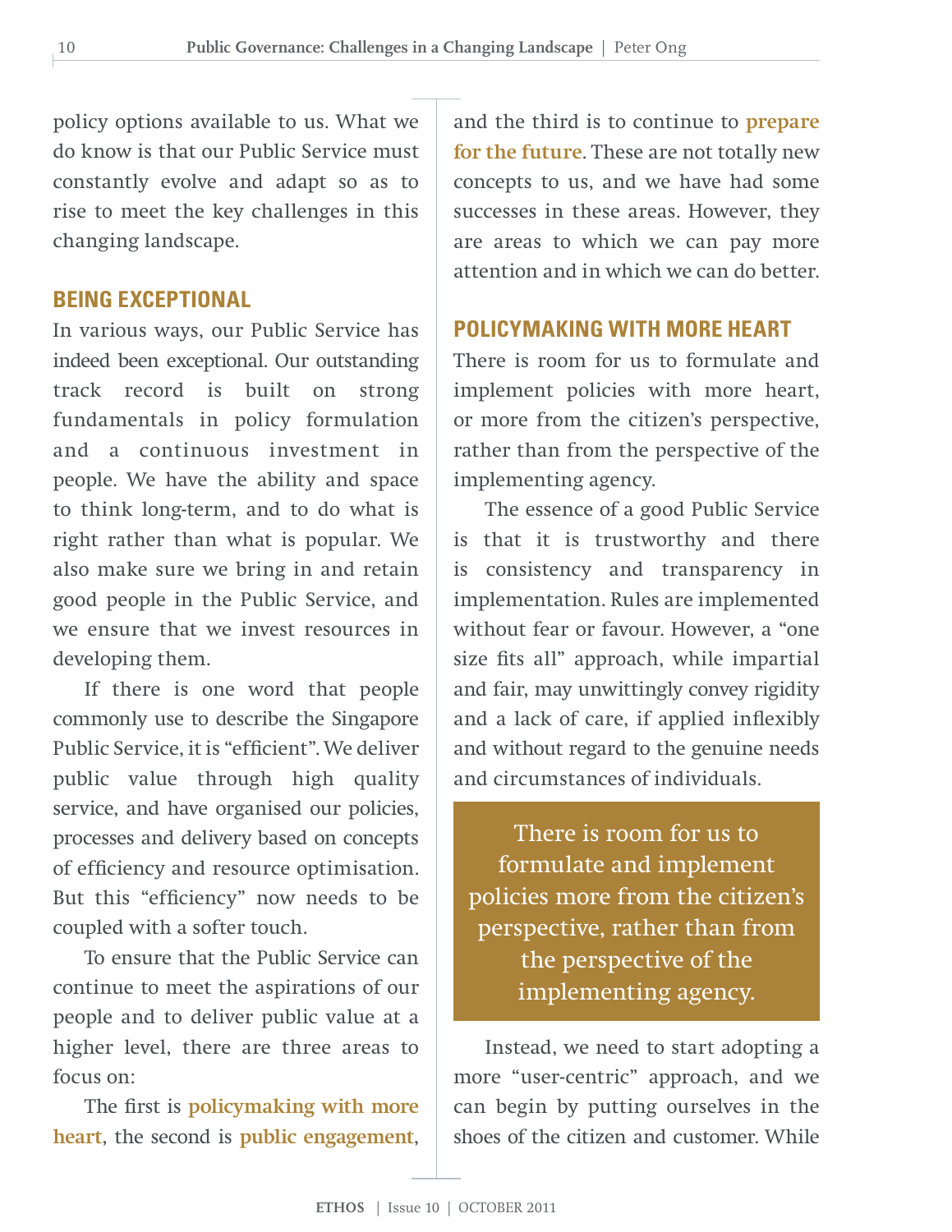policy options available to us. What we do know is that our Public Service must constantly evolve and adapt so as to rise to meet the key challenges in this changing landscape.

## BEING EXCEPTIONAL

In various ways, our Public Service has indeed been exceptional. Our outstanding track record is built on strong fundamentals in policy formulation and a continuous investment in people. We have the ability and space to think long-term, and to do what is right rather than what is popular. We also make sure we bring in and retain good people in the Public Service, and we ensure that we invest resources in developing them.

If there is one word that people commonly use to describe the Singapore Public Service, it is "efficient". We deliver public value through high quality service, and have organised our policies, processes and delivery based on concepts of efficiency and resource optimisation. But this "efficiency" now needs to be coupled with a softer touch.

To ensure that the Public Service can continue to meet the aspirations of our people and to deliver public value at a higher level, there are three areas to focus on:

The first is **policymaking with more heart**, the second is **public engagement**, and the third is to continue to **prepare for the future**. These are not totally new concepts to us, and we have had some successes in these areas. However, they are areas to which we can pay more attention and in which we can do better.

## POLICYMAKING WITH MORE HEART

There is room for us to formulate and implement policies with more heart, or more from the citizen's perspective, rather than from the perspective of the implementing agency.

The essence of a good Public Service is that it is trustworthy and there is consistency and transparency in implementation. Rules are implemented without fear or favour. However, a "one size fits all" approach, while impartial and fair, may unwittingly convey rigidity and a lack of care, if applied inflexibly and without regard to the genuine needs and circumstances of individuals.

> There is room for us to formulate and implement policies more from the citizen's perspective, rather than from the perspective of the implementing agency.

Instead, we need to start adopting a more "user-centric" approach, and we can begin by putting ourselves in the shoes of the citizen and customer. While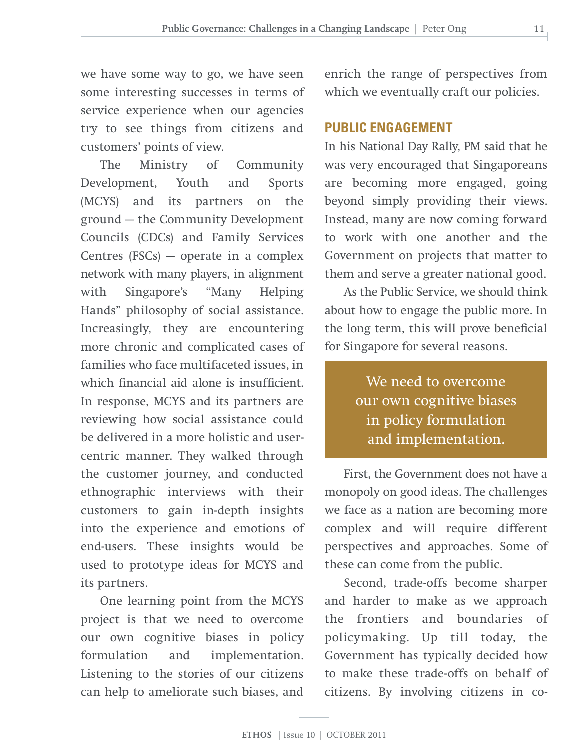we have some way to go, we have seen some interesting successes in terms of service experience when our agencies try to see things from citizens and customers' points of view.

The Ministry of Community Development, Youth and Sports (MCYS) and its partners on the ground — the Community Development Councils (CDCs) and Family Services Centres (FSCs) — operate in a complex network with many players, in alignment with Singapore's "Many Helping Hands" philosophy of social assistance. Increasingly, they are encountering more chronic and complicated cases of families who face multifaceted issues, in which financial aid alone is insufficient. In response, MCYS and its partners are reviewing how social assistance could be delivered in a more holistic and user-centric manner. They walked through the customer journey, and conducted ethnographic interviews with their customers to gain in-depth insights into the experience and emotions of end-users. These insights would be used to prototype ideas for MCYS and its partners.

One learning point from the MCYS project is that we need to overcome our own cognitive biases in policy formulation and implementation. Listening to the stories of our citizens can help to ameliorate such biases, and enrich the range of perspectives from which we eventually craft our policies.

## PUBLIC ENGAGEMENT

In his National Day Rally, PM said that he was very encouraged that Singaporeans are becoming more engaged, going beyond simply providing their views. Instead, many are now coming forward to work with one another and the Government on projects that matter to them and serve a greater national good.

As the Public Service, we should think about how to engage the public more. In the long term, this will prove beneficial for Singapore for several reasons.

> We need to overcome our own cognitive biases in policy formulation and implementation.

First, the Government does not have a monopoly on good ideas. The challenges we face as a nation are becoming more complex and will require different perspectives and approaches. Some of these can come from the public.

Second, trade-offs become sharper and harder to make as we approach the frontiers and boundaries of policymaking. Up till today, the Government has typically decided how to make these trade-offs on behalf of citizens. By involving citizens in co-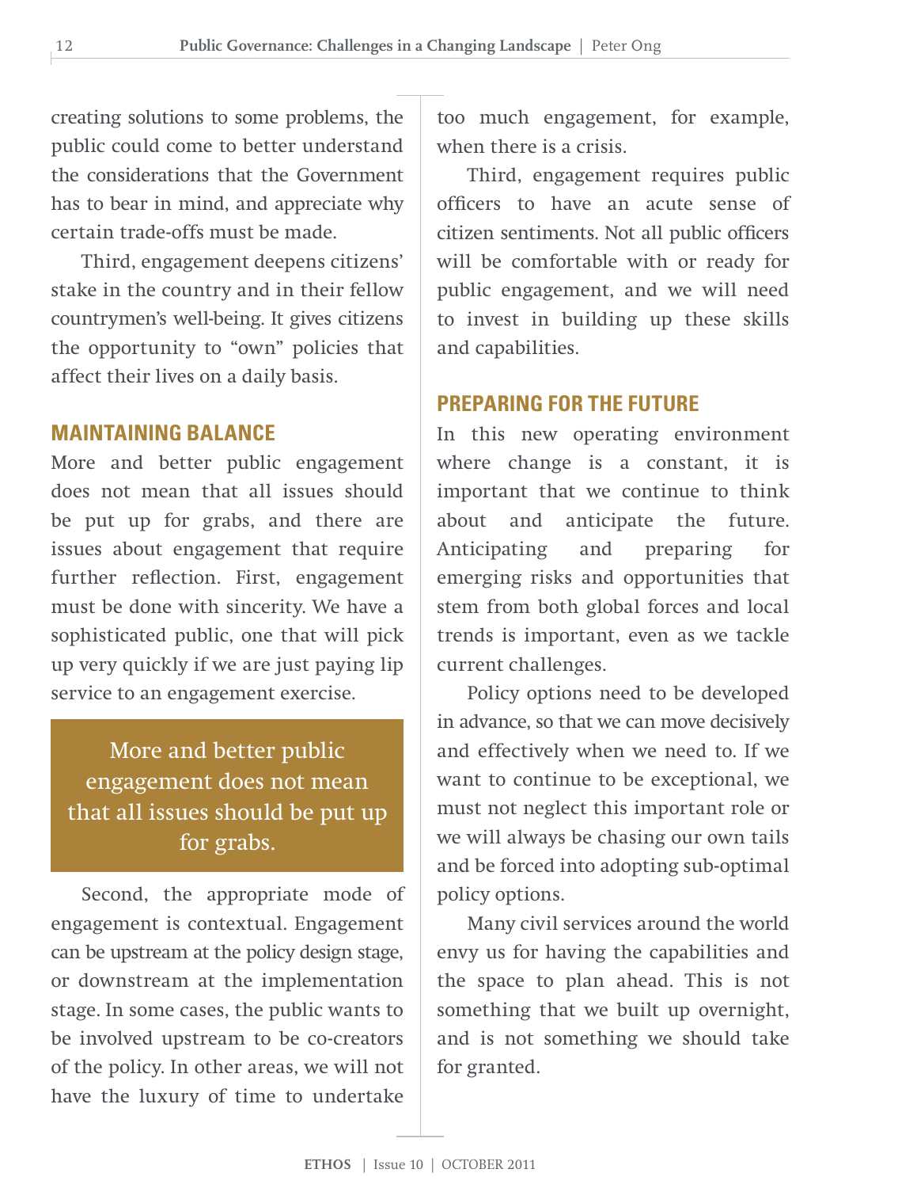creating solutions to some problems, the public could come to better understand the considerations that the Government has to bear in mind, and appreciate why certain trade-offs must be made.

Third, engagement deepens citizens' stake in the country and in their fellow countrymen's well-being. It gives citizens the opportunity to "own" policies that affect their lives on a daily basis.

## MAINTAINING BALANCE

More and better public engagement does not mean that all issues should be put up for grabs, and there are issues about engagement that require further reflection. First, engagement must be done with sincerity. We have a sophisticated public, one that will pick up very quickly if we are just paying lip service to an engagement exercise.

> More and better public engagement does not mean that all issues should be put up for grabs.

Second, the appropriate mode of engagement is contextual. Engagement can be upstream at the policy design stage, or downstream at the implementation stage. In some cases, the public wants to be involved upstream to be co-creators of the policy. In other areas, we will not have the luxury of time to undertake too much engagement, for example, when there is a crisis.

Third, engagement requires public officers to have an acute sense of citizen sentiments. Not all public officers will be comfortable with or ready for public engagement, and we will need to invest in building up these skills and capabilities.

## PREPARING FOR THE FUTURE

In this new operating environment where change is a constant, it is important that we continue to think about and anticipate the future. Anticipating and preparing for emerging risks and opportunities that stem from both global forces and local trends is important, even as we tackle current challenges.

Policy options need to be developed in advance, so that we can move decisively and effectively when we need to. If we want to continue to be exceptional, we must not neglect this important role or we will always be chasing our own tails and be forced into adopting sub-optimal policy options.

Many civil services around the world envy us for having the capabilities and the space to plan ahead. This is not something that we built up overnight, and is not something we should take for granted.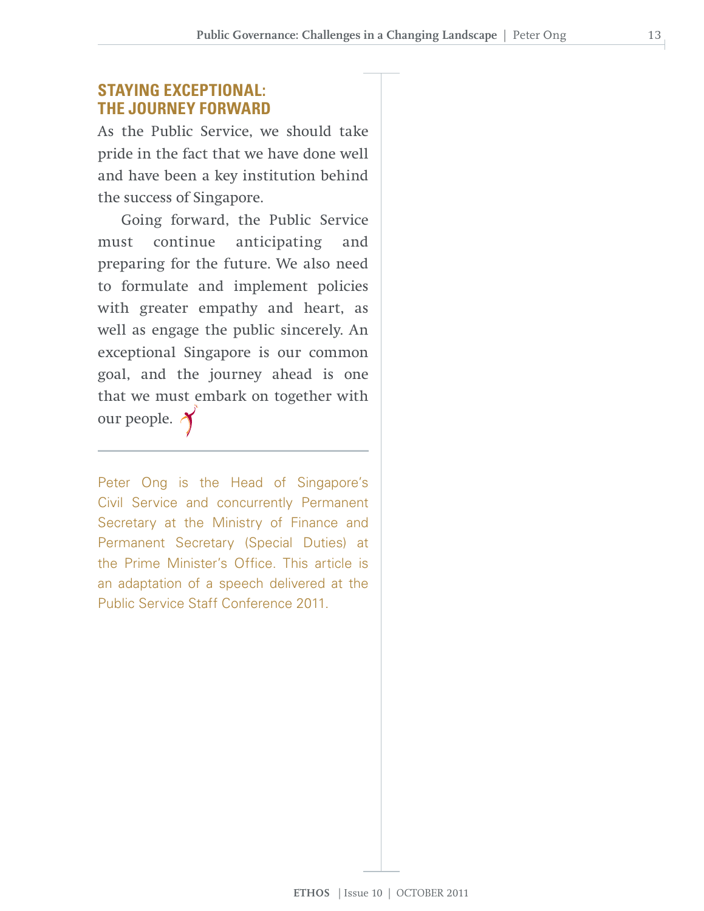## STAYING EXCEPTIONAL: THE JOURNEY FORWARD

As the Public Service, we should take pride in the fact that we have done well and have been a key institution behind the success of Singapore.

Going forward, the Public Service must continue anticipating and preparing for the future. We also need to formulate and implement policies with greater empathy and heart, as well as engage the public sincerely. An exceptional Singapore is our common goal, and the journey ahead is one that we must embark on together with our people.

---

Peter Ong is the Head of Singapore's Civil Service and concurrently Permanent Secretary at the Ministry of Finance and Permanent Secretary (Special Duties) at the Prime Minister's Office. This article is an adaptation of a speech delivered at the Public Service Staff Conference 2011.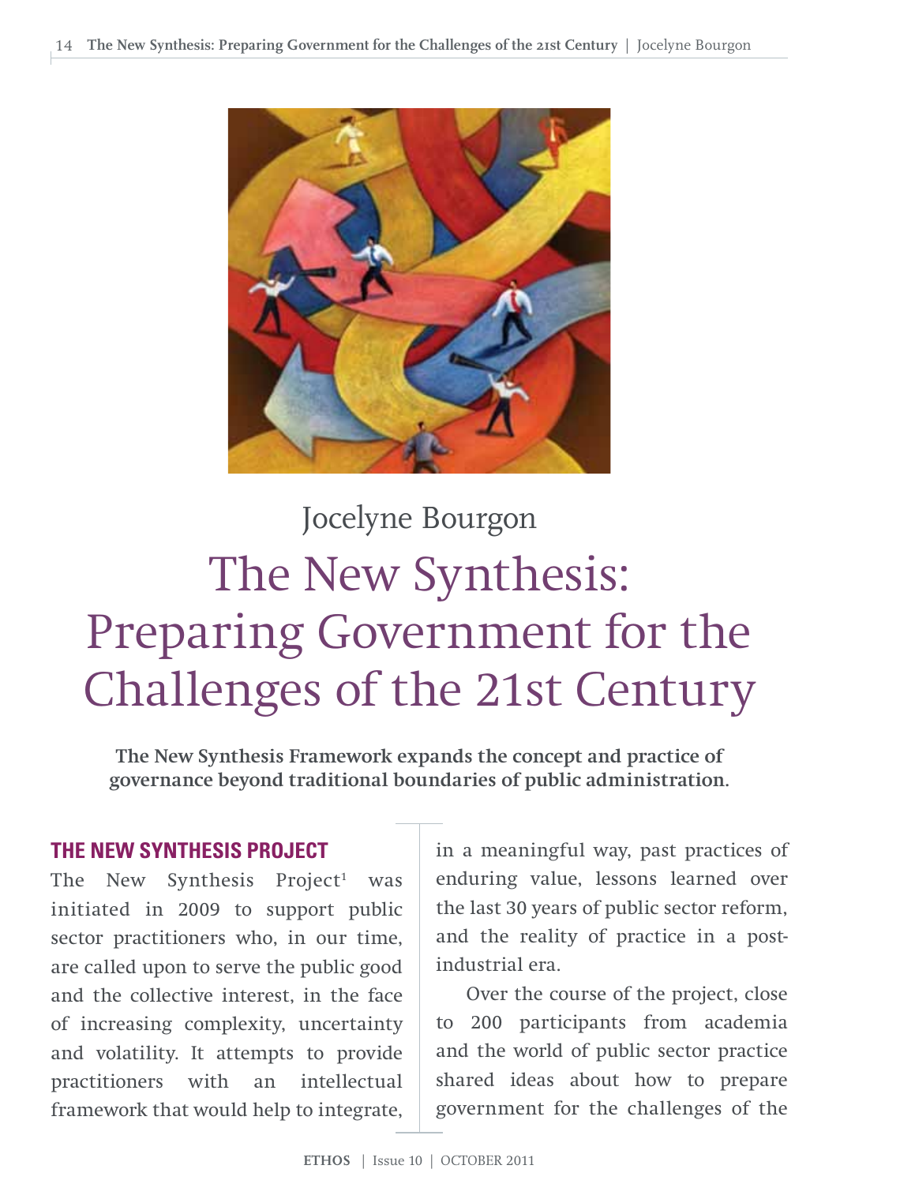Jocelyne Bourgon

# The New Synthesis: Preparing Government for the Challenges of the 21st Century

**The New Synthesis Framework expands the concept and practice of governance beyond traditional boundaries of public administration.**

## THE NEW SYNTHESIS PROJECT

The New Synthesis Project[1] was initiated in 2009 to support public sector practitioners who, in our time, are called upon to serve the public good and the collective interest, in the face of increasing complexity, uncertainty and volatility. It attempts to provide practitioners with an intellectual framework that would help to integrate, in a meaningful way, past practices of enduring value, lessons learned over the last 30 years of public sector reform, and the reality of practice in a post-industrial era.

Over the course of the project, close to 200 participants from academia and the world of public sector practice shared ideas about how to prepare government for the challenges of the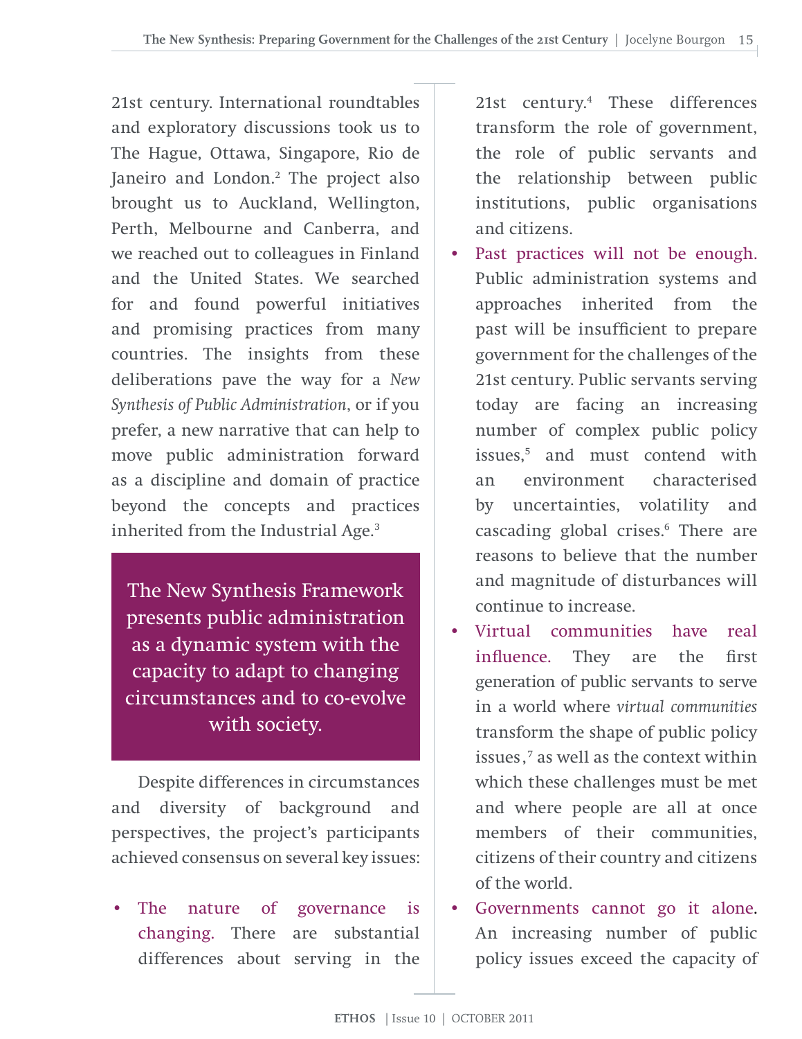21st century. International roundtables and exploratory discussions took us to The Hague, Ottawa, Singapore, Rio de Janeiro and London.[2] The project also brought us to Auckland, Wellington, Perth, Melbourne and Canberra, and we reached out to colleagues in Finland and the United States. We searched for and found powerful initiatives and promising practices from many countries. The insights from these deliberations pave the way for a *New Synthesis of Public Administration*, or if you prefer, a new narrative that can help to move public administration forward as a discipline and domain of practice beyond the concepts and practices inherited from the Industrial Age.[3]

> The New Synthesis Framework presents public administration as a dynamic system with the capacity to adapt to changing circumstances and to co-evolve with society.

Despite differences in circumstances and diversity of background and perspectives, the project's participants achieved consensus on several key issues:

- The nature of governance is changing. There are substantial differences about serving in the 21st century.[4] These differences transform the role of government, the role of public servants and the relationship between public institutions, public organisations and citizens.
- Past practices will not be enough. Public administration systems and approaches inherited from the past will be insufficient to prepare government for the challenges of the 21st century. Public servants serving today are facing an increasing number of complex public policy issues,[5] and must contend with an environment characterised by uncertainties, volatility and cascading global crises.[6] There are reasons to believe that the number and magnitude of disturbances will continue to increase.
- Virtual communities have real influence. They are the first generation of public servants to serve in a world where *virtual communities* transform the shape of public policy issues,[7] as well as the context within which these challenges must be met and where people are all at once members of their communities, citizens of their country and citizens of the world.
- Governments cannot go it alone. An increasing number of public policy issues exceed the capacity of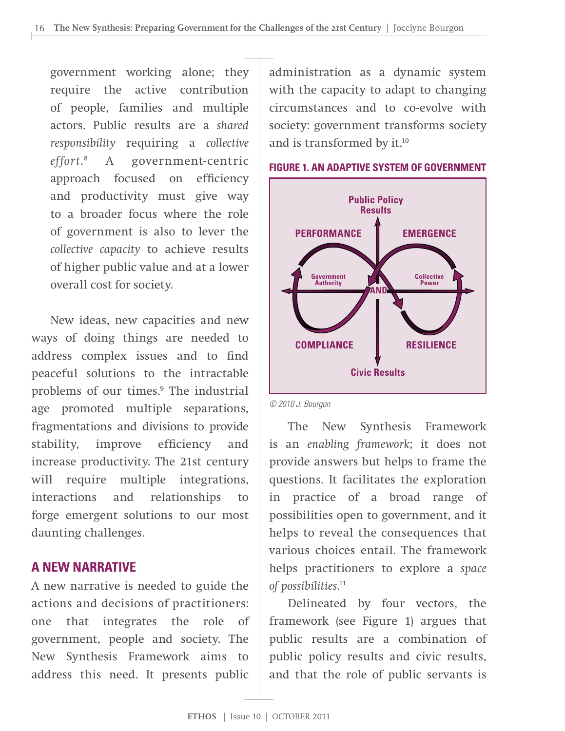government working alone; they require the active contribution of people, families and multiple actors. Public results are a *shared responsibility* requiring a *collective effort*.[8] A government-centric approach focused on efficiency and productivity must give way to a broader focus where the role of government is also to lever the *collective capacity* to achieve results of higher public value and at a lower overall cost for society.

New ideas, new capacities and new ways of doing things are needed to address complex issues and to find peaceful solutions to the intractable problems of our times.[9] The industrial age promoted multiple separations, fragmentations and divisions to provide stability, improve efficiency and increase productivity. The 21st century will require multiple integrations, interactions and relationships to forge emergent solutions to our most daunting challenges.

## A NEW NARRATIVE

A new narrative is needed to guide the actions and decisions of practitioners: one that integrates the role of government, people and society. The New Synthesis Framework aims to address this need. It presents public administration as a dynamic system with the capacity to adapt to changing circumstances and to co-evolve with society: government transforms society and is transformed by it.[10]

**FIGURE 1. AN ADAPTIVE SYSTEM OF GOVERNMENT**

Public Policy Results

PERFORMANCE

EMERGENCE

Government Authority

Collective Power

AND

COMPLIANCE

RESILIENCE

Civic Results

© 2010 J. Bourgon

The New Synthesis Framework is an *enabling framework*; it does not provide answers but helps to frame the questions. It facilitates the exploration in practice of a broad range of possibilities open to government, and it helps to reveal the consequences that various choices entail. The framework helps practitioners to explore a *space of possibilities*.[11]

Delineated by four vectors, the framework (see Figure 1) argues that public results are a combination of public policy results and civic results, and that the role of public servants is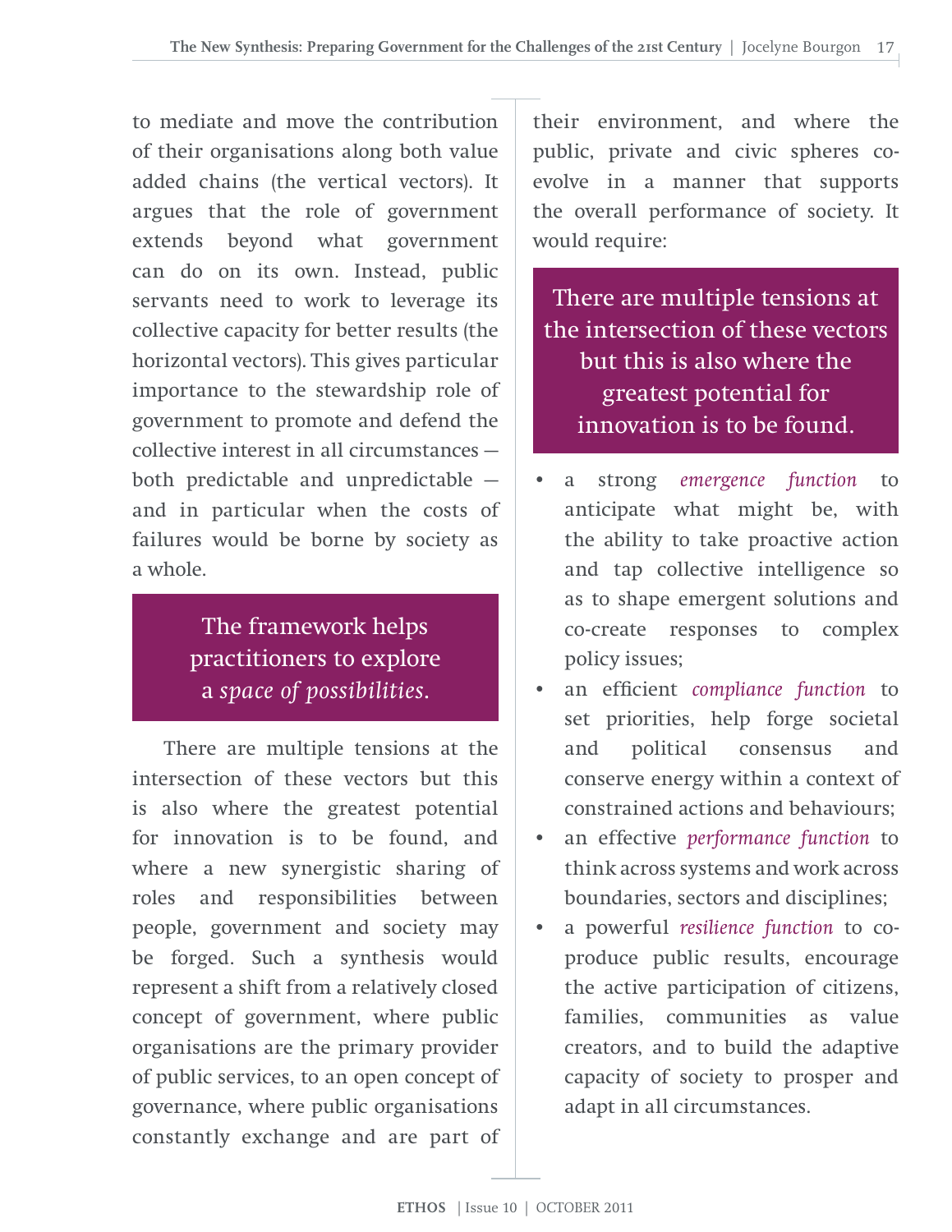to mediate and move the contribution of their organisations along both value added chains (the vertical vectors). It argues that the role of government extends beyond what government can do on its own. Instead, public servants need to work to leverage its collective capacity for better results (the horizontal vectors). This gives particular importance to the stewardship role of government to promote and defend the collective interest in all circumstances — both predictable and unpredictable — and in particular when the costs of failures would be borne by society as a whole.

> The framework helps practitioners to explore a *space of possibilities*.

There are multiple tensions at the intersection of these vectors but this is also where the greatest potential for innovation is to be found, and where a new synergistic sharing of roles and responsibilities between people, government and society may be forged. Such a synthesis would represent a shift from a relatively closed concept of government, where public organisations are the primary provider of public services, to an open concept of governance, where public organisations constantly exchange and are part of their environment, and where the public, private and civic spheres co-evolve in a manner that supports the overall performance of society. It would require:

> There are multiple tensions at the intersection of these vectors but this is also where the greatest potential for innovation is to be found.

- a strong *emergence function* to anticipate what might be, with the ability to take proactive action and tap collective intelligence so as to shape emergent solutions and co-create responses to complex policy issues;
- an efficient *compliance function* to set priorities, help forge societal and political consensus and conserve energy within a context of constrained actions and behaviours;
- an effective *performance function* to think across systems and work across boundaries, sectors and disciplines;
- a powerful *resilience function* to co-produce public results, encourage the active participation of citizens, families, communities as value creators, and to build the adaptive capacity of society to prosper and adapt in all circumstances.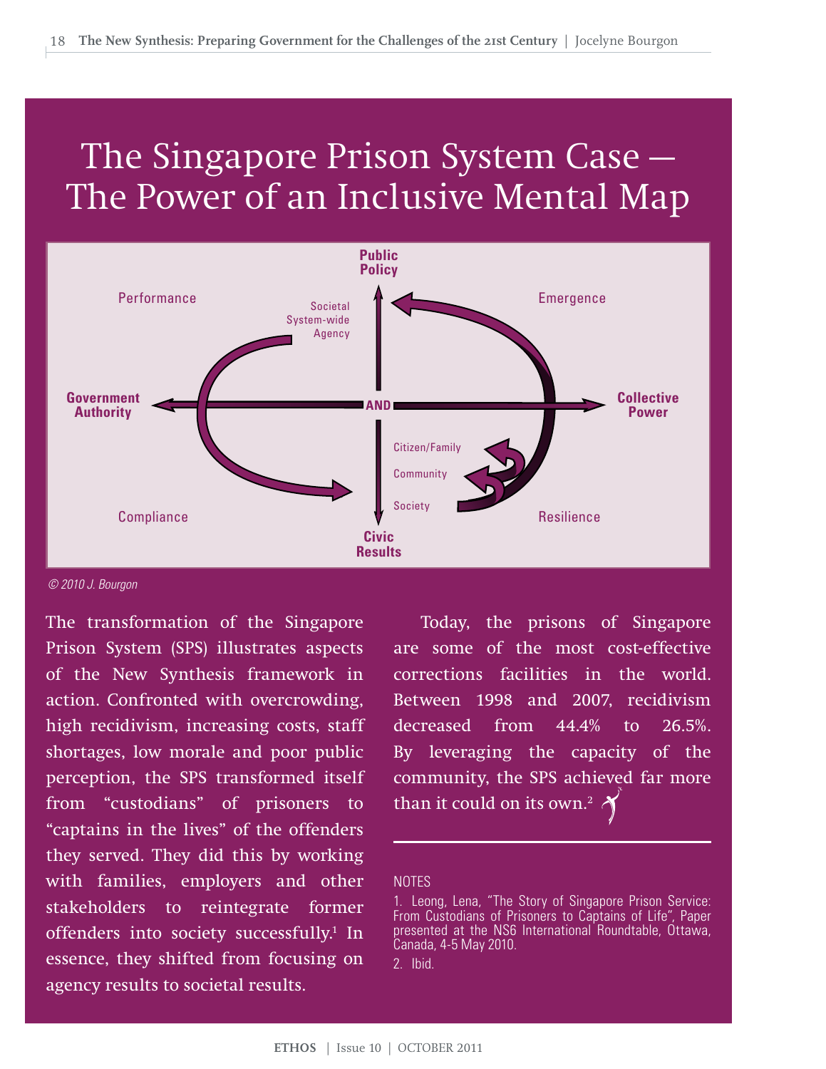# The Singapore Prison System Case — The Power of an Inclusive Mental Map

Public Policy

Performance

Emergence

Societal
System-wide
Agency

Government Authority

AND

Collective Power

Citizen/Family

Community

Society

Compliance

Resilience

Civic Results

*© 2010 J. Bourgon*

The transformation of the Singapore Prison System (SPS) illustrates aspects of the New Synthesis framework in action. Confronted with overcrowding, high recidivism, increasing costs, staff shortages, low morale and poor public perception, the SPS transformed itself from "custodians" of prisoners to "captains in the lives" of the offenders they served. They did this by working with families, employers and other stakeholders to reintegrate former offenders into society successfully.[1] In essence, they shifted from focusing on agency results to societal results.

Today, the prisons of Singapore are some of the most cost-effective corrections facilities in the world. Between 1998 and 2007, recidivism decreased from 44.4% to 26.5%. By leveraging the capacity of the community, the SPS achieved far more than it could on its own.[2]

NOTES

1. Leong, Lena, "The Story of Singapore Prison Service: From Custodians of Prisoners to Captains of Life", Paper presented at the NS6 International Roundtable, Ottawa, Canada, 4-5 May 2010.
2. Ibid.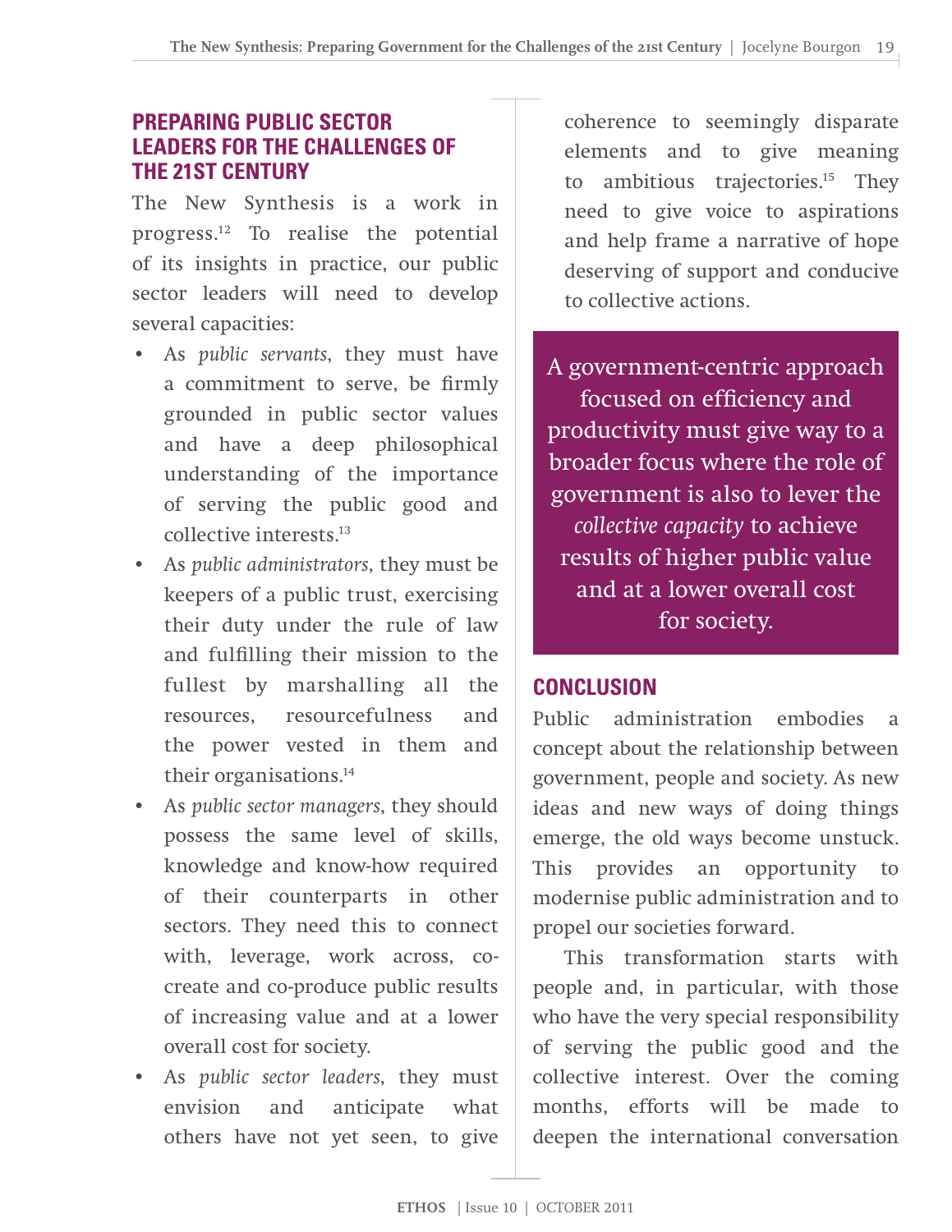## PREPARING PUBLIC SECTOR LEADERS FOR THE CHALLENGES OF THE 21ST CENTURY

The New Synthesis is a work in progress.[12] To realise the potential of its insights in practice, our public sector leaders will need to develop several capacities:

- As *public servants*, they must have a commitment to serve, be firmly grounded in public sector values and have a deep philosophical understanding of the importance of serving the public good and collective interests.[13]
- As *public administrators*, they must be keepers of a public trust, exercising their duty under the rule of law and fulfilling their mission to the fullest by marshalling all the resources, resourcefulness and the power vested in them and their organisations.[14]
- As *public sector managers*, they should possess the same level of skills, knowledge and know-how required of their counterparts in other sectors. They need this to connect with, leverage, work across, co-create and co-produce public results of increasing value and at a lower overall cost for society.
- As *public sector leaders*, they must envision and anticipate what others have not yet seen, to give coherence to seemingly disparate elements and to give meaning to ambitious trajectories.[15] They need to give voice to aspirations and help frame a narrative of hope deserving of support and conducive to collective actions.

> A government-centric approach focused on efficiency and productivity must give way to a broader focus where the role of government is also to lever the *collective capacity* to achieve results of higher public value and at a lower overall cost for society.

## CONCLUSION

Public administration embodies a concept about the relationship between government, people and society. As new ideas and new ways of doing things emerge, the old ways become unstuck. This provides an opportunity to modernise public administration and to propel our societies forward.

This transformation starts with people and, in particular, with those who have the very special responsibility of serving the public good and the collective interest. Over the coming months, efforts will be made to deepen the international conversation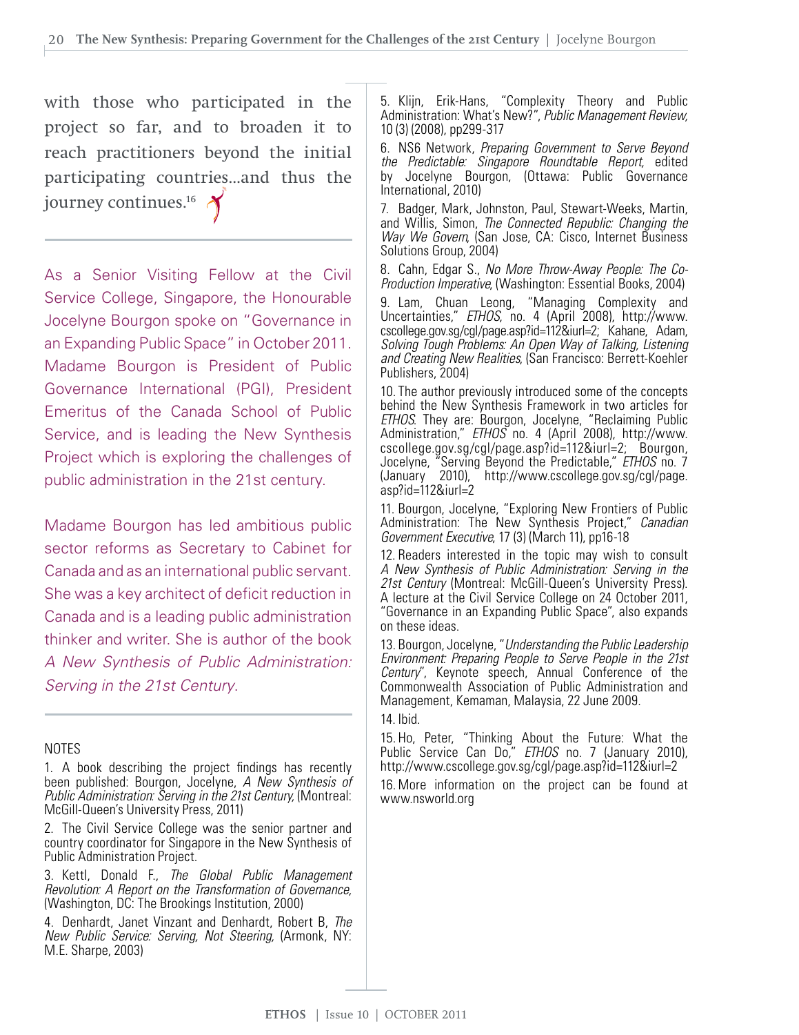with those who participated in the project so far, and to broaden it to reach practitioners beyond the initial participating countries...and thus the journey continues.[16]

---

As a Senior Visiting Fellow at the Civil Service College, Singapore, the Honourable Jocelyne Bourgon spoke on "Governance in an Expanding Public Space" in October 2011. Madame Bourgon is President of Public Governance International (PGI), President Emeritus of the Canada School of Public Service, and is leading the New Synthesis Project which is exploring the challenges of public administration in the 21st century.

Madame Bourgon has led ambitious public sector reforms as Secretary to Cabinet for Canada and as an international public servant. She was a key architect of deficit reduction in Canada and is a leading public administration thinker and writer. She is author of the book *A New Synthesis of Public Administration: Serving in the 21st Century*.

---

NOTES

1. A book describing the project findings has recently been published: Bourgon, Jocelyne, *A New Synthesis of Public Administration: Serving in the 21st Century,* (Montreal: McGill-Queen's University Press, 2011)

2. The Civil Service College was the senior partner and country coordinator for Singapore in the New Synthesis of Public Administration Project.

3. Kettl, Donald F., *The Global Public Management Revolution: A Report on the Transformation of Governance,* (Washington, DC: The Brookings Institution, 2000)

4. Denhardt, Janet Vinzant and Denhardt, Robert B, *The New Public Service: Serving, Not Steering,* (Armonk, NY: M.E. Sharpe, 2003)

5. Klijn, Erik-Hans, "Complexity Theory and Public Administration: What's New?", *Public Management Review,* 10 (3) (2008), pp299-317

6. NS6 Network, *Preparing Government to Serve Beyond the Predictable: Singapore Roundtable Report,* edited by Jocelyne Bourgon, (Ottawa: Public Governance International, 2010)

7. Badger, Mark, Johnston, Paul, Stewart-Weeks, Martin, and Willis, Simon, *The Connected Republic: Changing the Way We Govern*, (San Jose, CA: Cisco, Internet Business Solutions Group, 2004)

8. Cahn, Edgar S., *No More Throw-Away People: The Co-Production Imperative*, (Washington: Essential Books, 2004)

9. Lam, Chuan Leong, "Managing Complexity and Uncertainties," *ETHOS*, no. 4 (April 2008), http://www.cscollege.gov.sg/cgl/page.asp?id=112&iurl=2; Kahane, Adam, *Solving Tough Problems: An Open Way of Talking, Listening and Creating New Realities*, (San Francisco: Berrett-Koehler Publishers, 2004)

10. The author previously introduced some of the concepts behind the New Synthesis Framework in two articles for *ETHOS*. They are: Bourgon, Jocelyne, "Reclaiming Public Administration," *ETHOS* no. 4 (April 2008), http://www.cscollege.gov.sg/cgl/page.asp?id=112&iurl=2; Bourgon, Jocelyne, "Serving Beyond the Predictable," *ETHOS* no. 7 (January 2010), http://www.cscollege.gov.sg/cgl/page.asp?id=112&iurl=2

11. Bourgon, Jocelyne, "Exploring New Frontiers of Public Administration: The New Synthesis Project," *Canadian Government Executive*, 17 (3) (March 11), pp16-18

12. Readers interested in the topic may wish to consult *A New Synthesis of Public Administration: Serving in the 21st Century* (Montreal: McGill-Queen's University Press). A lecture at the Civil Service College on 24 October 2011, "Governance in an Expanding Public Space", also expands on these ideas.

13. Bourgon, Jocelyne, "*Understanding the Public Leadership Environment: Preparing People to Serve People in the 21st Century*", Keynote speech, Annual Conference of the Commonwealth Association of Public Administration and Management, Kemaman, Malaysia, 22 June 2009.

14. Ibid.

15. Ho, Peter, "Thinking About the Future: What the Public Service Can Do," *ETHOS* no. 7 (January 2010), http://www.cscollege.gov.sg/cgl/page.asp?id=112&iurl=2

16. More information on the project can be found at www.nsworld.org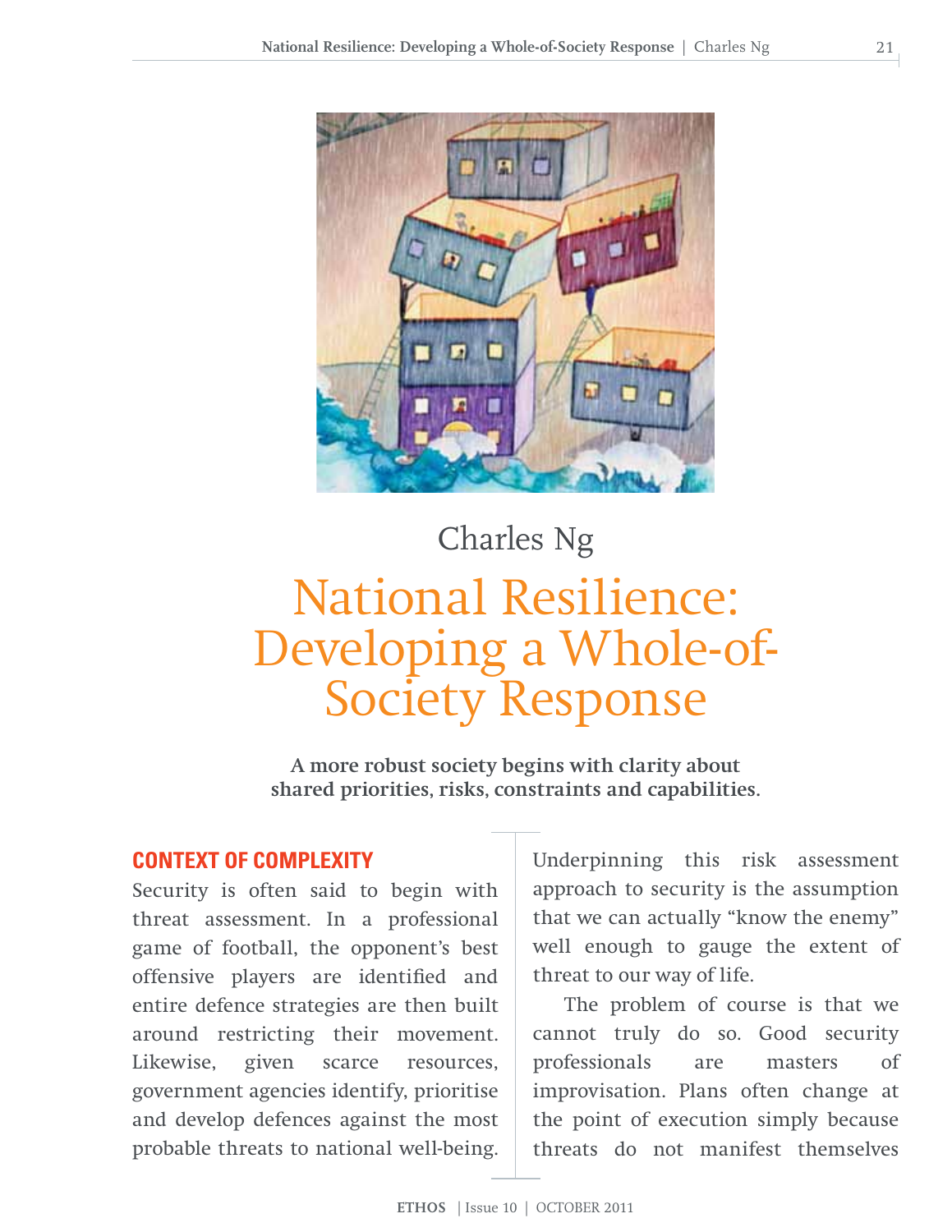Charles Ng

# National Resilience: Developing a Whole-of-Society Response

**A more robust society begins with clarity about shared priorities, risks, constraints and capabilities.**

## CONTEXT OF COMPLEXITY

Security is often said to begin with threat assessment. In a professional game of football, the opponent's best offensive players are identified and entire defence strategies are then built around restricting their movement. Likewise, given scarce resources, government agencies identify, prioritise and develop defences against the most probable threats to national well-being. Underpinning this risk assessment approach to security is the assumption that we can actually "know the enemy" well enough to gauge the extent of threat to our way of life.

The problem of course is that we cannot truly do so. Good security professionals are masters of improvisation. Plans often change at the point of execution simply because threats do not manifest themselves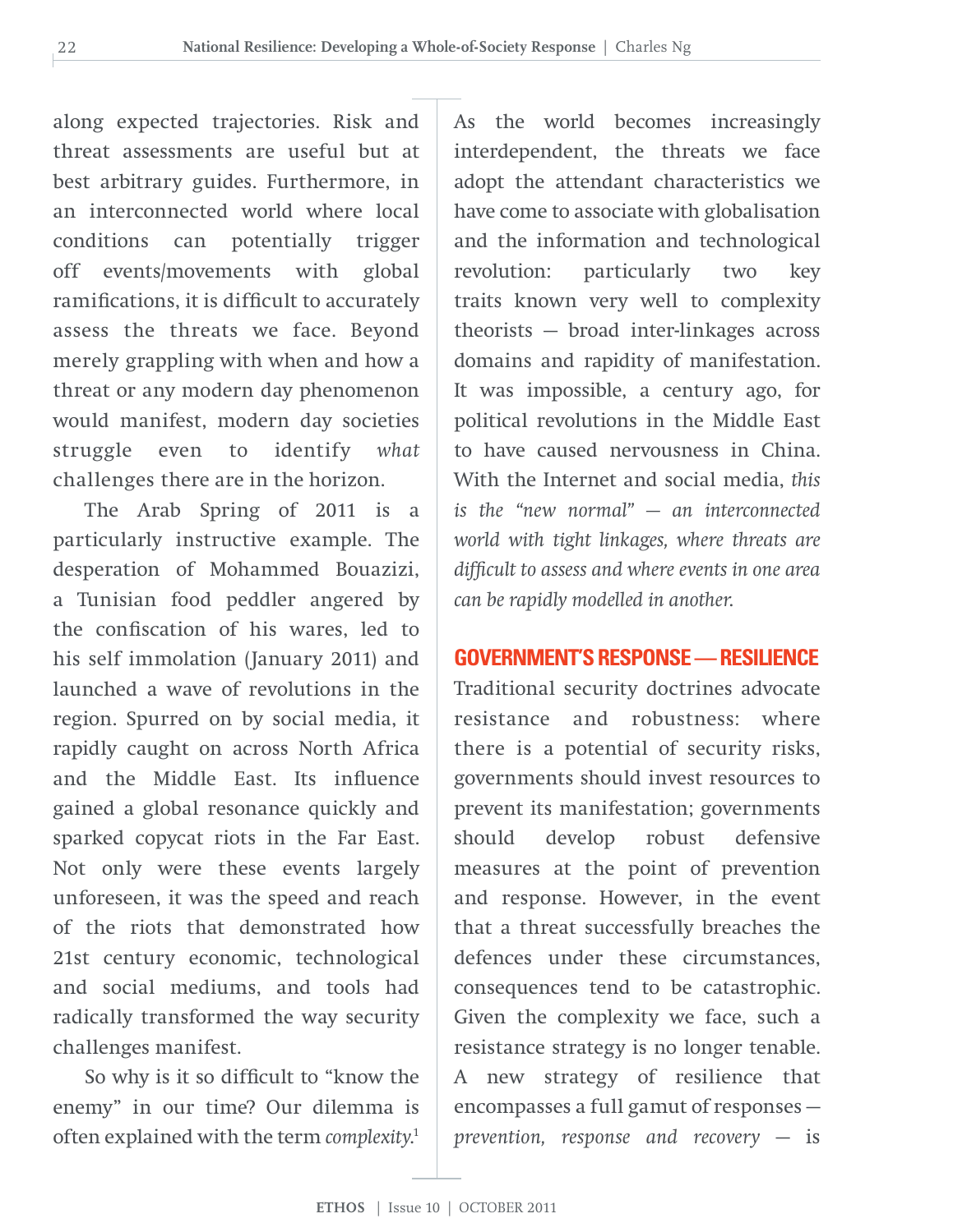along expected trajectories. Risk and threat assessments are useful but at best arbitrary guides. Furthermore, in an interconnected world where local conditions can potentially trigger off events/movements with global ramifications, it is difficult to accurately assess the threats we face. Beyond merely grappling with when and how a threat or any modern day phenomenon would manifest, modern day societies struggle even to identify *what* challenges there are in the horizon.

The Arab Spring of 2011 is a particularly instructive example. The desperation of Mohammed Bouazizi, a Tunisian food peddler angered by the confiscation of his wares, led to his self immolation (January 2011) and launched a wave of revolutions in the region. Spurred on by social media, it rapidly caught on across North Africa and the Middle East. Its influence gained a global resonance quickly and sparked copycat riots in the Far East. Not only were these events largely unforeseen, it was the speed and reach of the riots that demonstrated how 21st century economic, technological and social mediums, and tools had radically transformed the way security challenges manifest.

So why is it so difficult to "know the enemy" in our time? Our dilemma is often explained with the term *complexity*.[1] As the world becomes increasingly interdependent, the threats we face adopt the attendant characteristics we have come to associate with globalisation and the information and technological revolution: particularly two key traits known very well to complexity theorists — broad inter-linkages across domains and rapidity of manifestation. It was impossible, a century ago, for political revolutions in the Middle East to have caused nervousness in China. With the Internet and social media, *this is the "new normal" — an interconnected world with tight linkages, where threats are difficult to assess and where events in one area can be rapidly modelled in another.*

## GOVERNMENT'S RESPONSE — RESILIENCE

Traditional security doctrines advocate resistance and robustness: where there is a potential of security risks, governments should invest resources to prevent its manifestation; governments should develop robust defensive measures at the point of prevention and response. However, in the event that a threat successfully breaches the defences under these circumstances, consequences tend to be catastrophic. Given the complexity we face, such a resistance strategy is no longer tenable. A new strategy of resilience that encompasses a full gamut of responses — *prevention, response and recovery* — is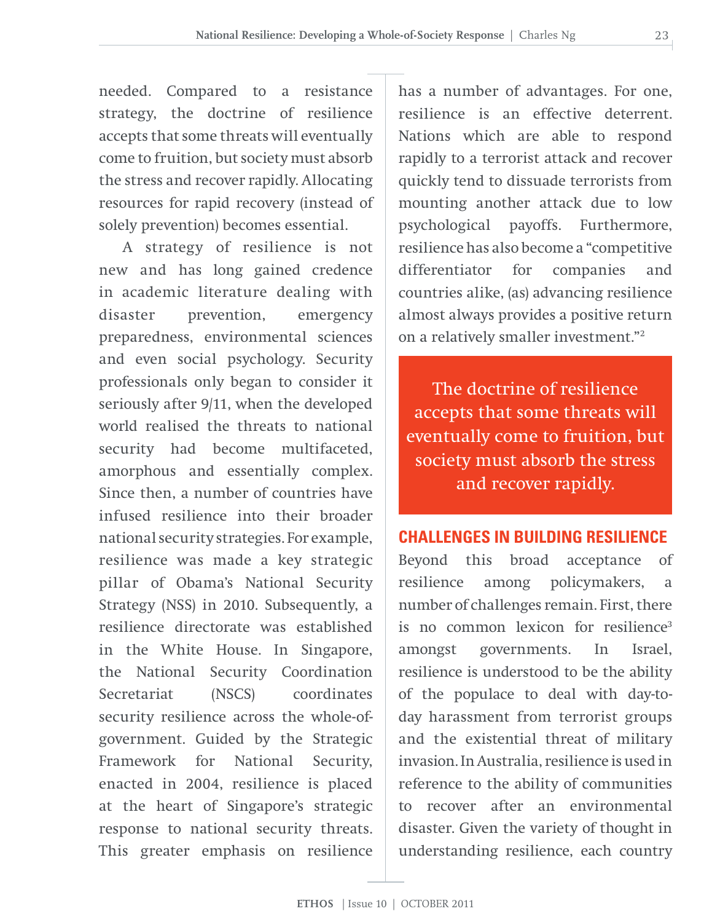needed. Compared to a resistance strategy, the doctrine of resilience accepts that some threats will eventually come to fruition, but society must absorb the stress and recover rapidly. Allocating resources for rapid recovery (instead of solely prevention) becomes essential.

A strategy of resilience is not new and has long gained credence in academic literature dealing with disaster prevention, emergency preparedness, environmental sciences and even social psychology. Security professionals only began to consider it seriously after 9/11, when the developed world realised the threats to national security had become multifaceted, amorphous and essentially complex. Since then, a number of countries have infused resilience into their broader national security strategies. For example, resilience was made a key strategic pillar of Obama's National Security Strategy (NSS) in 2010. Subsequently, a resilience directorate was established in the White House. In Singapore, the National Security Coordination Secretariat (NSCS) coordinates security resilience across the whole-of-government. Guided by the Strategic Framework for National Security, enacted in 2004, resilience is placed at the heart of Singapore's strategic response to national security threats. This greater emphasis on resilience has a number of advantages. For one, resilience is an effective deterrent. Nations which are able to respond rapidly to a terrorist attack and recover quickly tend to dissuade terrorists from mounting another attack due to low psychological payoffs. Furthermore, resilience has also become a "competitive differentiator for companies and countries alike, (as) advancing resilience almost always provides a positive return on a relatively smaller investment."[2]

> The doctrine of resilience accepts that some threats will eventually come to fruition, but society must absorb the stress and recover rapidly.

## CHALLENGES IN BUILDING RESILIENCE

Beyond this broad acceptance of resilience among policymakers, a number of challenges remain. First, there is no common lexicon for resilience[3] amongst governments. In Israel, resilience is understood to be the ability of the populace to deal with day-to-day harassment from terrorist groups and the existential threat of military invasion. In Australia, resilience is used in reference to the ability of communities to recover after an environmental disaster. Given the variety of thought in understanding resilience, each country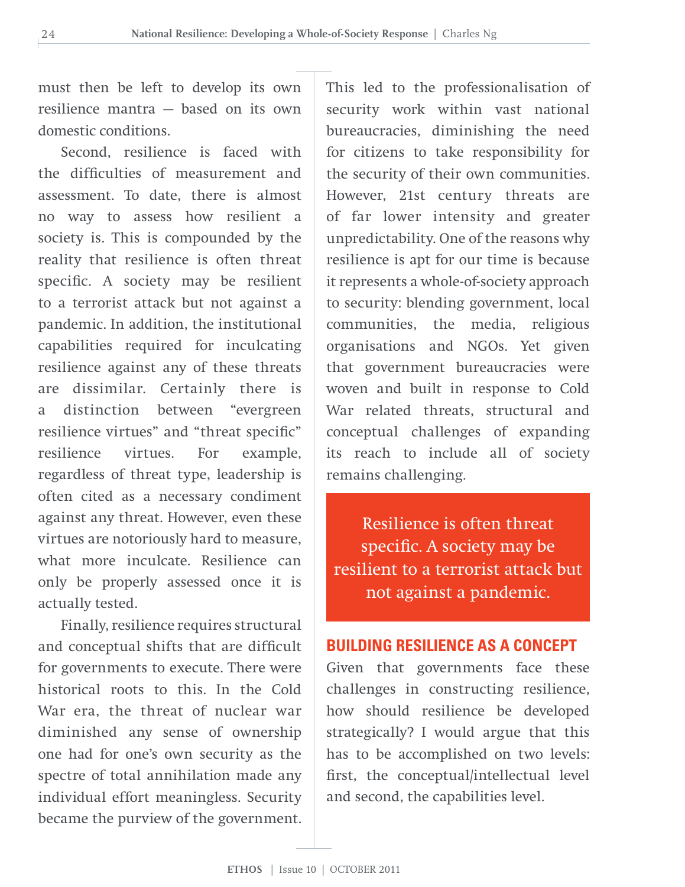must then be left to develop its own resilience mantra — based on its own domestic conditions.

Second, resilience is faced with the difficulties of measurement and assessment. To date, there is almost no way to assess how resilient a society is. This is compounded by the reality that resilience is often threat specific. A society may be resilient to a terrorist attack but not against a pandemic. In addition, the institutional capabilities required for inculcating resilience against any of these threats are dissimilar. Certainly there is a distinction between "evergreen resilience virtues" and "threat specific" resilience virtues. For example, regardless of threat type, leadership is often cited as a necessary condiment against any threat. However, even these virtues are notoriously hard to measure, what more inculcate. Resilience can only be properly assessed once it is actually tested.

Finally, resilience requires structural and conceptual shifts that are difficult for governments to execute. There were historical roots to this. In the Cold War era, the threat of nuclear war diminished any sense of ownership one had for one's own security as the spectre of total annihilation made any individual effort meaningless. Security became the purview of the government. This led to the professionalisation of security work within vast national bureaucracies, diminishing the need for citizens to take responsibility for the security of their own communities. However, 21st century threats are of far lower intensity and greater unpredictability. One of the reasons why resilience is apt for our time is because it represents a whole-of-society approach to security: blending government, local communities, the media, religious organisations and NGOs. Yet given that government bureaucracies were woven and built in response to Cold War related threats, structural and conceptual challenges of expanding its reach to include all of society remains challenging.

> Resilience is often threat specific. A society may be resilient to a terrorist attack but not against a pandemic.

## BUILDING RESILIENCE AS A CONCEPT

Given that governments face these challenges in constructing resilience, how should resilience be developed strategically? I would argue that this has to be accomplished on two levels: first, the conceptual/intellectual level and second, the capabilities level.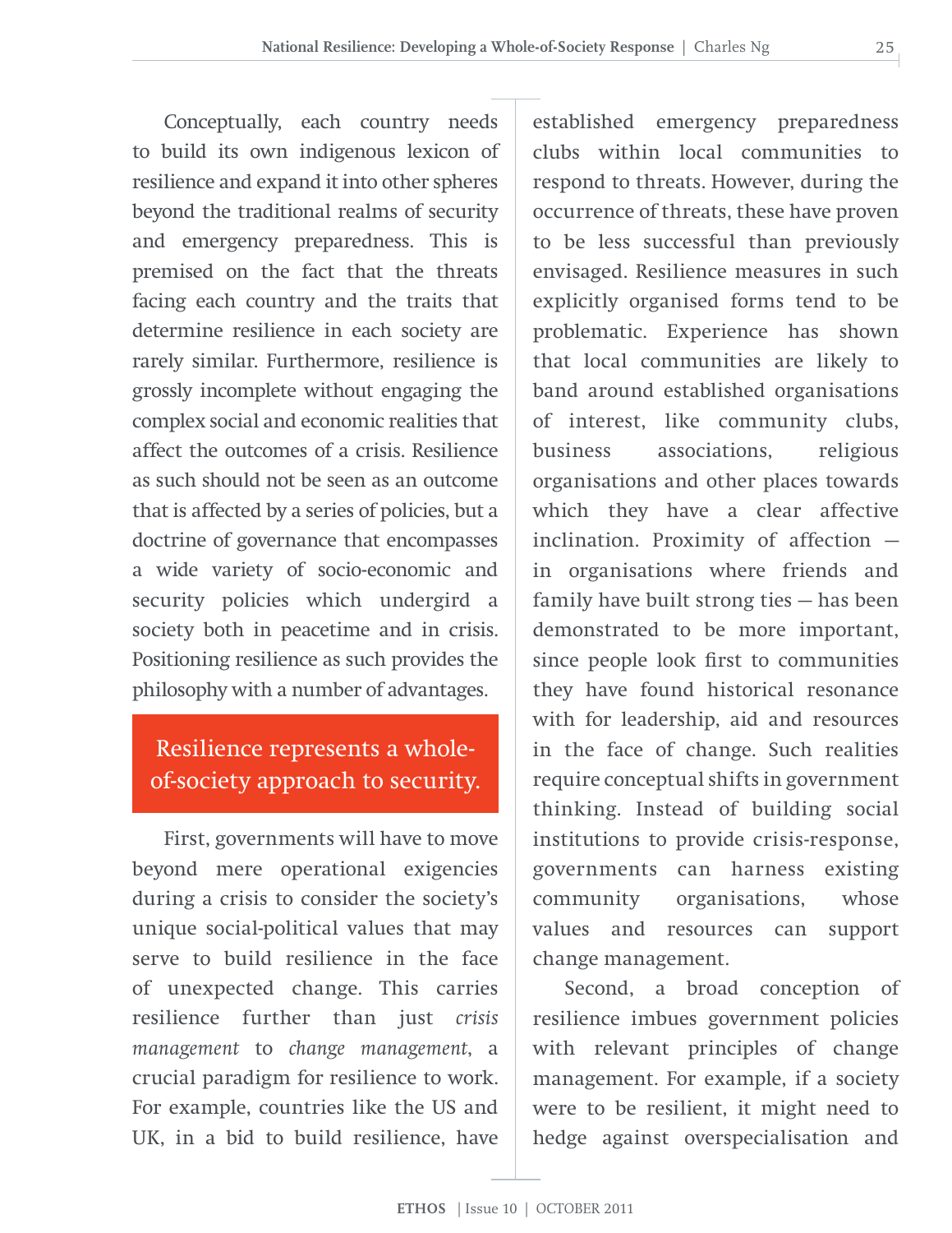Conceptually, each country needs to build its own indigenous lexicon of resilience and expand it into other spheres beyond the traditional realms of security and emergency preparedness. This is premised on the fact that the threats facing each country and the traits that determine resilience in each society are rarely similar. Furthermore, resilience is grossly incomplete without engaging the complex social and economic realities that affect the outcomes of a crisis. Resilience as such should not be seen as an outcome that is affected by a series of policies, but a doctrine of governance that encompasses a wide variety of socio-economic and security policies which undergird a society both in peacetime and in crisis. Positioning resilience as such provides the philosophy with a number of advantages.

> Resilience represents a whole-of-society approach to security.

First, governments will have to move beyond mere operational exigencies during a crisis to consider the society's unique social-political values that may serve to build resilience in the face of unexpected change. This carries resilience further than just *crisis management* to *change management*, a crucial paradigm for resilience to work. For example, countries like the US and UK, in a bid to build resilience, have established emergency preparedness clubs within local communities to respond to threats. However, during the occurrence of threats, these have proven to be less successful than previously envisaged. Resilience measures in such explicitly organised forms tend to be problematic. Experience has shown that local communities are likely to band around established organisations of interest, like community clubs, business associations, religious organisations and other places towards which they have a clear affective inclination. Proximity of affection — in organisations where friends and family have built strong ties — has been demonstrated to be more important, since people look first to communities they have found historical resonance with for leadership, aid and resources in the face of change. Such realities require conceptual shifts in government thinking. Instead of building social institutions to provide crisis-response, governments can harness existing community organisations, whose values and resources can support change management.

Second, a broad conception of resilience imbues government policies with relevant principles of change management. For example, if a society were to be resilient, it might need to hedge against overspecialisation and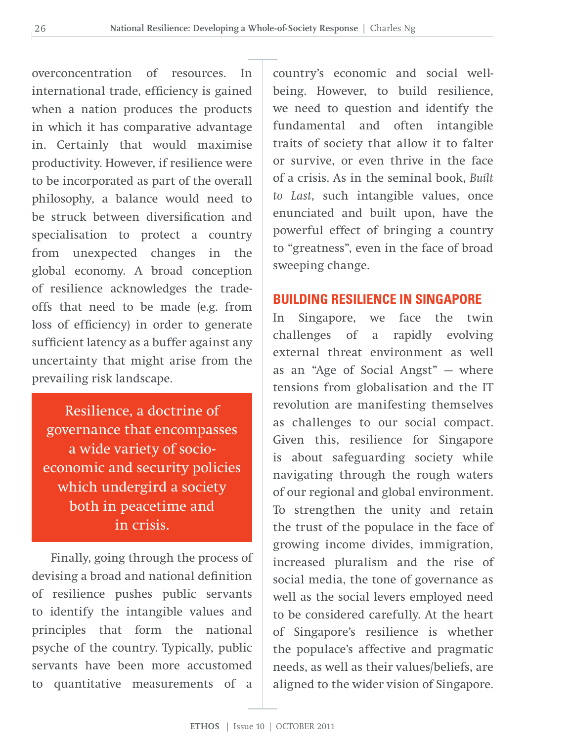overconcentration of resources. In international trade, efficiency is gained when a nation produces the products in which it has comparative advantage in. Certainly that would maximise productivity. However, if resilience were to be incorporated as part of the overall philosophy, a balance would need to be struck between diversification and specialisation to protect a country from unexpected changes in the global economy. A broad conception of resilience acknowledges the trade-offs that need to be made (e.g. from loss of efficiency) in order to generate sufficient latency as a buffer against any uncertainty that might arise from the prevailing risk landscape.

> Resilience, a doctrine of governance that encompasses a wide variety of socio-economic and security policies which undergird a society both in peacetime and in crisis.

Finally, going through the process of devising a broad and national definition of resilience pushes public servants to identify the intangible values and principles that form the national psyche of the country. Typically, public servants have been more accustomed to quantitative measurements of a country's economic and social well-being. However, to build resilience, we need to question and identify the fundamental and often intangible traits of society that allow it to falter or survive, or even thrive in the face of a crisis. As in the seminal book, *Built to Last*, such intangible values, once enunciated and built upon, have the powerful effect of bringing a country to "greatness", even in the face of broad sweeping change.

## BUILDING RESILIENCE IN SINGAPORE

In Singapore, we face the twin challenges of a rapidly evolving external threat environment as well as an "Age of Social Angst" — where tensions from globalisation and the IT revolution are manifesting themselves as challenges to our social compact. Given this, resilience for Singapore is about safeguarding society while navigating through the rough waters of our regional and global environment. To strengthen the unity and retain the trust of the populace in the face of growing income divides, immigration, increased pluralism and the rise of social media, the tone of governance as well as the social levers employed need to be considered carefully. At the heart of Singapore's resilience is whether the populace's affective and pragmatic needs, as well as their values/beliefs, are aligned to the wider vision of Singapore.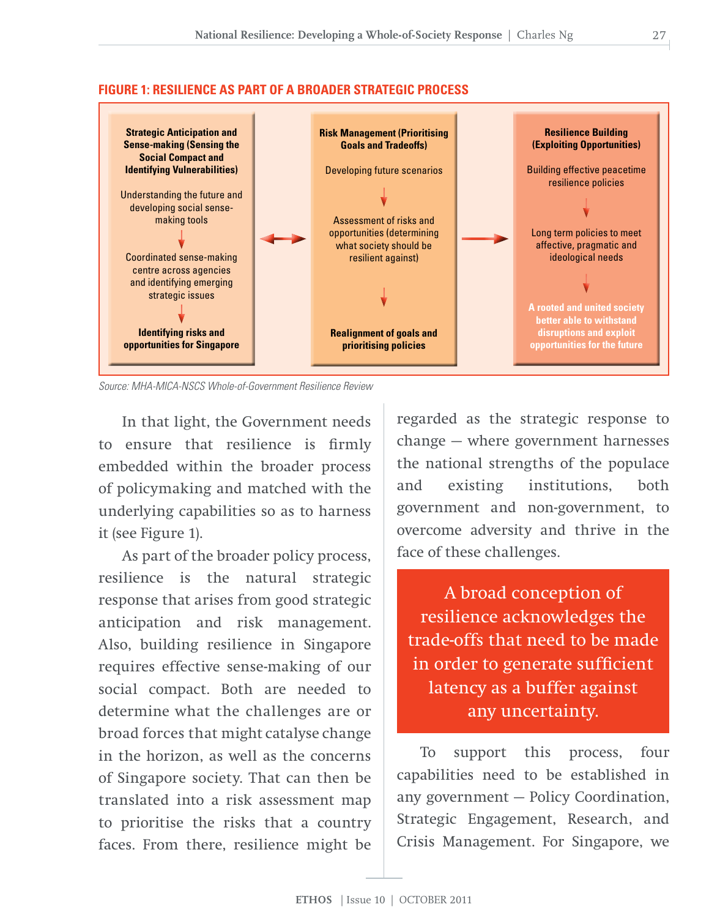**FIGURE 1: RESILIENCE AS PART OF A BROADER STRATEGIC PROCESS**

**Strategic Anticipation and Sense-making (Sensing the Social Compact and Identifying Vulnerabilities)**

Understanding the future and developing social sense-making tools

↓

Coordinated sense-making centre across agencies and identifying emerging strategic issues

↓

**Identifying risks and opportunities for Singapore**

↔

**Risk Management (Prioritising Goals and Tradeoffs)**

Developing future scenarios

↓

Assessment of risks and opportunities (determining what society should be resilient against)

↓

**Realignment of goals and prioritising policies**

→

**Resilience Building (Exploiting Opportunities)**

Building effective peacetime resilience policies

↓

Long term policies to meet affective, pragmatic and ideological needs

↓

**A rooted and united society better able to withstand disruptions and exploit opportunities for the future**

*Source: MHA-MICA-NSCS Whole-of-Government Resilience Review*

In that light, the Government needs to ensure that resilience is firmly embedded within the broader process of policymaking and matched with the underlying capabilities so as to harness it (see Figure 1).

As part of the broader policy process, resilience is the natural strategic response that arises from good strategic anticipation and risk management. Also, building resilience in Singapore requires effective sense-making of our social compact. Both are needed to determine what the challenges are or broad forces that might catalyse change in the horizon, as well as the concerns of Singapore society. That can then be translated into a risk assessment map to prioritise the risks that a country faces. From there, resilience might be regarded as the strategic response to change — where government harnesses the national strengths of the populace and existing institutions, both government and non-government, to overcome adversity and thrive in the face of these challenges.

> A broad conception of resilience acknowledges the trade-offs that need to be made in order to generate sufficient latency as a buffer against any uncertainty.

To support this process, four capabilities need to be established in any government — Policy Coordination, Strategic Engagement, Research, and Crisis Management. For Singapore, we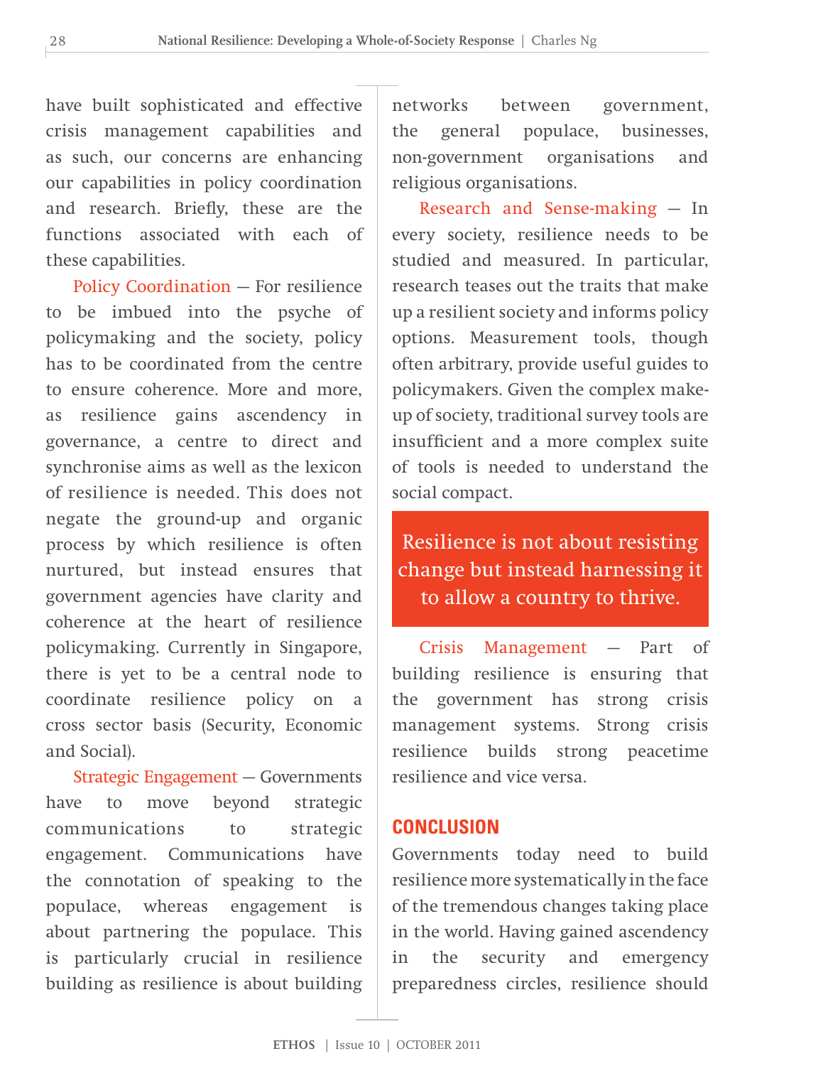have built sophisticated and effective crisis management capabilities and as such, our concerns are enhancing our capabilities in policy coordination and research. Briefly, these are the functions associated with each of these capabilities.

Policy Coordination — For resilience to be imbued into the psyche of policymaking and the society, policy has to be coordinated from the centre to ensure coherence. More and more, as resilience gains ascendency in governance, a centre to direct and synchronise aims as well as the lexicon of resilience is needed. This does not negate the ground-up and organic process by which resilience is often nurtured, but instead ensures that government agencies have clarity and coherence at the heart of resilience policymaking. Currently in Singapore, there is yet to be a central node to coordinate resilience policy on a cross sector basis (Security, Economic and Social).

Strategic Engagement — Governments have to move beyond strategic communications to strategic engagement. Communications have the connotation of speaking to the populace, whereas engagement is about partnering the populace. This is particularly crucial in resilience building as resilience is about building networks between government, the general populace, businesses, non-government organisations and religious organisations.

Research and Sense-making — In every society, resilience needs to be studied and measured. In particular, research teases out the traits that make up a resilient society and informs policy options. Measurement tools, though often arbitrary, provide useful guides to policymakers. Given the complex make-up of society, traditional survey tools are insufficient and a more complex suite of tools is needed to understand the social compact.

> Resilience is not about resisting change but instead harnessing it to allow a country to thrive.

Crisis Management — Part of building resilience is ensuring that the government has strong crisis management systems. Strong crisis resilience builds strong peacetime resilience and vice versa.

## CONCLUSION

Governments today need to build resilience more systematically in the face of the tremendous changes taking place in the world. Having gained ascendency in the security and emergency preparedness circles, resilience should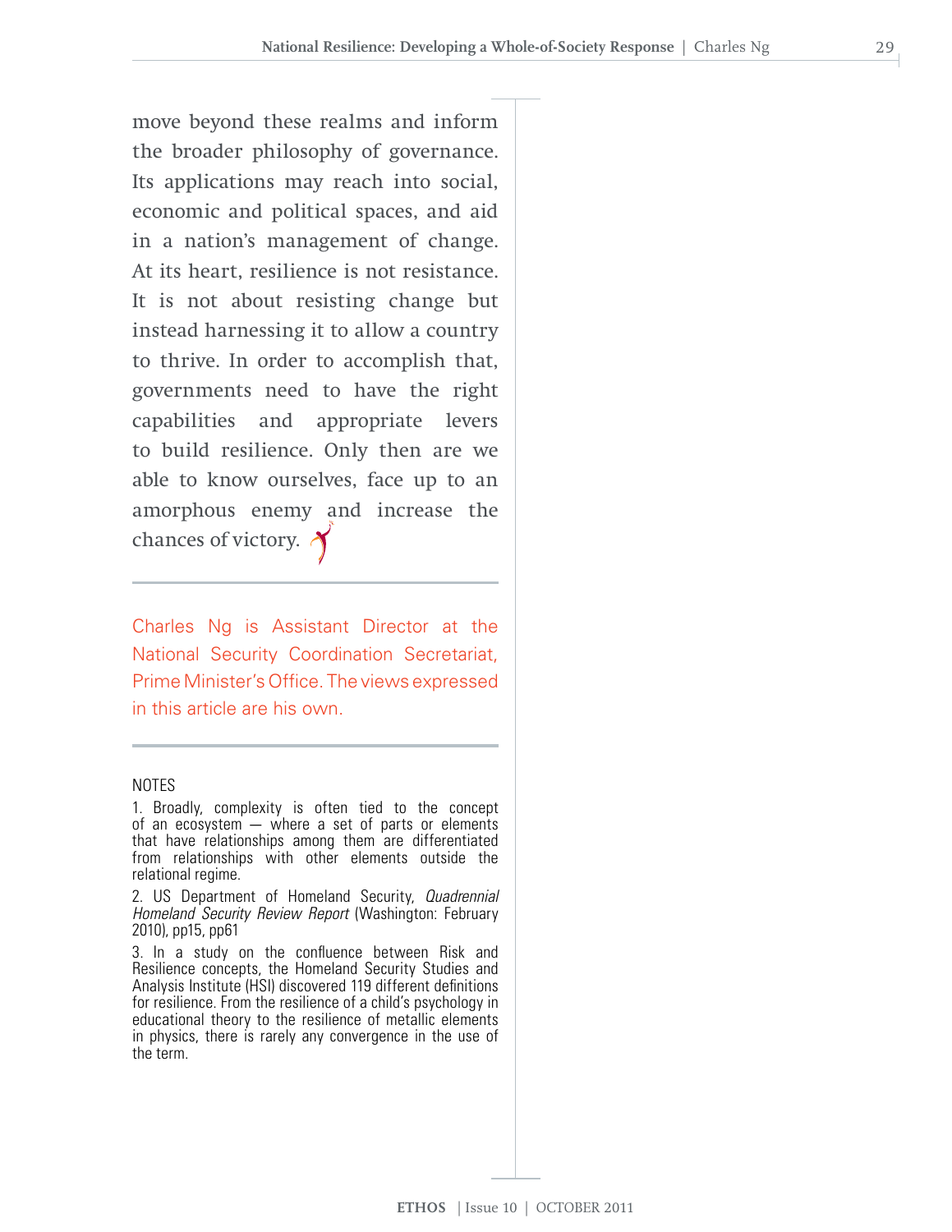move beyond these realms and inform the broader philosophy of governance. Its applications may reach into social, economic and political spaces, and aid in a nation's management of change. At its heart, resilience is not resistance. It is not about resisting change but instead harnessing it to allow a country to thrive. In order to accomplish that, governments need to have the right capabilities and appropriate levers to build resilience. Only then are we able to know ourselves, face up to an amorphous enemy and increase the chances of victory.

---

Charles Ng is Assistant Director at the National Security Coordination Secretariat, Prime Minister's Office. The views expressed in this article are his own.

---

NOTES

1. Broadly, complexity is often tied to the concept of an ecosystem — where a set of parts or elements that have relationships among them are differentiated from relationships with other elements outside the relational regime.

2. US Department of Homeland Security, *Quadrennial Homeland Security Review Report* (Washington: February 2010), pp15, pp61

3. In a study on the confluence between Risk and Resilience concepts, the Homeland Security Studies and Analysis Institute (HSI) discovered 119 different definitions for resilience. From the resilience of a child's psychology in educational theory to the resilience of metallic elements in physics, there is rarely any convergence in the use of the term.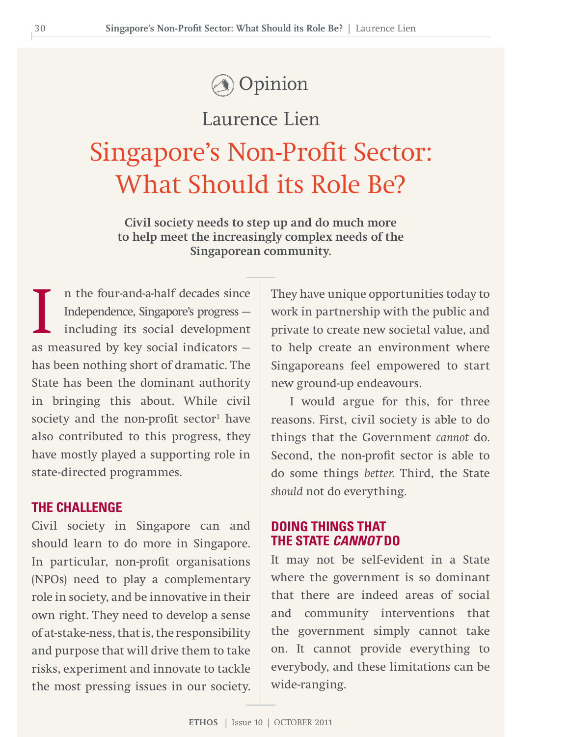Opinion

Laurence Lien

# Singapore's Non-Profit Sector: What Should its Role Be?

**Civil society needs to step up and do much more to help meet the increasingly complex needs of the Singaporean community.**

In the four-and-a-half decades since Independence, Singapore's progress — including its social development as measured by key social indicators — has been nothing short of dramatic. The State has been the dominant authority in bringing this about. While civil society and the non-profit sector[1] have also contributed to this progress, they have mostly played a supporting role in state-directed programmes.

## THE CHALLENGE

Civil society in Singapore can and should learn to do more in Singapore. In particular, non-profit organisations (NPOs) need to play a complementary role in society, and be innovative in their own right. They need to develop a sense of at-stake-ness, that is, the responsibility and purpose that will drive them to take risks, experiment and innovate to tackle the most pressing issues in our society. They have unique opportunities today to work in partnership with the public and private to create new societal value, and to help create an environment where Singaporeans feel empowered to start new ground-up endeavours.

I would argue for this, for three reasons. First, civil society is able to do things that the Government *cannot* do. Second, the non-profit sector is able to do some things *better*. Third, the State *should* not do everything.

## DOING THINGS THAT THE STATE *CANNOT* DO

It may not be self-evident in a State where the government is so dominant that there are indeed areas of social and community interventions that the government simply cannot take on. It cannot provide everything to everybody, and these limitations can be wide-ranging.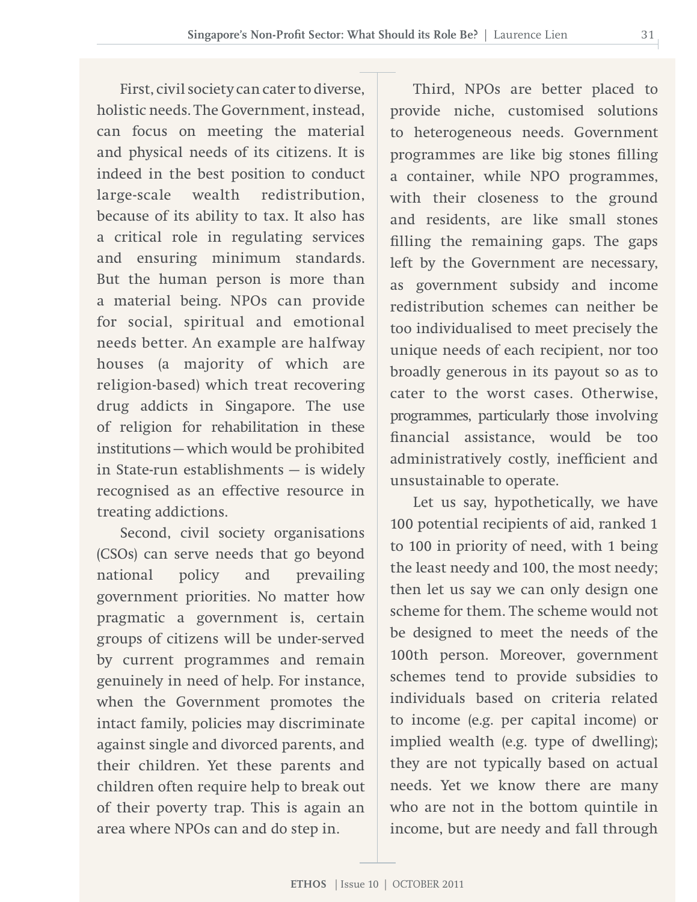First, civil society can cater to diverse, holistic needs. The Government, instead, can focus on meeting the material and physical needs of its citizens. It is indeed in the best position to conduct large-scale wealth redistribution, because of its ability to tax. It also has a critical role in regulating services and ensuring minimum standards. But the human person is more than a material being. NPOs can provide for social, spiritual and emotional needs better. An example are halfway houses (a majority of which are religion-based) which treat recovering drug addicts in Singapore. The use of religion for rehabilitation in these institutions — which would be prohibited in State-run establishments — is widely recognised as an effective resource in treating addictions.

Second, civil society organisations (CSOs) can serve needs that go beyond national policy and prevailing government priorities. No matter how pragmatic a government is, certain groups of citizens will be under-served by current programmes and remain genuinely in need of help. For instance, when the Government promotes the intact family, policies may discriminate against single and divorced parents, and their children. Yet these parents and children often require help to break out of their poverty trap. This is again an area where NPOs can and do step in.

Third, NPOs are better placed to provide niche, customised solutions to heterogeneous needs. Government programmes are like big stones filling a container, while NPO programmes, with their closeness to the ground and residents, are like small stones filling the remaining gaps. The gaps left by the Government are necessary, as government subsidy and income redistribution schemes can neither be too individualised to meet precisely the unique needs of each recipient, nor too broadly generous in its payout so as to cater to the worst cases. Otherwise, programmes, particularly those involving financial assistance, would be too administratively costly, inefficient and unsustainable to operate.

Let us say, hypothetically, we have 100 potential recipients of aid, ranked 1 to 100 in priority of need, with 1 being the least needy and 100, the most needy; then let us say we can only design one scheme for them. The scheme would not be designed to meet the needs of the 100th person. Moreover, government schemes tend to provide subsidies to individuals based on criteria related to income (e.g. per capital income) or implied wealth (e.g. type of dwelling); they are not typically based on actual needs. Yet we know there are many who are not in the bottom quintile in income, but are needy and fall through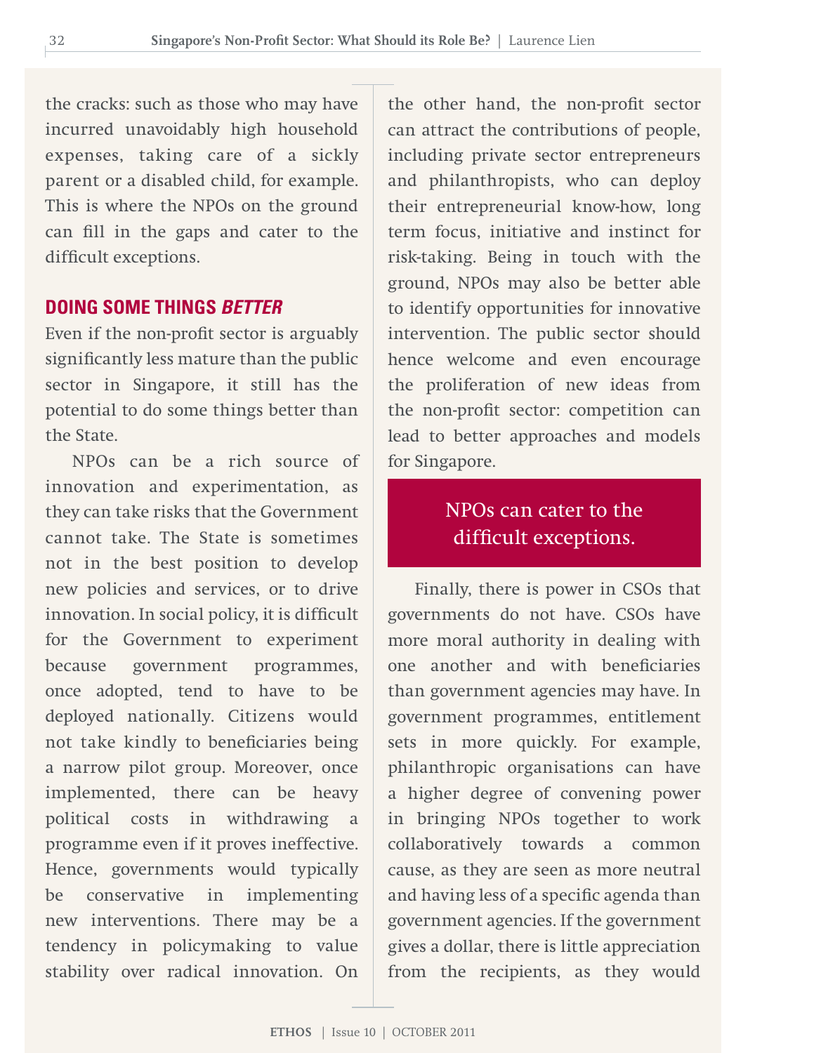the cracks: such as those who may have incurred unavoidably high household expenses, taking care of a sickly parent or a disabled child, for example. This is where the NPOs on the ground can fill in the gaps and cater to the difficult exceptions.

## DOING SOME THINGS *BETTER*

Even if the non-profit sector is arguably significantly less mature than the public sector in Singapore, it still has the potential to do some things better than the State.

NPOs can be a rich source of innovation and experimentation, as they can take risks that the Government cannot take. The State is sometimes not in the best position to develop new policies and services, or to drive innovation. In social policy, it is difficult for the Government to experiment because government programmes, once adopted, tend to have to be deployed nationally. Citizens would not take kindly to beneficiaries being a narrow pilot group. Moreover, once implemented, there can be heavy political costs in withdrawing a programme even if it proves ineffective. Hence, governments would typically be conservative in implementing new interventions. There may be a tendency in policymaking to value stability over radical innovation. On the other hand, the non-profit sector can attract the contributions of people, including private sector entrepreneurs and philanthropists, who can deploy their entrepreneurial know-how, long term focus, initiative and instinct for risk-taking. Being in touch with the ground, NPOs may also be better able to identify opportunities for innovative intervention. The public sector should hence welcome and even encourage the proliferation of new ideas from the non-profit sector: competition can lead to better approaches and models for Singapore.

> NPOs can cater to the difficult exceptions.

Finally, there is power in CSOs that governments do not have. CSOs have more moral authority in dealing with one another and with beneficiaries than government agencies may have. In government programmes, entitlement sets in more quickly. For example, philanthropic organisations can have a higher degree of convening power in bringing NPOs together to work collaboratively towards a common cause, as they are seen as more neutral and having less of a specific agenda than government agencies. If the government gives a dollar, there is little appreciation from the recipients, as they would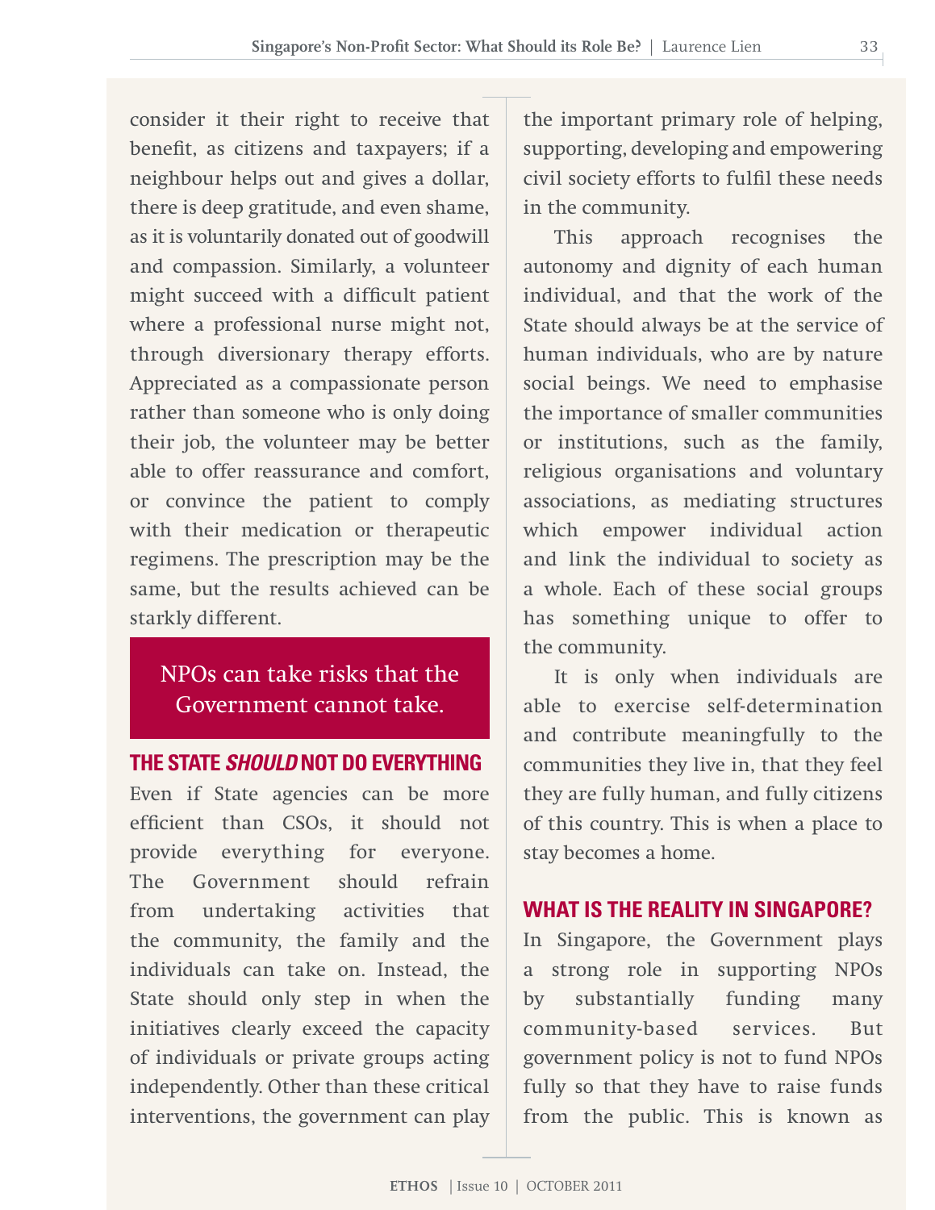consider it their right to receive that benefit, as citizens and taxpayers; if a neighbour helps out and gives a dollar, there is deep gratitude, and even shame, as it is voluntarily donated out of goodwill and compassion. Similarly, a volunteer might succeed with a difficult patient where a professional nurse might not, through diversionary therapy efforts. Appreciated as a compassionate person rather than someone who is only doing their job, the volunteer may be better able to offer reassurance and comfort, or convince the patient to comply with their medication or therapeutic regimens. The prescription may be the same, but the results achieved can be starkly different.

> NPOs can take risks that the Government cannot take.

## THE STATE *SHOULD* NOT DO EVERYTHING

Even if State agencies can be more efficient than CSOs, it should not provide everything for everyone. The Government should refrain from undertaking activities that the community, the family and the individuals can take on. Instead, the State should only step in when the initiatives clearly exceed the capacity of individuals or private groups acting independently. Other than these critical interventions, the government can play the important primary role of helping, supporting, developing and empowering civil society efforts to fulfil these needs in the community.

This approach recognises the autonomy and dignity of each human individual, and that the work of the State should always be at the service of human individuals, who are by nature social beings. We need to emphasise the importance of smaller communities or institutions, such as the family, religious organisations and voluntary associations, as mediating structures which empower individual action and link the individual to society as a whole. Each of these social groups has something unique to offer to the community.

It is only when individuals are able to exercise self-determination and contribute meaningfully to the communities they live in, that they feel they are fully human, and fully citizens of this country. This is when a place to stay becomes a home.

## WHAT IS THE REALITY IN SINGAPORE?

In Singapore, the Government plays a strong role in supporting NPOs by substantially funding many community-based services. But government policy is not to fund NPOs fully so that they have to raise funds from the public. This is known as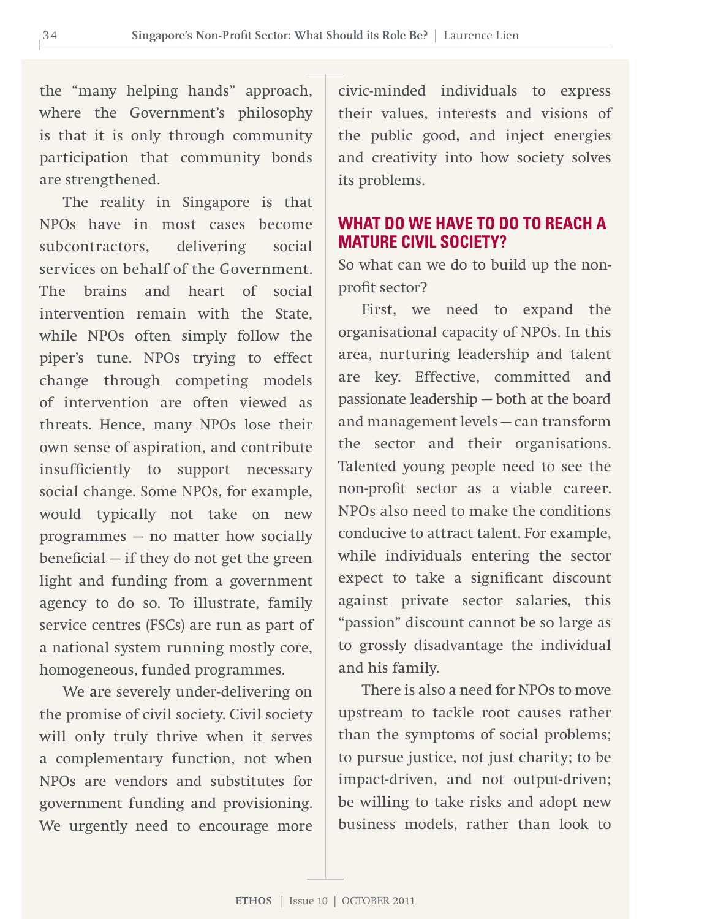the "many helping hands" approach, where the Government's philosophy is that it is only through community participation that community bonds are strengthened.

The reality in Singapore is that NPOs have in most cases become subcontractors, delivering social services on behalf of the Government. The brains and heart of social intervention remain with the State, while NPOs often simply follow the piper's tune. NPOs trying to effect change through competing models of intervention are often viewed as threats. Hence, many NPOs lose their own sense of aspiration, and contribute insufficiently to support necessary social change. Some NPOs, for example, would typically not take on new programmes — no matter how socially beneficial — if they do not get the green light and funding from a government agency to do so. To illustrate, family service centres (FSCs) are run as part of a national system running mostly core, homogeneous, funded programmes.

We are severely under-delivering on the promise of civil society. Civil society will only truly thrive when it serves a complementary function, not when NPOs are vendors and substitutes for government funding and provisioning. We urgently need to encourage more civic-minded individuals to express their values, interests and visions of the public good, and inject energies and creativity into how society solves its problems.

## WHAT DO WE HAVE TO DO TO REACH A MATURE CIVIL SOCIETY?

So what can we do to build up the non-profit sector?

First, we need to expand the organisational capacity of NPOs. In this area, nurturing leadership and talent are key. Effective, committed and passionate leadership — both at the board and management levels — can transform the sector and their organisations. Talented young people need to see the non-profit sector as a viable career. NPOs also need to make the conditions conducive to attract talent. For example, while individuals entering the sector expect to take a significant discount against private sector salaries, this "passion" discount cannot be so large as to grossly disadvantage the individual and his family.

There is also a need for NPOs to move upstream to tackle root causes rather than the symptoms of social problems; to pursue justice, not just charity; to be impact-driven, and not output-driven; be willing to take risks and adopt new business models, rather than look to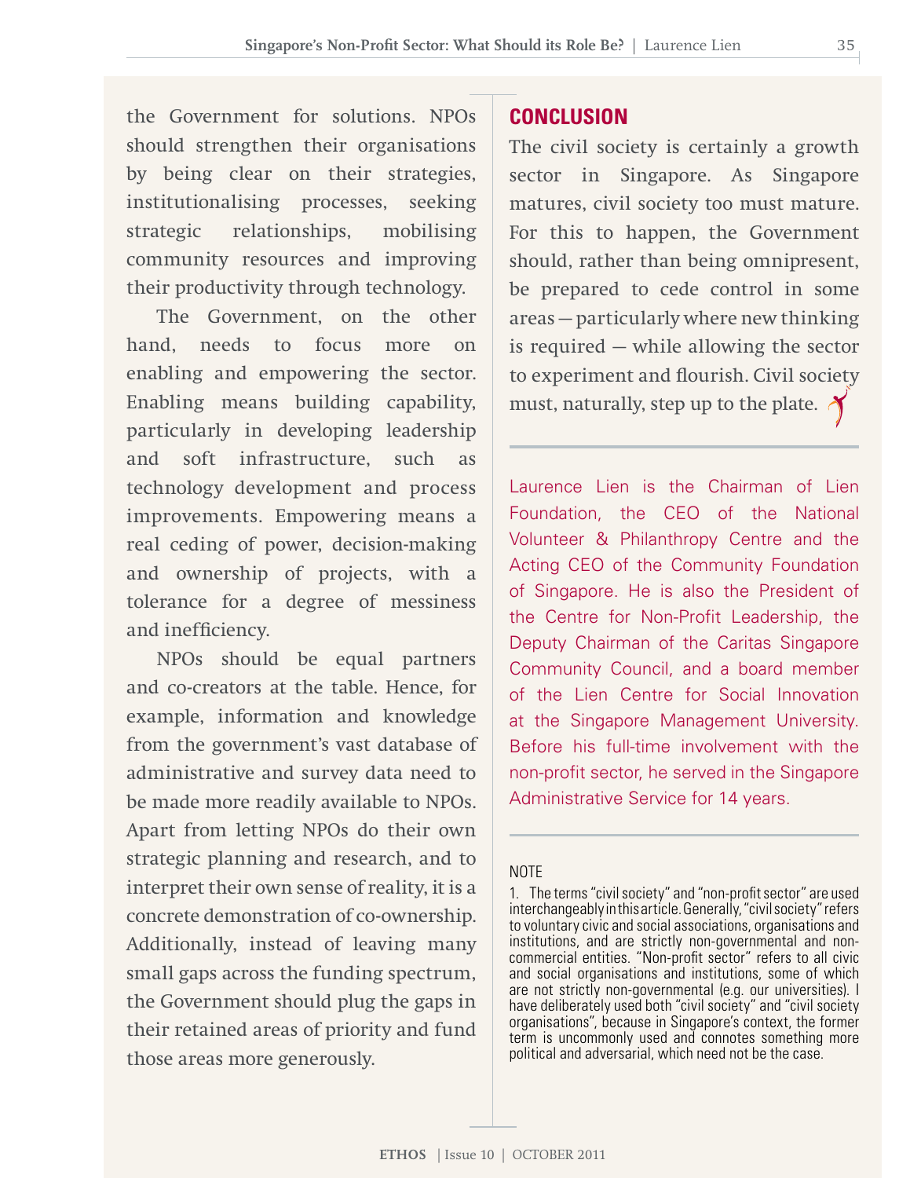the Government for solutions. NPOs should strengthen their organisations by being clear on their strategies, institutionalising processes, seeking strategic relationships, mobilising community resources and improving their productivity through technology.

The Government, on the other hand, needs to focus more on enabling and empowering the sector. Enabling means building capability, particularly in developing leadership and soft infrastructure, such as technology development and process improvements. Empowering means a real ceding of power, decision-making and ownership of projects, with a tolerance for a degree of messiness and inefficiency.

NPOs should be equal partners and co-creators at the table. Hence, for example, information and knowledge from the government's vast database of administrative and survey data need to be made more readily available to NPOs. Apart from letting NPOs do their own strategic planning and research, and to interpret their own sense of reality, it is a concrete demonstration of co-ownership. Additionally, instead of leaving many small gaps across the funding spectrum, the Government should plug the gaps in their retained areas of priority and fund those areas more generously.

## CONCLUSION

The civil society is certainly a growth sector in Singapore. As Singapore matures, civil society too must mature. For this to happen, the Government should, rather than being omnipresent, be prepared to cede control in some areas — particularly where new thinking is required — while allowing the sector to experiment and flourish. Civil society must, naturally, step up to the plate.

---

Laurence Lien is the Chairman of Lien Foundation, the CEO of the National Volunteer & Philanthropy Centre and the Acting CEO of the Community Foundation of Singapore. He is also the President of the Centre for Non-Profit Leadership, the Deputy Chairman of the Caritas Singapore Community Council, and a board member of the Lien Centre for Social Innovation at the Singapore Management University. Before his full-time involvement with the non-profit sector, he served in the Singapore Administrative Service for 14 years.

---

NOTE

1. The terms "civil society" and "non-profit sector" are used interchangeably in this article. Generally, "civil society" refers to voluntary civic and social associations, organisations and institutions, and are strictly non-governmental and non-commercial entities. "Non-profit sector" refers to all civic and social organisations and institutions, some of which are not strictly non-governmental (e.g. our universities). I have deliberately used both "civil society" and "civil society organisations", because in Singapore's context, the former term is uncommonly used and connotes something more political and adversarial, which need not be the case.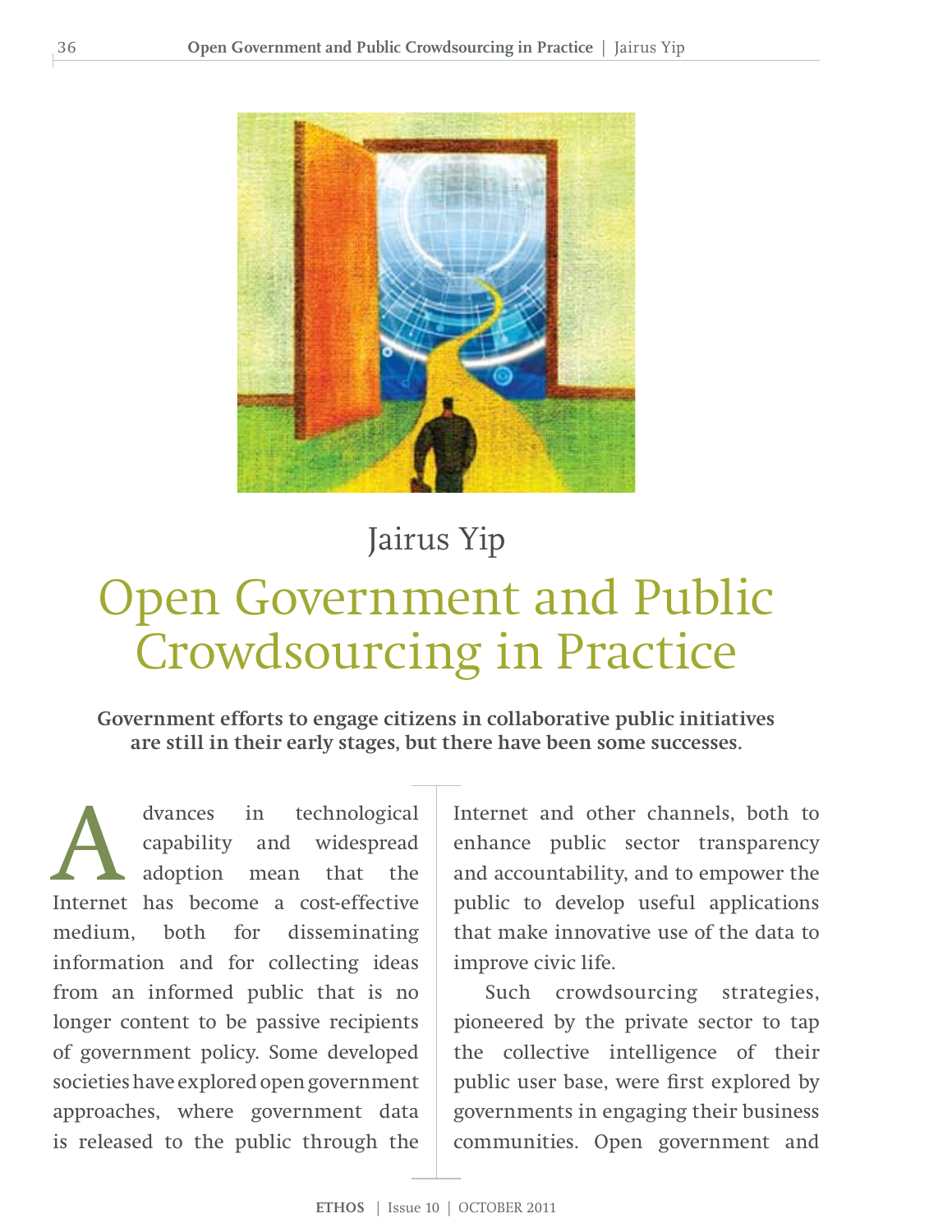Jairus Yip

# Open Government and Public Crowdsourcing in Practice

**Government efforts to engage citizens in collaborative public initiatives are still in their early stages, but there have been some successes.**

Advances in technological capability and widespread adoption mean that the Internet has become a cost-effective medium, both for disseminating information and for collecting ideas from an informed public that is no longer content to be passive recipients of government policy. Some developed societies have explored open government approaches, where government data is released to the public through the Internet and other channels, both to enhance public sector transparency and accountability, and to empower the public to develop useful applications that make innovative use of the data to improve civic life.

Such crowdsourcing strategies, pioneered by the private sector to tap the collective intelligence of their public user base, were first explored by governments in engaging their business communities. Open government and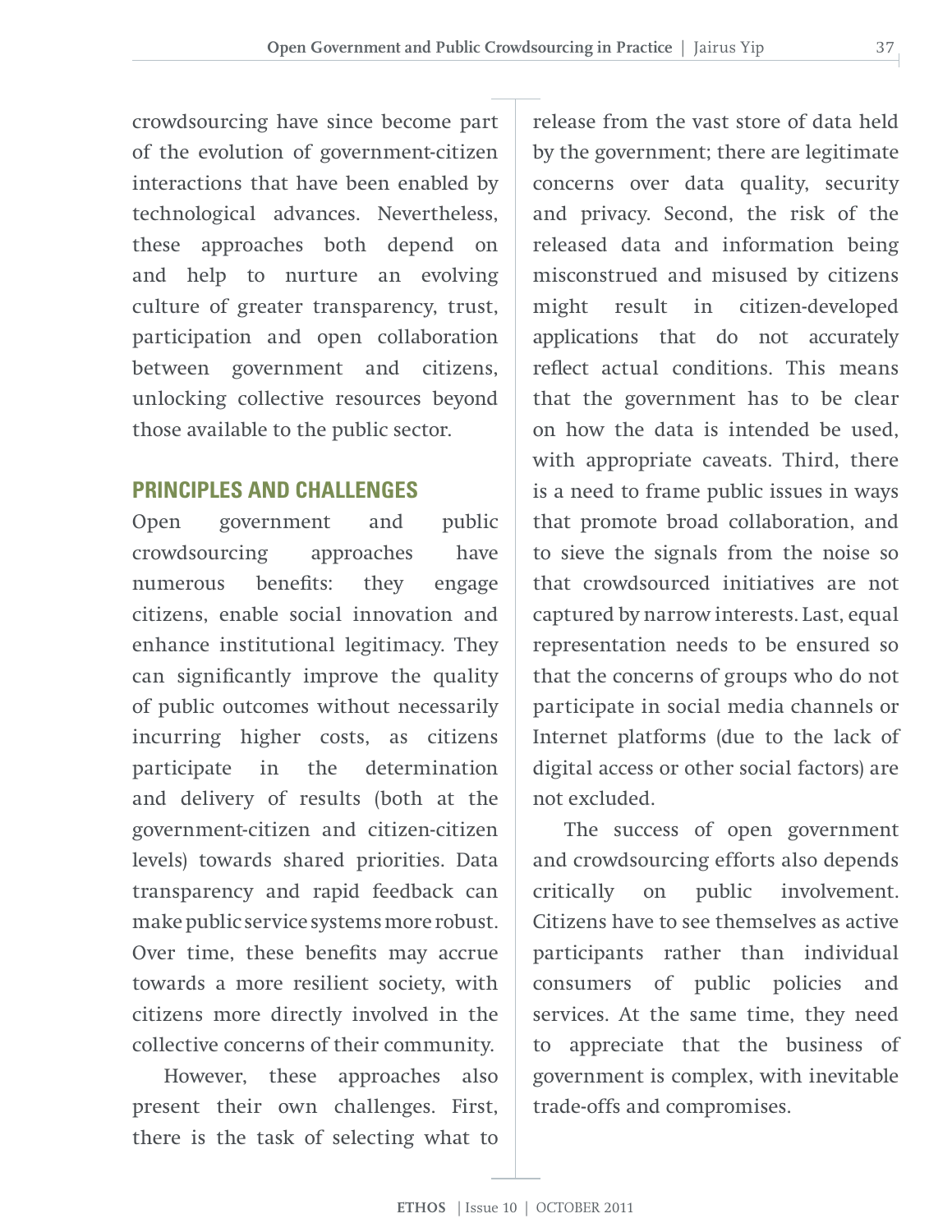crowdsourcing have since become part of the evolution of government-citizen interactions that have been enabled by technological advances. Nevertheless, these approaches both depend on and help to nurture an evolving culture of greater transparency, trust, participation and open collaboration between government and citizens, unlocking collective resources beyond those available to the public sector.

## PRINCIPLES AND CHALLENGES

Open government and public crowdsourcing approaches have numerous benefits: they engage citizens, enable social innovation and enhance institutional legitimacy. They can significantly improve the quality of public outcomes without necessarily incurring higher costs, as citizens participate in the determination and delivery of results (both at the government-citizen and citizen-citizen levels) towards shared priorities. Data transparency and rapid feedback can make public service systems more robust. Over time, these benefits may accrue towards a more resilient society, with citizens more directly involved in the collective concerns of their community.

However, these approaches also present their own challenges. First, there is the task of selecting what to release from the vast store of data held by the government; there are legitimate concerns over data quality, security and privacy. Second, the risk of the released data and information being misconstrued and misused by citizens might result in citizen-developed applications that do not accurately reflect actual conditions. This means that the government has to be clear on how the data is intended be used, with appropriate caveats. Third, there is a need to frame public issues in ways that promote broad collaboration, and to sieve the signals from the noise so that crowdsourced initiatives are not captured by narrow interests. Last, equal representation needs to be ensured so that the concerns of groups who do not participate in social media channels or Internet platforms (due to the lack of digital access or other social factors) are not excluded.

The success of open government and crowdsourcing efforts also depends critically on public involvement. Citizens have to see themselves as active participants rather than individual consumers of public policies and services. At the same time, they need to appreciate that the business of government is complex, with inevitable trade-offs and compromises.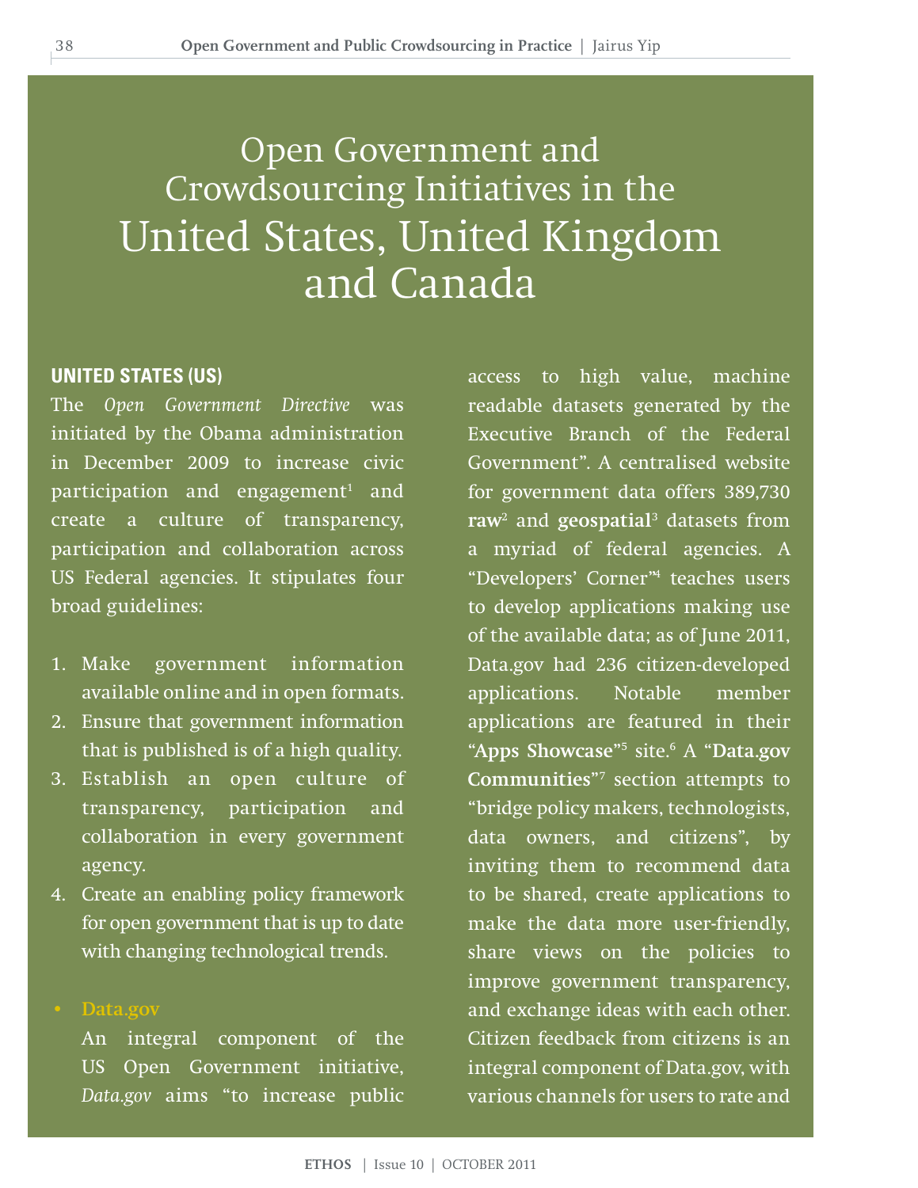# Open Government and Crowdsourcing Initiatives in the United States, United Kingdom and Canada

## UNITED STATES (US)

The *Open Government Directive* was initiated by the Obama administration in December 2009 to increase civic participation and engagement[1] and create a culture of transparency, participation and collaboration across US Federal agencies. It stipulates four broad guidelines:

1. Make government information available online and in open formats.
2. Ensure that government information that is published is of a high quality.
3. Establish an open culture of transparency, participation and collaboration in every government agency.
4. Create an enabling policy framework for open government that is up to date with changing technological trends.

- **Data.gov**

  An integral component of the US Open Government initiative, *Data.gov* aims "to increase public access to high value, machine readable datasets generated by the Executive Branch of the Federal Government". A centralised website for government data offers 389,730 **raw**[2] and **geospatial**[3] datasets from a myriad of federal agencies. A "Developers' Corner"[4] teaches users to develop applications making use of the available data; as of June 2011, Data.gov had 236 citizen-developed applications. Notable member applications are featured in their "**Apps Showcase**"[5] site.[6] A "**Data.gov Communities**"[7] section attempts to "bridge policy makers, technologists, data owners, and citizens", by inviting them to recommend data to be shared, create applications to make the data more user-friendly, share views on the policies to improve government transparency, and exchange ideas with each other. Citizen feedback from citizens is an integral component of Data.gov, with various channels for users to rate and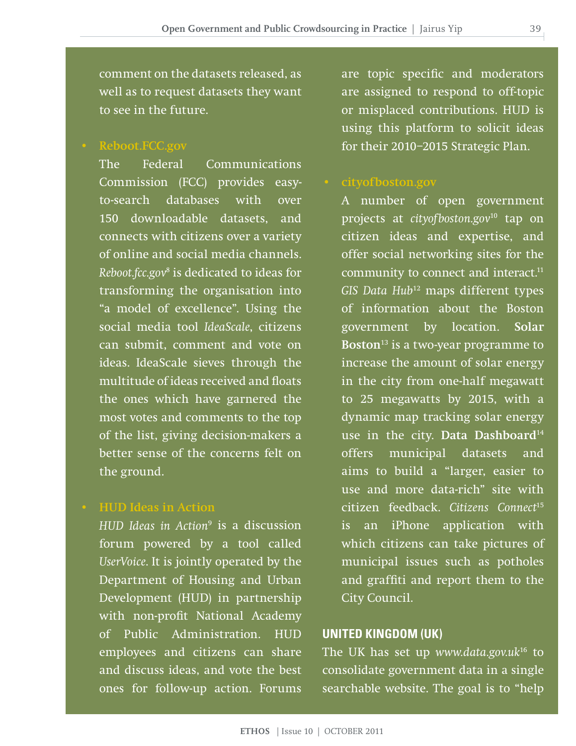comment on the datasets released, as well as to request datasets they want to see in the future.

- **Reboot.FCC.gov**

  The Federal Communications Commission (FCC) provides easy-to-search databases with over 150 downloadable datasets, and connects with citizens over a variety of online and social media channels. *Reboot.fcc.gov*[8] is dedicated to ideas for transforming the organisation into "a model of excellence". Using the social media tool *IdeaScale*, citizens can submit, comment and vote on ideas. IdeaScale sieves through the multitude of ideas received and floats the ones which have garnered the most votes and comments to the top of the list, giving decision-makers a better sense of the concerns felt on the ground.

- **HUD Ideas in Action**

  *HUD Ideas in Action*[9] is a discussion forum powered by a tool called *UserVoice*. It is jointly operated by the Department of Housing and Urban Development (HUD) in partnership with non-profit National Academy of Public Administration. HUD employees and citizens can share and discuss ideas, and vote the best ones for follow-up action. Forums are topic specific and moderators are assigned to respond to off-topic or misplaced contributions. HUD is using this platform to solicit ideas for their 2010–2015 Strategic Plan.

- **cityofboston.gov**

  A number of open government projects at *cityofboston.gov*[10] tap on citizen ideas and expertise, and offer social networking sites for the community to connect and interact.[11] *GIS Data Hub*[12] maps different types of information about the Boston government by location. **Solar Boston**[13] is a two-year programme to increase the amount of solar energy in the city from one-half megawatt to 25 megawatts by 2015, with a dynamic map tracking solar energy use in the city. **Data Dashboard**[14] offers municipal datasets and aims to build a "larger, easier to use and more data-rich" site with citizen feedback. *Citizens Connect*[15] is an iPhone application with which citizens can take pictures of municipal issues such as potholes and graffiti and report them to the City Council.

#### UNITED KINGDOM (UK)

The UK has set up *www.data.gov.uk*[16] to consolidate government data in a single searchable website. The goal is to "help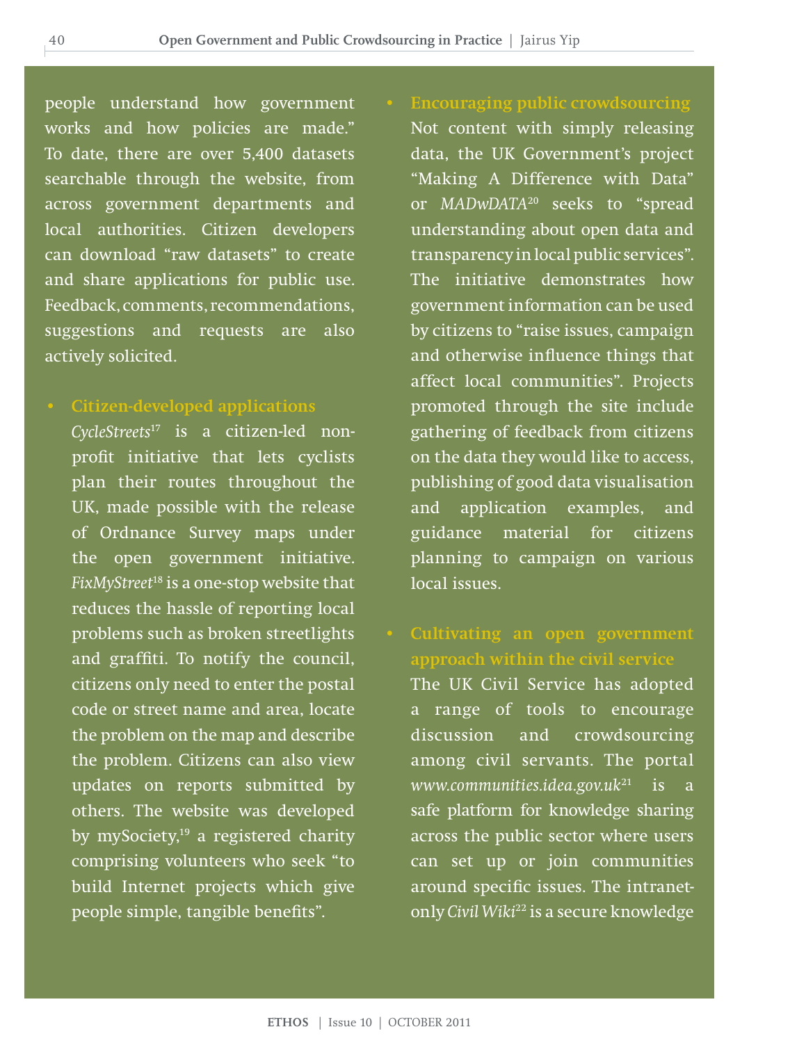people understand how government works and how policies are made." To date, there are over 5,400 datasets searchable through the website, from across government departments and local authorities. Citizen developers can download "raw datasets" to create and share applications for public use. Feedback, comments, recommendations, suggestions and requests are also actively solicited.

- **Citizen-developed applications**
  *CycleStreets*[17] is a citizen-led non-profit initiative that lets cyclists plan their routes throughout the UK, made possible with the release of Ordnance Survey maps under the open government initiative. *FixMyStreet*[18] is a one-stop website that reduces the hassle of reporting local problems such as broken streetlights and graffiti. To notify the council, citizens only need to enter the postal code or street name and area, locate the problem on the map and describe the problem. Citizens can also view updates on reports submitted by others. The website was developed by mySociety,[19] a registered charity comprising volunteers who seek "to build Internet projects which give people simple, tangible benefits".

- **Encouraging public crowdsourcing**
  Not content with simply releasing data, the UK Government's project "Making A Difference with Data" or *MADwDATA*[20] seeks to "spread understanding about open data and transparency in local public services". The initiative demonstrates how government information can be used by citizens to "raise issues, campaign and otherwise influence things that affect local communities". Projects promoted through the site include gathering of feedback from citizens on the data they would like to access, publishing of good data visualisation and application examples, and guidance material for citizens planning to campaign on various local issues.

- **Cultivating an open government approach within the civil service**
  The UK Civil Service has adopted a range of tools to encourage discussion and crowdsourcing among civil servants. The portal *www.communities.idea.gov.uk*[21] is a safe platform for knowledge sharing across the public sector where users can set up or join communities around specific issues. The intranet-only *Civil Wiki*[22] is a secure knowledge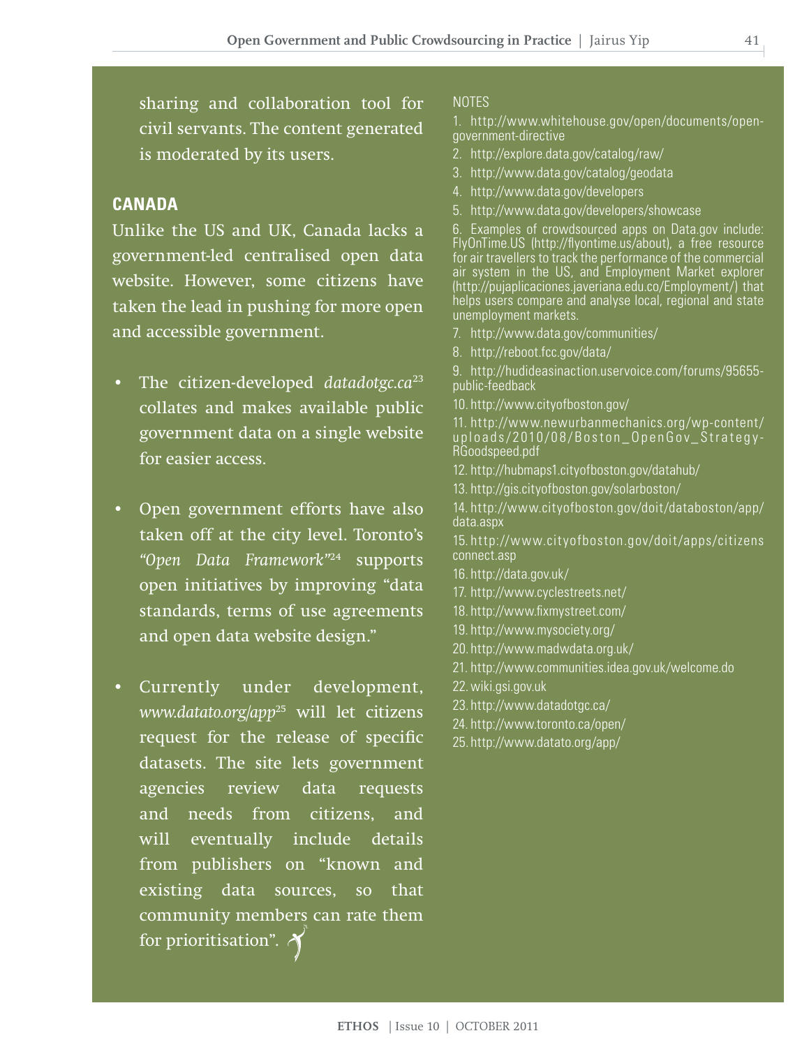sharing and collaboration tool for civil servants. The content generated is moderated by its users.

## CANADA

Unlike the US and UK, Canada lacks a government-led centralised open data website. However, some citizens have taken the lead in pushing for more open and accessible government.

- The citizen-developed *datadotgc.ca*[23] collates and makes available public government data on a single website for easier access.
- Open government efforts have also taken off at the city level. Toronto's *"Open Data Framework"*[24] supports open initiatives by improving "data standards, terms of use agreements and open data website design."
- Currently under development, *www.datato.org/app*[25] will let citizens request for the release of specific datasets. The site lets government agencies review data requests and needs from citizens, and will eventually include details from publishers on "known and existing data sources, so that community members can rate them for prioritisation".

NOTES

1. http://www.whitehouse.gov/open/documents/open-government-directive
2. http://explore.data.gov/catalog/raw/
3. http://www.data.gov/catalog/geodata
4. http://www.data.gov/developers
5. http://www.data.gov/developers/showcase
6. Examples of crowdsourced apps on Data.gov include: FlyOnTime.US (http://flyontime.us/about), a free resource for air travellers to track the performance of the commercial air system in the US, and Employment Market explorer (http://pujaplicaciones.javeriana.edu.co/Employment/) that helps users compare and analyse local, regional and state unemployment markets.
7. http://www.data.gov/communities/
8. http://reboot.fcc.gov/data/
9. http://hudideasinaction.uservoice.com/forums/95655-public-feedback
10. http://www.cityofboston.gov/
11. http://www.newurbanmechanics.org/wp-content/uploads/2010/08/Boston_OpenGov_Strategy-RGoodspeed.pdf
12. http://hubmaps1.cityofboston.gov/datahub/
13. http://gis.cityofboston.gov/solarboston/
14. http://www.cityofboston.gov/doit/databoston/app/data.aspx
15. http://www.cityofboston.gov/doit/apps/citizensconnect.asp
16. http://data.gov.uk/
17. http://www.cyclestreets.net/
18. http://www.fixmystreet.com/
19. http://www.mysociety.org/
20. http://www.madwdata.org.uk/
21. http://www.communities.idea.gov.uk/welcome.do
22. wiki.gsi.gov.uk
23. http://www.datadotgc.ca/
24. http://www.toronto.ca/open/
25. http://www.datato.org/app/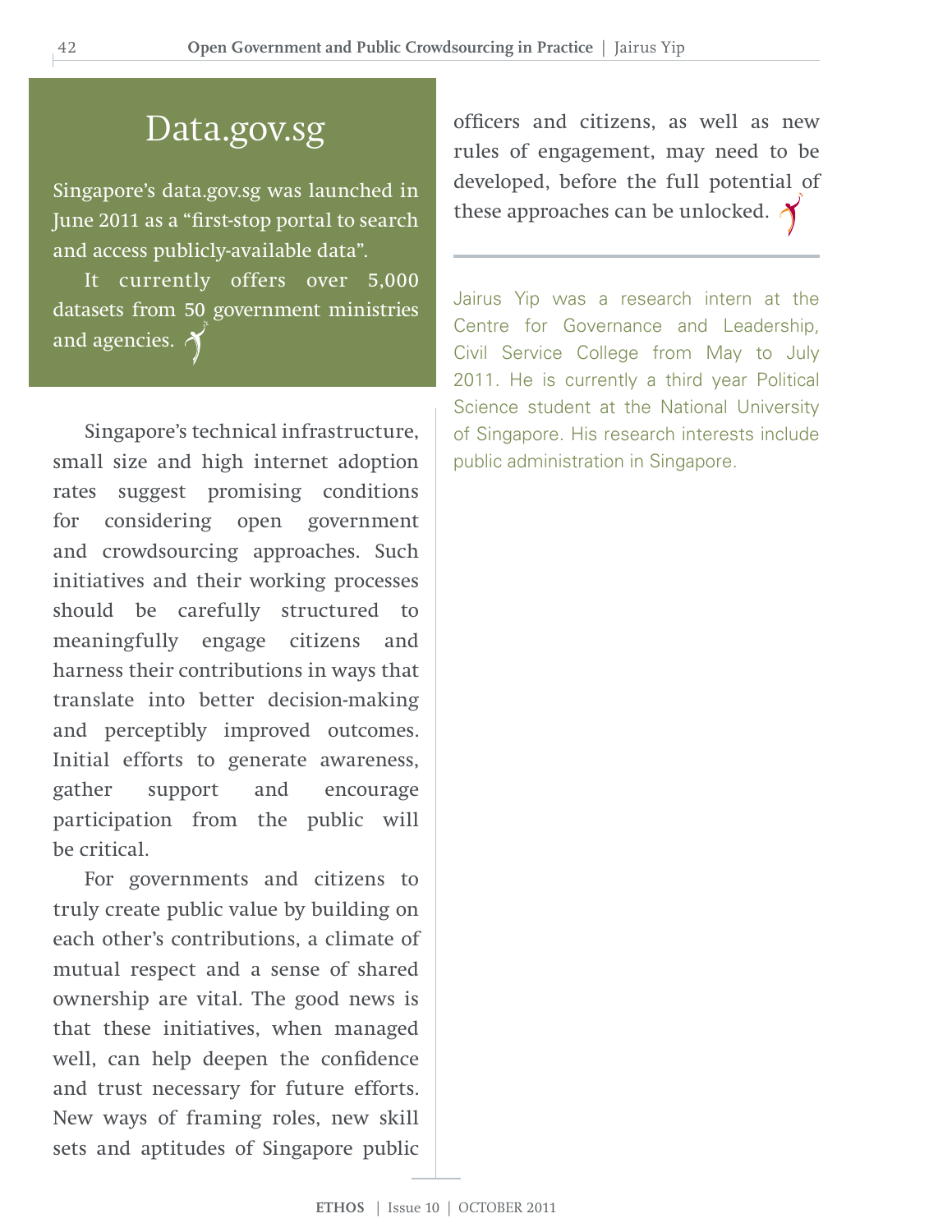## Data.gov.sg

Singapore's data.gov.sg was launched in June 2011 as a "first-stop portal to search and access publicly-available data".

It currently offers over 5,000 datasets from 50 government ministries and agencies.

Singapore's technical infrastructure, small size and high internet adoption rates suggest promising conditions for considering open government and crowdsourcing approaches. Such initiatives and their working processes should be carefully structured to meaningfully engage citizens and harness their contributions in ways that translate into better decision-making and perceptibly improved outcomes. Initial efforts to generate awareness, gather support and encourage participation from the public will be critical.

For governments and citizens to truly create public value by building on each other's contributions, a climate of mutual respect and a sense of shared ownership are vital. The good news is that these initiatives, when managed well, can help deepen the confidence and trust necessary for future efforts. New ways of framing roles, new skill sets and aptitudes of Singapore public officers and citizens, as well as new rules of engagement, may need to be developed, before the full potential of these approaches can be unlocked.

---

Jairus Yip was a research intern at the Centre for Governance and Leadership, Civil Service College from May to July 2011. He is currently a third year Political Science student at the National University of Singapore. His research interests include public administration in Singapore.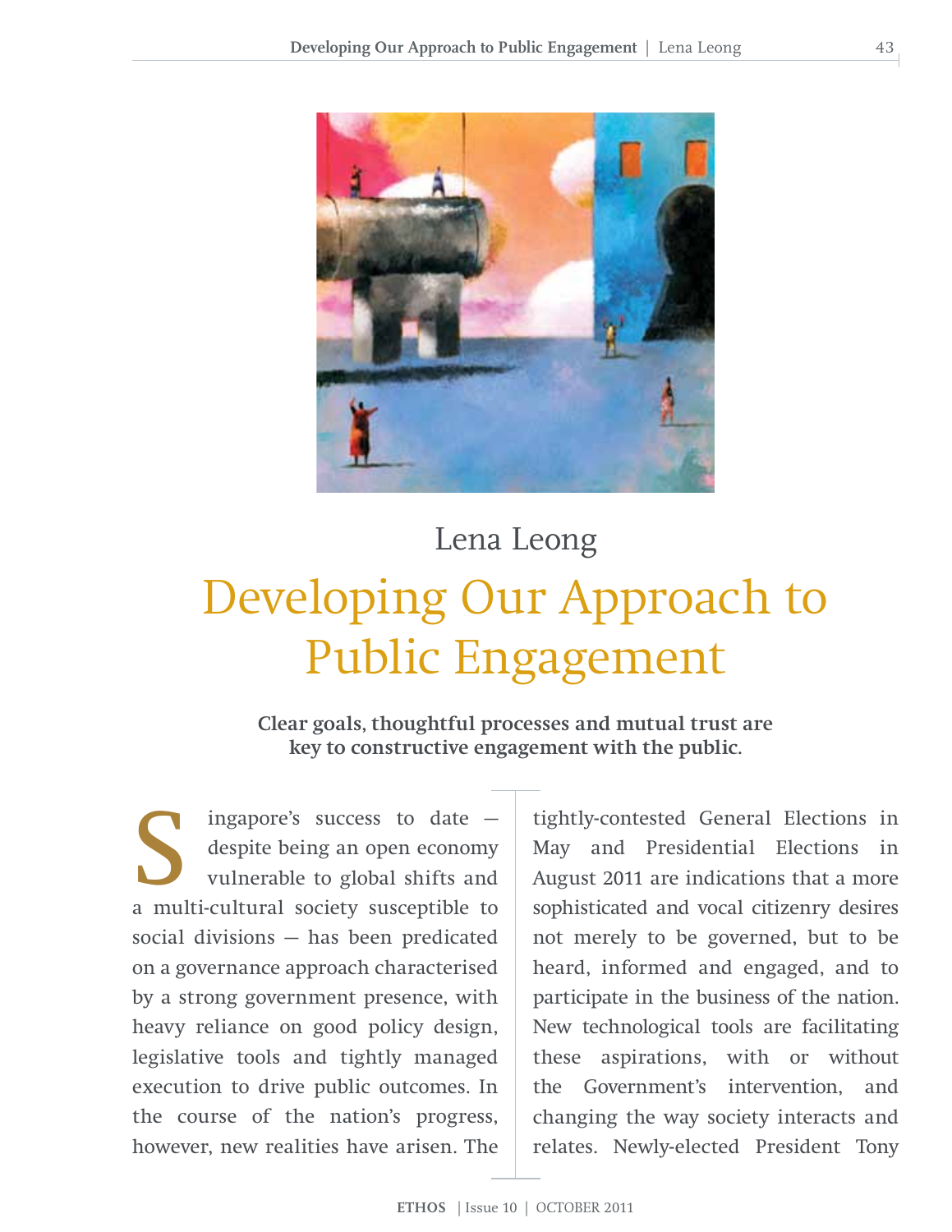Lena Leong

# Developing Our Approach to Public Engagement

**Clear goals, thoughtful processes and mutual trust are key to constructive engagement with the public.**

Singapore's success to date — despite being an open economy vulnerable to global shifts and a multi-cultural society susceptible to social divisions — has been predicated on a governance approach characterised by a strong government presence, with heavy reliance on good policy design, legislative tools and tightly managed execution to drive public outcomes. In the course of the nation's progress, however, new realities have arisen. The tightly-contested General Elections in May and Presidential Elections in August 2011 are indications that a more sophisticated and vocal citizenry desires not merely to be governed, but to be heard, informed and engaged, and to participate in the business of the nation. New technological tools are facilitating these aspirations, with or without the Government's intervention, and changing the way society interacts and relates. Newly-elected President Tony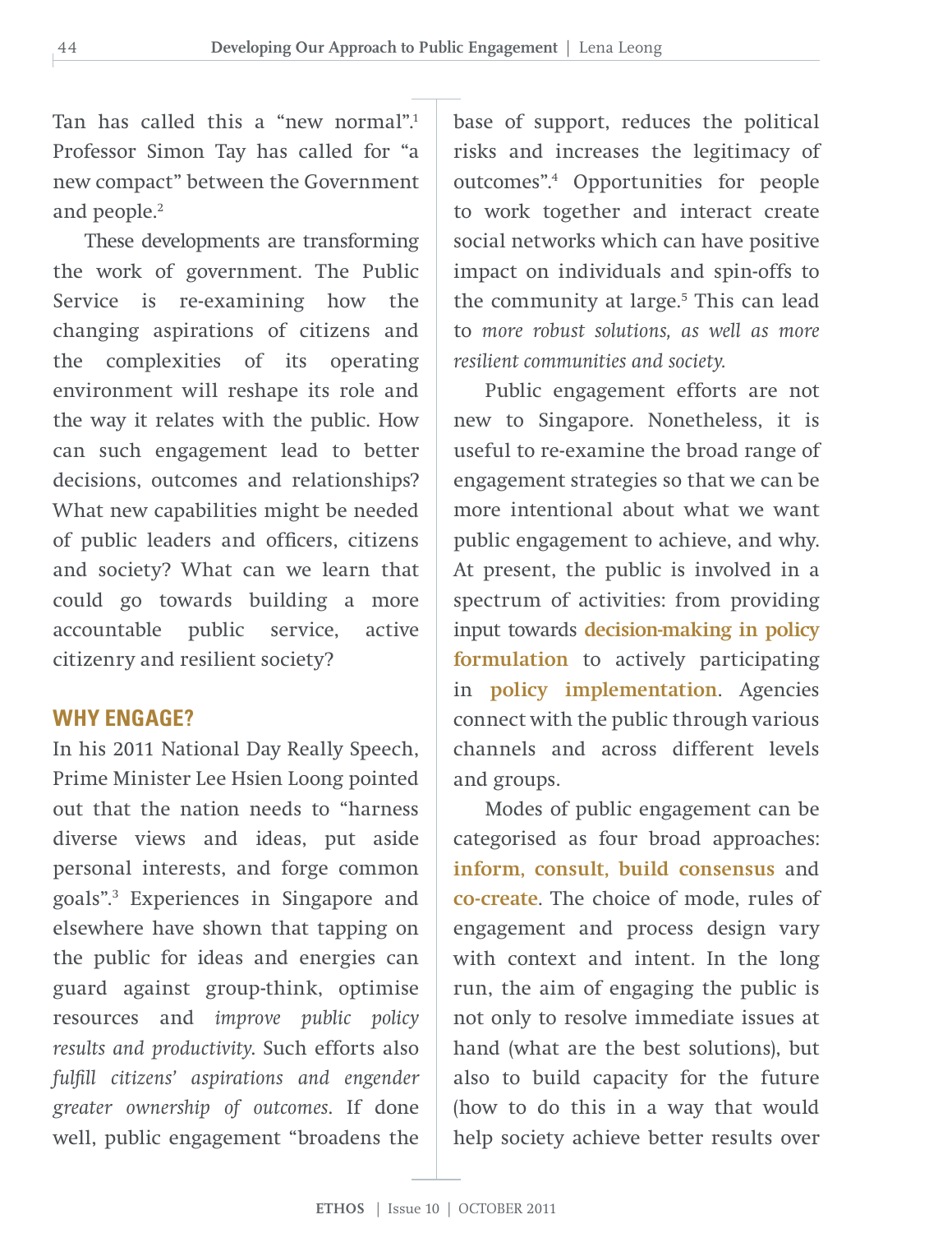Tan has called this a "new normal".[1] Professor Simon Tay has called for "a new compact" between the Government and people.[2]

These developments are transforming the work of government. The Public Service is re-examining how the changing aspirations of citizens and the complexities of its operating environment will reshape its role and the way it relates with the public. How can such engagement lead to better decisions, outcomes and relationships? What new capabilities might be needed of public leaders and officers, citizens and society? What can we learn that could go towards building a more accountable public service, active citizenry and resilient society?

## WHY ENGAGE?

In his 2011 National Day Really Speech, Prime Minister Lee Hsien Loong pointed out that the nation needs to "harness diverse views and ideas, put aside personal interests, and forge common goals".[3] Experiences in Singapore and elsewhere have shown that tapping on the public for ideas and energies can guard against group-think, optimise resources and *improve public policy results and productivity*. Such efforts also *fulfill citizens' aspirations and engender greater ownership of outcomes*. If done well, public engagement "broadens the base of support, reduces the political risks and increases the legitimacy of outcomes".[4] Opportunities for people to work together and interact create social networks which can have positive impact on individuals and spin-offs to the community at large.[5] This can lead to *more robust solutions, as well as more resilient communities and society.*

Public engagement efforts are not new to Singapore. Nonetheless, it is useful to re-examine the broad range of engagement strategies so that we can be more intentional about what we want public engagement to achieve, and why. At present, the public is involved in a spectrum of activities: from providing input towards **decision-making in policy formulation** to actively participating in **policy implementation**. Agencies connect with the public through various channels and across different levels and groups.

Modes of public engagement can be categorised as four broad approaches: **inform, consult, build consensus** and **co-create**. The choice of mode, rules of engagement and process design vary with context and intent. In the long run, the aim of engaging the public is not only to resolve immediate issues at hand (what are the best solutions), but also to build capacity for the future (how to do this in a way that would help society achieve better results over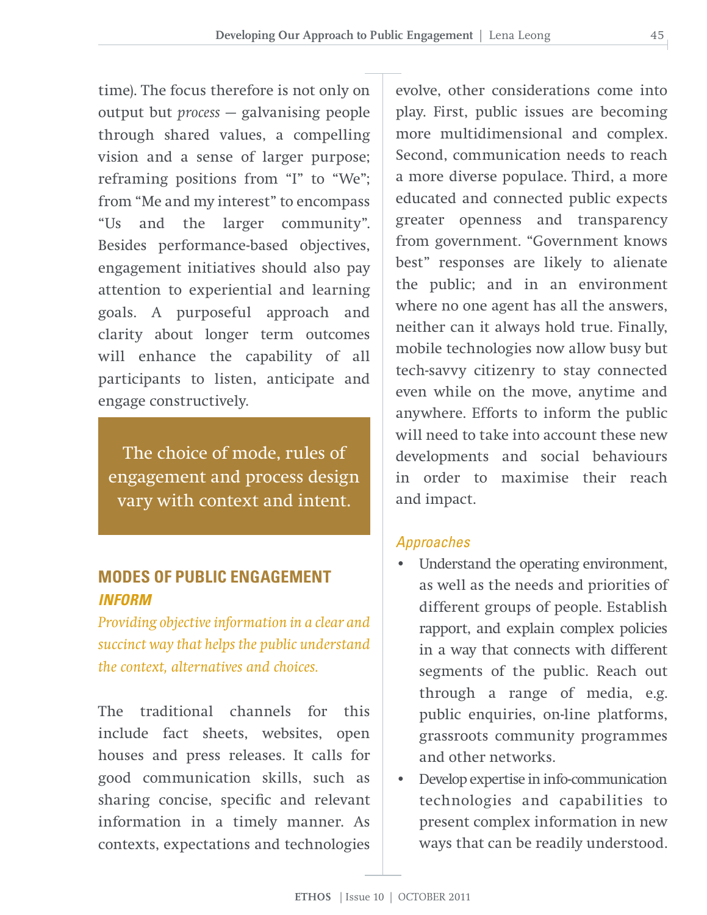time). The focus therefore is not only on output but *process* — galvanising people through shared values, a compelling vision and a sense of larger purpose; reframing positions from "I" to "We"; from "Me and my interest" to encompass "Us and the larger community". Besides performance-based objectives, engagement initiatives should also pay attention to experiential and learning goals. A purposeful approach and clarity about longer term outcomes will enhance the capability of all participants to listen, anticipate and engage constructively.

> The choice of mode, rules of engagement and process design vary with context and intent.

## MODES OF PUBLIC ENGAGEMENT

### *INFORM*

*Providing objective information in a clear and succinct way that helps the public understand the context, alternatives and choices.*

The traditional channels for this include fact sheets, websites, open houses and press releases. It calls for good communication skills, such as sharing concise, specific and relevant information in a timely manner. As contexts, expectations and technologies evolve, other considerations come into play. First, public issues are becoming more multidimensional and complex. Second, communication needs to reach a more diverse populace. Third, a more educated and connected public expects greater openness and transparency from government. "Government knows best" responses are likely to alienate the public; and in an environment where no one agent has all the answers, neither can it always hold true. Finally, mobile technologies now allow busy but tech-savvy citizenry to stay connected even while on the move, anytime and anywhere. Efforts to inform the public will need to take into account these new developments and social behaviours in order to maximise their reach and impact.

*Approaches*

- Understand the operating environment, as well as the needs and priorities of different groups of people. Establish rapport, and explain complex policies in a way that connects with different segments of the public. Reach out through a range of media, e.g. public enquiries, on-line platforms, grassroots community programmes and other networks.
- Develop expertise in info-communication technologies and capabilities to present complex information in new ways that can be readily understood.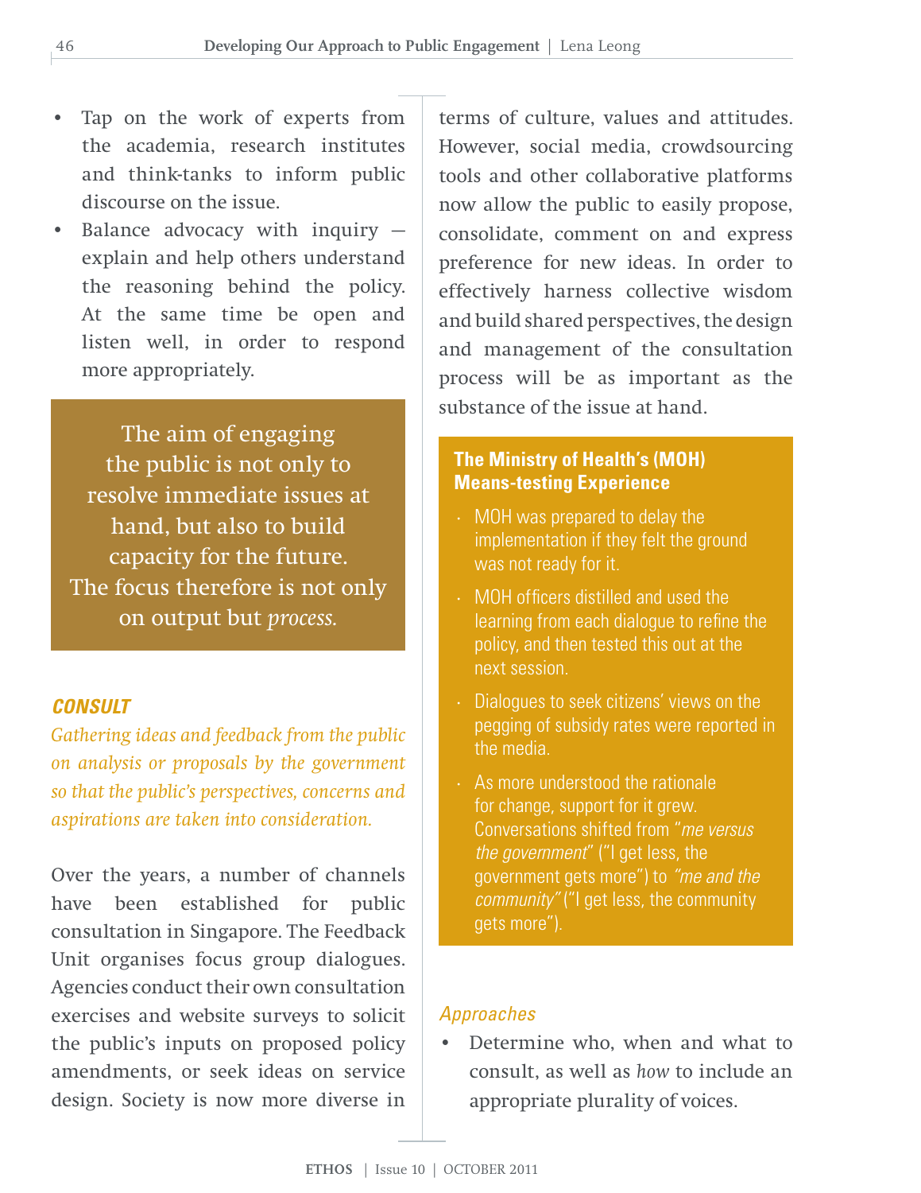- Tap on the work of experts from the academia, research institutes and think-tanks to inform public discourse on the issue.
- Balance advocacy with inquiry — explain and help others understand the reasoning behind the policy. At the same time be open and listen well, in order to respond more appropriately.

> The aim of engaging the public is not only to resolve immediate issues at hand, but also to build capacity for the future. The focus therefore is not only on output but *process.*

### *CONSULT*

*Gathering ideas and feedback from the public on analysis or proposals by the government so that the public's perspectives, concerns and aspirations are taken into consideration.*

Over the years, a number of channels have been established for public consultation in Singapore. The Feedback Unit organises focus group dialogues. Agencies conduct their own consultation exercises and website surveys to solicit the public's inputs on proposed policy amendments, or seek ideas on service design. Society is now more diverse in terms of culture, values and attitudes. However, social media, crowdsourcing tools and other collaborative platforms now allow the public to easily propose, consolidate, comment on and express preference for new ideas. In order to effectively harness collective wisdom and build shared perspectives, the design and management of the consultation process will be as important as the substance of the issue at hand.

**The Ministry of Health's (MOH) Means-testing Experience**

- MOH was prepared to delay the implementation if they felt the ground was not ready for it.
- MOH officers distilled and used the learning from each dialogue to refine the policy, and then tested this out at the next session.
- Dialogues to seek citizens' views on the pegging of subsidy rates were reported in the media.
- As more understood the rationale for change, support for it grew. Conversations shifted from "*me versus the government*" ("I get less, the government gets more") to *"me and the community"* ("I get less, the community gets more").

*Approaches*

- Determine who, when and what to consult, as well as *how* to include an appropriate plurality of voices.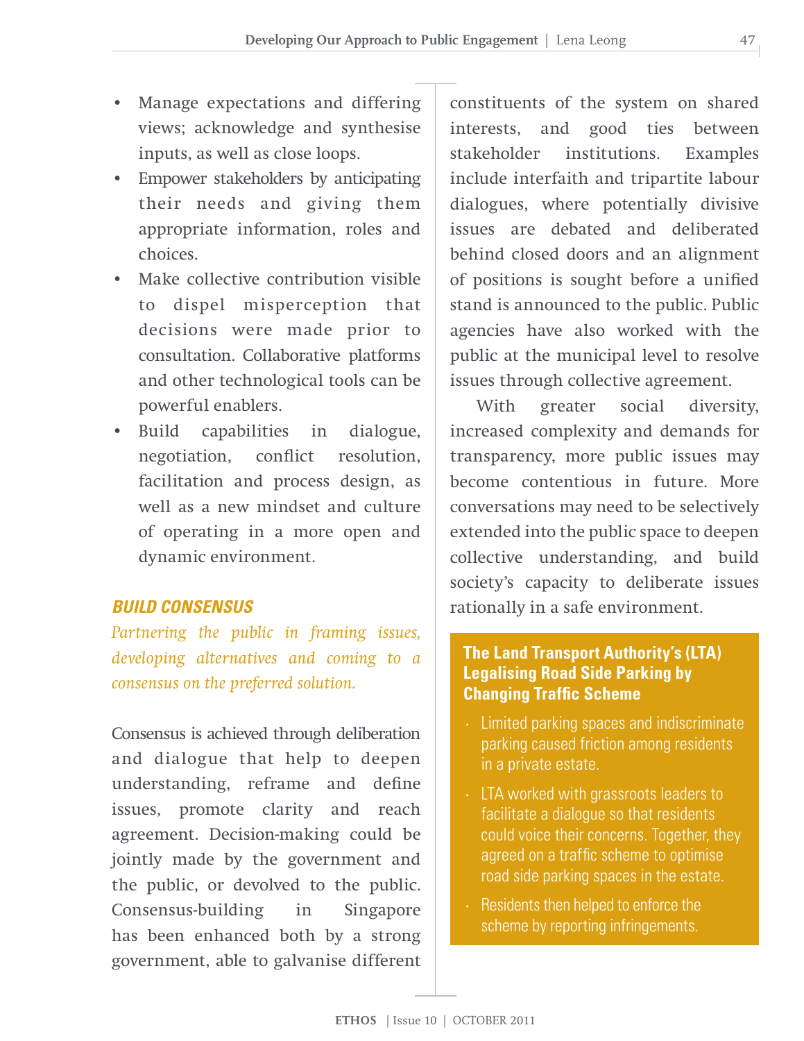- Manage expectations and differing views; acknowledge and synthesise inputs, as well as close loops.
- Empower stakeholders by anticipating their needs and giving them appropriate information, roles and choices.
- Make collective contribution visible to dispel misperception that decisions were made prior to consultation. Collaborative platforms and other technological tools can be powerful enablers.
- Build capabilities in dialogue, negotiation, conflict resolution, facilitation and process design, as well as a new mindset and culture of operating in a more open and dynamic environment.

## BUILD CONSENSUS

*Partnering the public in framing issues, developing alternatives and coming to a consensus on the preferred solution.*

Consensus is achieved through deliberation and dialogue that help to deepen understanding, reframe and define issues, promote clarity and reach agreement. Decision-making could be jointly made by the government and the public, or devolved to the public. Consensus-building in Singapore has been enhanced both by a strong government, able to galvanise different constituents of the system on shared interests, and good ties between stakeholder institutions. Examples include interfaith and tripartite labour dialogues, where potentially divisive issues are debated and deliberated behind closed doors and an alignment of positions is sought before a unified stand is announced to the public. Public agencies have also worked with the public at the municipal level to resolve issues through collective agreement.

With greater social diversity, increased complexity and demands for transparency, more public issues may become contentious in future. More conversations may need to be selectively extended into the public space to deepen collective understanding, and build society's capacity to deliberate issues rationally in a safe environment.

**The Land Transport Authority's (LTA) Legalising Road Side Parking by Changing Traffic Scheme**

- Limited parking spaces and indiscriminate parking caused friction among residents in a private estate.
- LTA worked with grassroots leaders to facilitate a dialogue so that residents could voice their concerns. Together, they agreed on a traffic scheme to optimise road side parking spaces in the estate.
- Residents then helped to enforce the scheme by reporting infringements.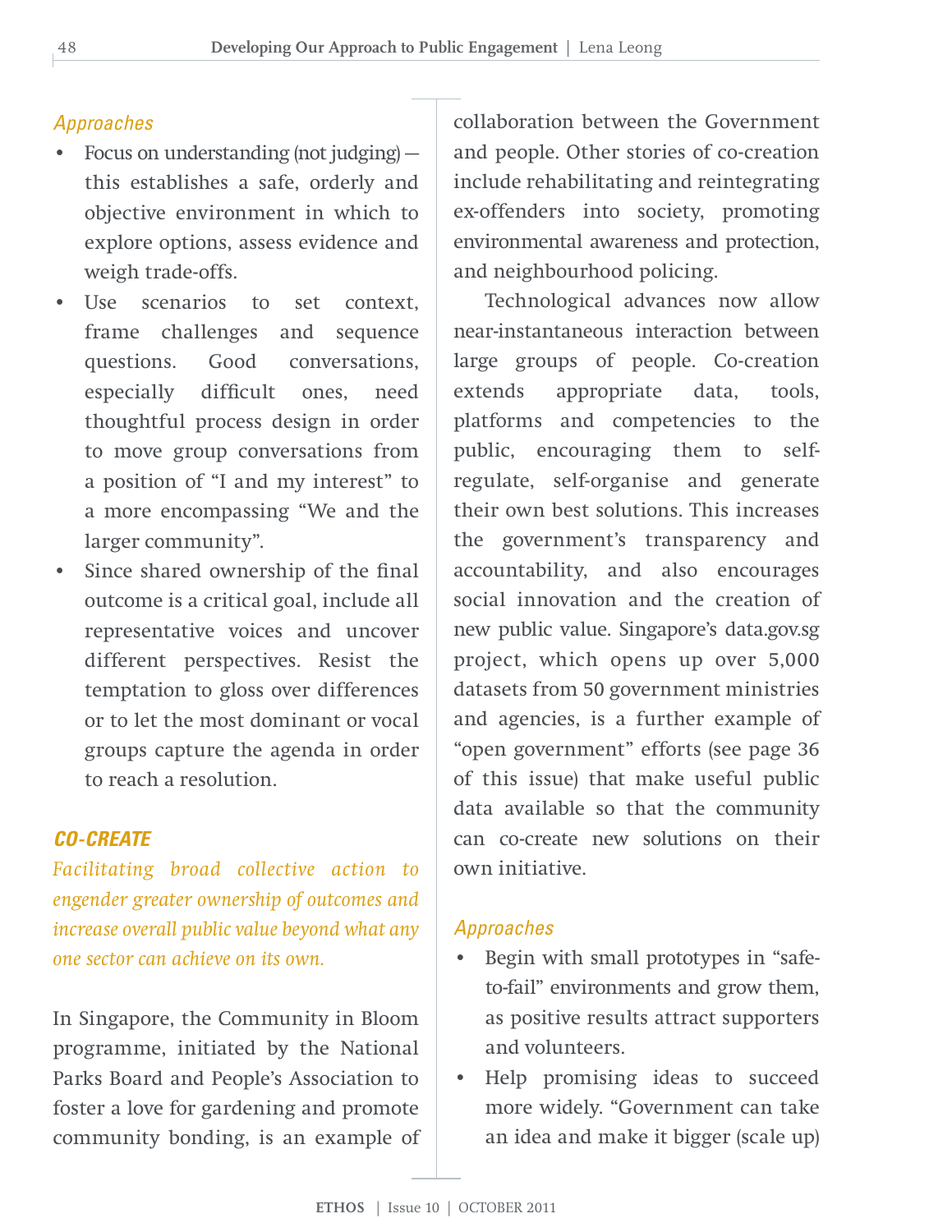*Approaches*

- Focus on understanding (not judging) — this establishes a safe, orderly and objective environment in which to explore options, assess evidence and weigh trade-offs.
- Use scenarios to set context, frame challenges and sequence questions. Good conversations, especially difficult ones, need thoughtful process design in order to move group conversations from a position of "I and my interest" to a more encompassing "We and the larger community".
- Since shared ownership of the final outcome is a critical goal, include all representative voices and uncover different perspectives. Resist the temptation to gloss over differences or to let the most dominant or vocal groups capture the agenda in order to reach a resolution.

### *CO-CREATE*

*Facilitating broad collective action to engender greater ownership of outcomes and increase overall public value beyond what any one sector can achieve on its own.*

In Singapore, the Community in Bloom programme, initiated by the National Parks Board and People's Association to foster a love for gardening and promote community bonding, is an example of collaboration between the Government and people. Other stories of co-creation include rehabilitating and reintegrating ex-offenders into society, promoting environmental awareness and protection, and neighbourhood policing.

Technological advances now allow near-instantaneous interaction between large groups of people. Co-creation extends appropriate data, tools, platforms and competencies to the public, encouraging them to self-regulate, self-organise and generate their own best solutions. This increases the government's transparency and accountability, and also encourages social innovation and the creation of new public value. Singapore's data.gov.sg project, which opens up over 5,000 datasets from 50 government ministries and agencies, is a further example of "open government" efforts (see page 36 of this issue) that make useful public data available so that the community can co-create new solutions on their own initiative.

*Approaches*

- Begin with small prototypes in "safe-to-fail" environments and grow them, as positive results attract supporters and volunteers.
- Help promising ideas to succeed more widely. "Government can take an idea and make it bigger (scale up)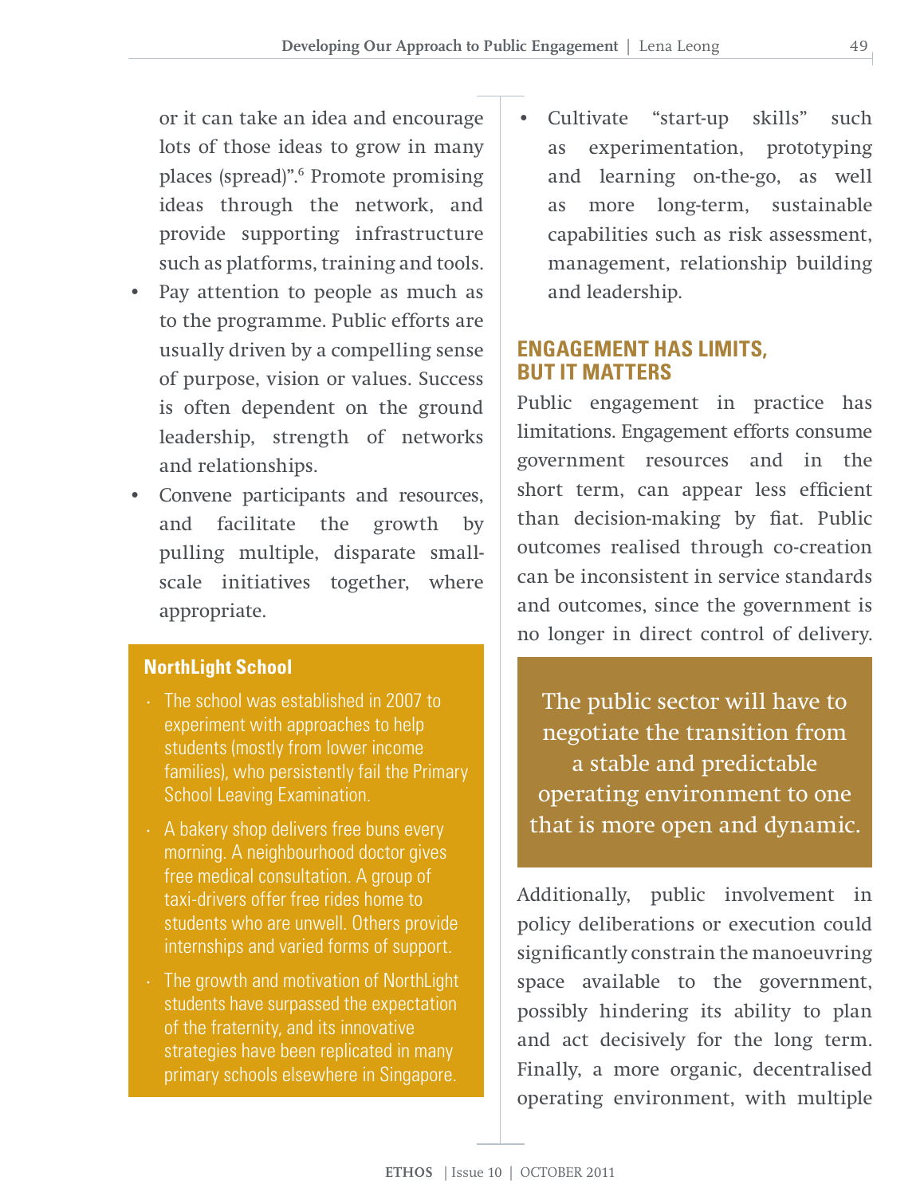or it can take an idea and encourage lots of those ideas to grow in many places (spread)".[6] Promote promising ideas through the network, and provide supporting infrastructure such as platforms, training and tools.

- Pay attention to people as much as to the programme. Public efforts are usually driven by a compelling sense of purpose, vision or values. Success is often dependent on the ground leadership, strength of networks and relationships.
- Convene participants and resources, and facilitate the growth by pulling multiple, disparate small-scale initiatives together, where appropriate.

**NorthLight School**

- The school was established in 2007 to experiment with approaches to help students (mostly from lower income families), who persistently fail the Primary School Leaving Examination.
- A bakery shop delivers free buns every morning. A neighbourhood doctor gives free medical consultation. A group of taxi-drivers offer free rides home to students who are unwell. Others provide internships and varied forms of support.
- The growth and motivation of NorthLight students have surpassed the expectation of the fraternity, and its innovative strategies have been replicated in many primary schools elsewhere in Singapore.

- Cultivate "start-up skills" such as experimentation, prototyping and learning on-the-go, as well as more long-term, sustainable capabilities such as risk assessment, management, relationship building and leadership.

## ENGAGEMENT HAS LIMITS, BUT IT MATTERS

Public engagement in practice has limitations. Engagement efforts consume government resources and in the short term, can appear less efficient than decision-making by fiat. Public outcomes realised through co-creation can be inconsistent in service standards and outcomes, since the government is no longer in direct control of delivery.

> The public sector will have to negotiate the transition from a stable and predictable operating environment to one that is more open and dynamic.

Additionally, public involvement in policy deliberations or execution could significantly constrain the manoeuvring space available to the government, possibly hindering its ability to plan and act decisively for the long term. Finally, a more organic, decentralised operating environment, with multiple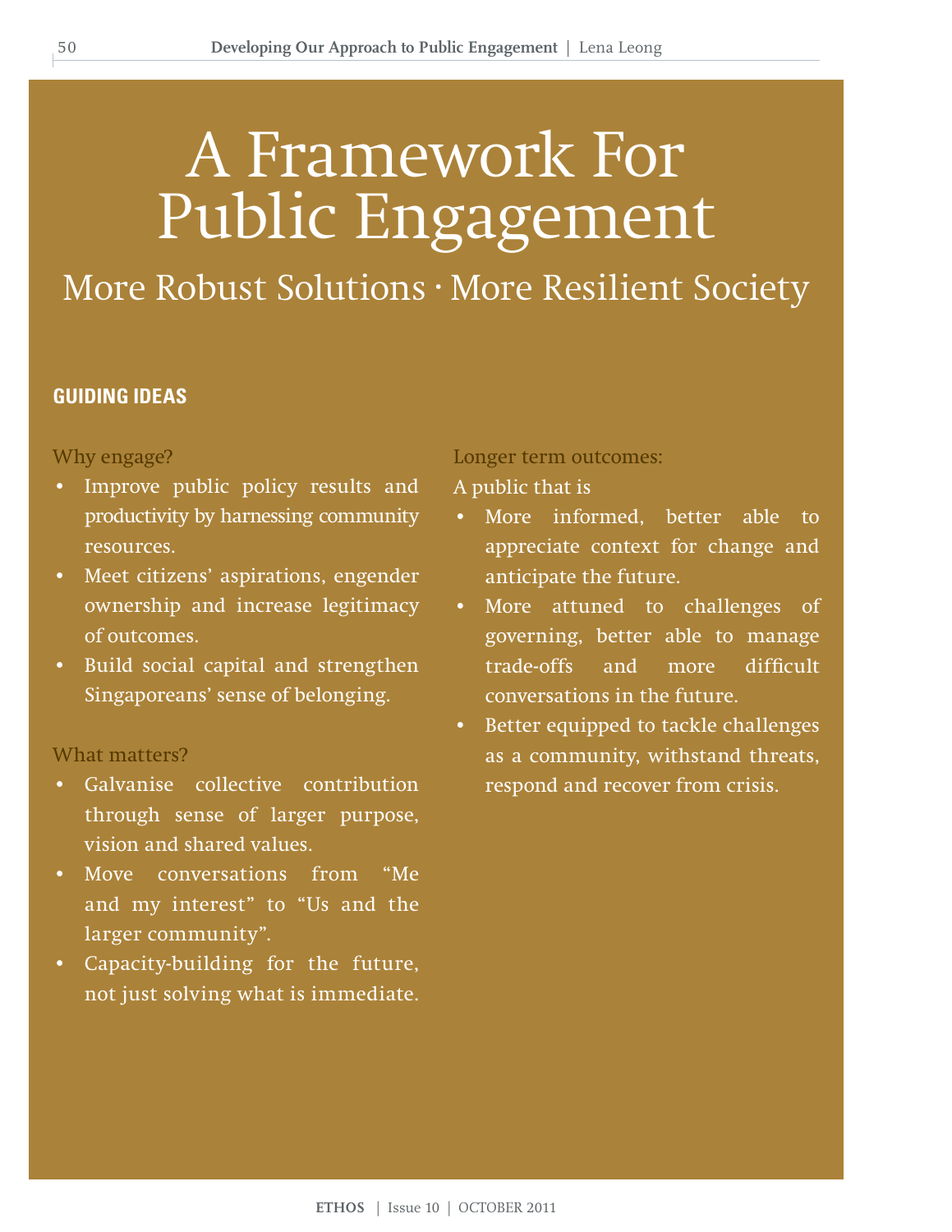# A Framework For Public Engagement

## More Robust Solutions · More Resilient Society

### GUIDING IDEAS

Why engage?

- Improve public policy results and productivity by harnessing community resources.
- Meet citizens' aspirations, engender ownership and increase legitimacy of outcomes.
- Build social capital and strengthen Singaporeans' sense of belonging.

What matters?

- Galvanise collective contribution through sense of larger purpose, vision and shared values.
- Move conversations from "Me and my interest" to "Us and the larger community".
- Capacity-building for the future, not just solving what is immediate.

Longer term outcomes:

A public that is

- More informed, better able to appreciate context for change and anticipate the future.
- More attuned to challenges of governing, better able to manage trade-offs and more difficult conversations in the future.
- Better equipped to tackle challenges as a community, withstand threats, respond and recover from crisis.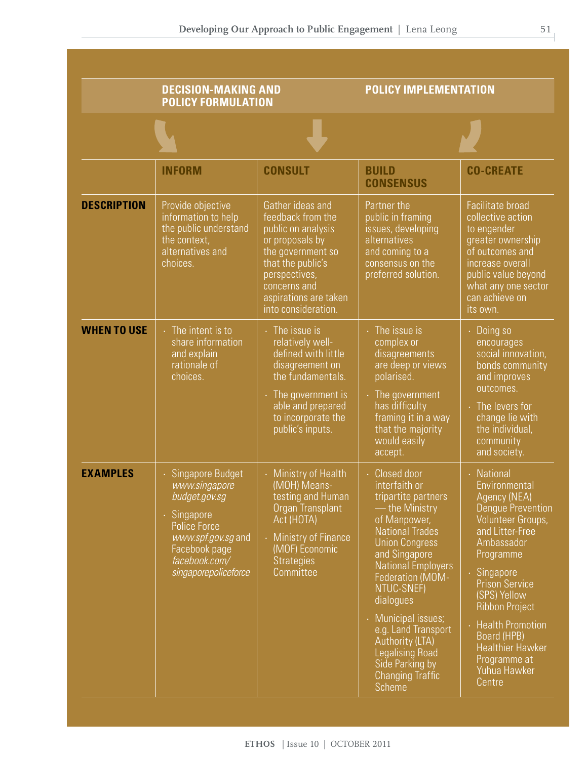| | DECISION-MAKING AND POLICY FORMULATION | | POLICY IMPLEMENTATION | |
|---|---|---|---|---|
| | **INFORM** | **CONSULT** | **BUILD CONSENSUS** | **CO-CREATE** |
| **DESCRIPTION** | Provide objective information to help the public understand the context, alternatives and choices. | Gather ideas and feedback from the public on analysis or proposals by the government so that the public's perspectives, concerns and aspirations are taken into consideration. | Partner the public in framing issues, developing alternatives and coming to a consensus on the preferred solution. | Facilitate broad collective action to engender greater ownership of outcomes and increase overall public value beyond what any one sector can achieve on its own. |
| **WHEN TO USE** | · The intent is to share information and explain rationale of choices. | · The issue is relatively well-defined with little disagreement on the fundamentals.<br>· The government is able and prepared to incorporate the public's inputs. | · The issue is complex or disagreements are deep or views polarised.<br>· The government has difficulty framing it in a way that the majority would easily accept. | · Doing so encourages social innovation, bonds community and improves outcomes.<br>· The levers for change lie with the individual, community and society. |
| **EXAMPLES** | · Singapore Budget *www.singaporebudget.gov.sg*<br>· Singapore Police Force *www.spf.gov.sg* and Facebook page *facebook.com/singaporepoliceforce* | · Ministry of Health (MOH) Means-testing and Human Organ Transplant Act (HOTA)<br>· Ministry of Finance (MOF) Economic Strategies Committee | · Closed door interfaith or tripartite partners — the Ministry of Manpower, National Trades Union Congress and Singapore National Employers Federation (MOM-NTUC-SNEF) dialogues<br>· Municipal issues; e.g. Land Transport Authority (LTA) Legalising Road Side Parking by Changing Traffic Scheme | · National Environmental Agency (NEA) Dengue Prevention Volunteer Groups, and Litter-Free Ambassador Programme<br>· Singapore Prison Service (SPS) Yellow Ribbon Project<br>· Health Promotion Board (HPB) Healthier Hawker Programme at Yuhua Hawker Centre |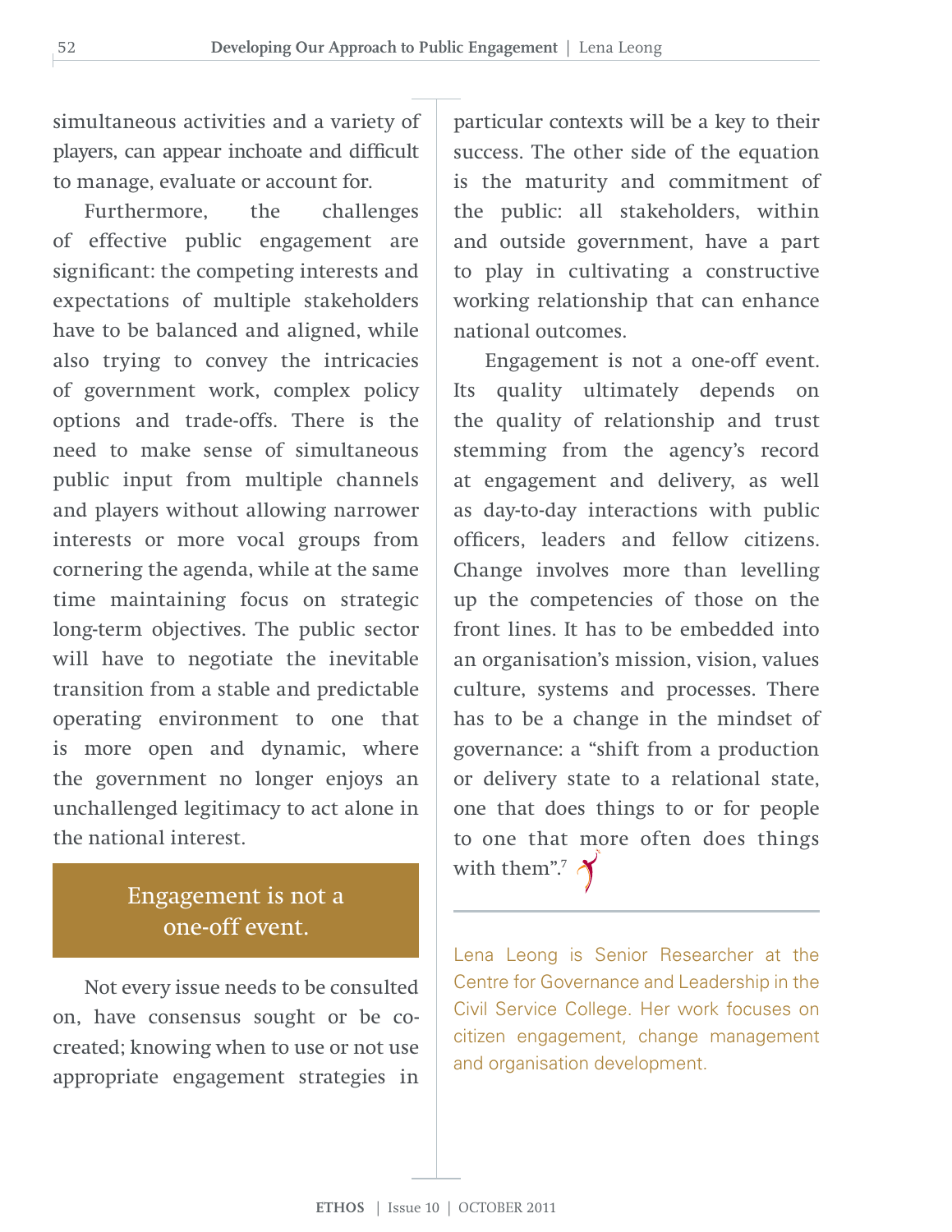simultaneous activities and a variety of players, can appear inchoate and difficult to manage, evaluate or account for.

Furthermore, the challenges of effective public engagement are significant: the competing interests and expectations of multiple stakeholders have to be balanced and aligned, while also trying to convey the intricacies of government work, complex policy options and trade-offs. There is the need to make sense of simultaneous public input from multiple channels and players without allowing narrower interests or more vocal groups from cornering the agenda, while at the same time maintaining focus on strategic long-term objectives. The public sector will have to negotiate the inevitable transition from a stable and predictable operating environment to one that is more open and dynamic, where the government no longer enjoys an unchallenged legitimacy to act alone in the national interest.

> Engagement is not a one-off event.

Not every issue needs to be consulted on, have consensus sought or be co-created; knowing when to use or not use appropriate engagement strategies in particular contexts will be a key to their success. The other side of the equation is the maturity and commitment of the public: all stakeholders, within and outside government, have a part to play in cultivating a constructive working relationship that can enhance national outcomes.

Engagement is not a one-off event. Its quality ultimately depends on the quality of relationship and trust stemming from the agency's record at engagement and delivery, as well as day-to-day interactions with public officers, leaders and fellow citizens. Change involves more than levelling up the competencies of those on the front lines. It has to be embedded into an organisation's mission, vision, values culture, systems and processes. There has to be a change in the mindset of governance: a "shift from a production or delivery state to a relational state, one that does things to or for people to one that more often does things with them".[7]

---

Lena Leong is Senior Researcher at the Centre for Governance and Leadership in the Civil Service College. Her work focuses on citizen engagement, change management and organisation development.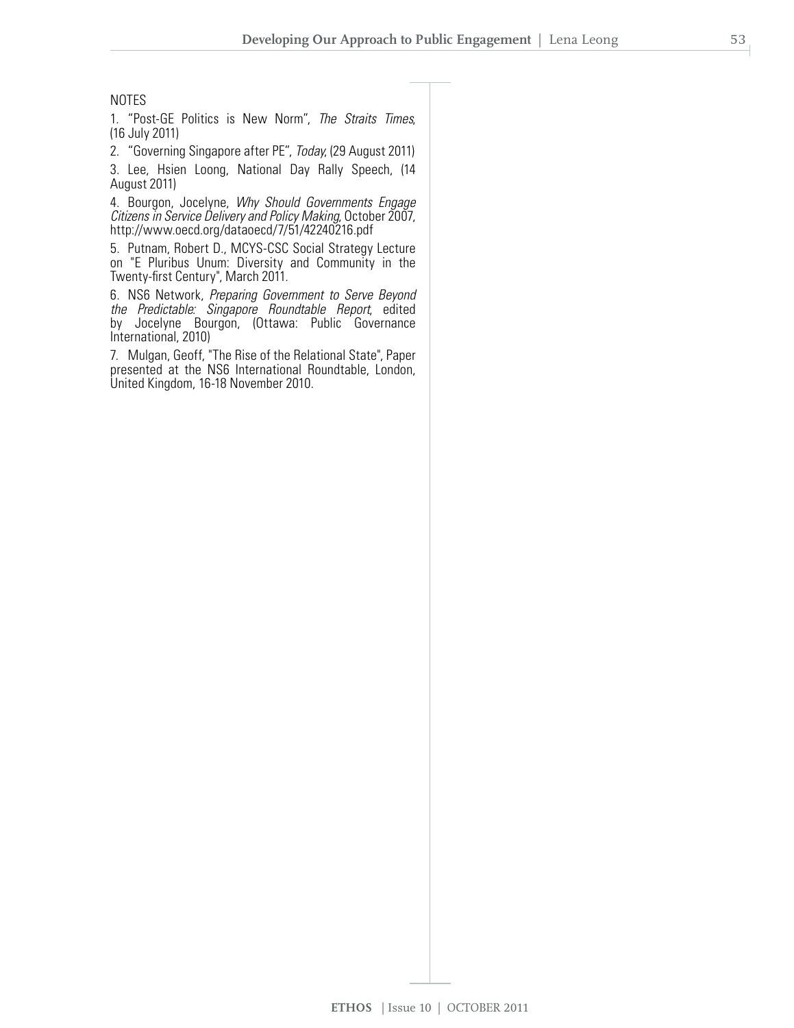NOTES

1. "Post-GE Politics is New Norm", *The Straits Times*, (16 July 2011)

2. "Governing Singapore after PE", *Today*, (29 August 2011)

3. Lee, Hsien Loong, National Day Rally Speech, (14 August 2011)

4. Bourgon, Jocelyne, *Why Should Governments Engage Citizens in Service Delivery and Policy Making*, October 2007, http://www.oecd.org/dataoecd/7/51/42240216.pdf

5. Putnam, Robert D., MCYS-CSC Social Strategy Lecture on "E Pluribus Unum: Diversity and Community in the Twenty-first Century", March 2011.

6. NS6 Network, *Preparing Government to Serve Beyond the Predictable: Singapore Roundtable Report*, edited by Jocelyne Bourgon, (Ottawa: Public Governance International, 2010)

7. Mulgan, Geoff, "The Rise of the Relational State", Paper presented at the NS6 International Roundtable, London, United Kingdom, 16-18 November 2010.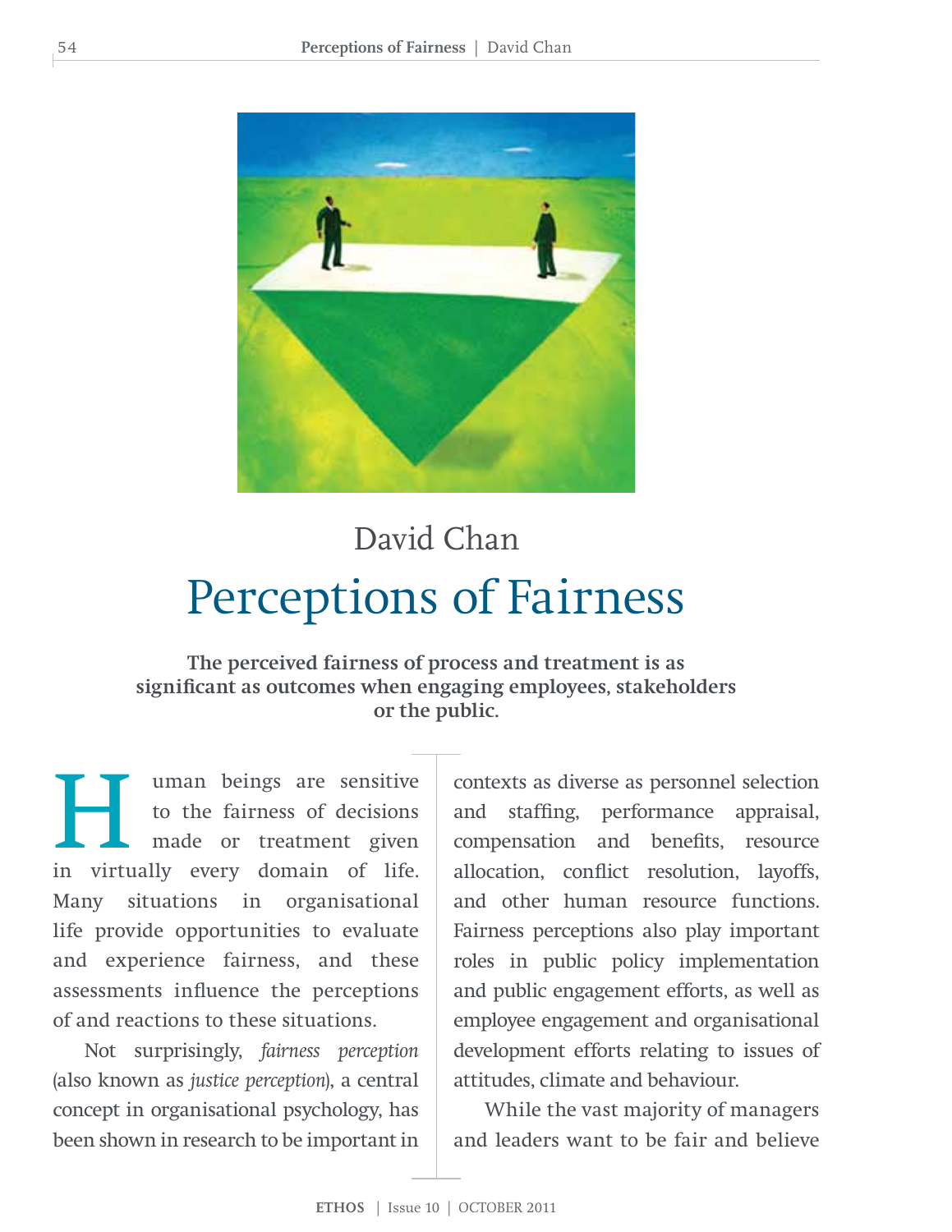David Chan

# Perceptions of Fairness

**The perceived fairness of process and treatment is as significant as outcomes when engaging employees, stakeholders or the public.**

Human beings are sensitive to the fairness of decisions made or treatment given in virtually every domain of life. Many situations in organisational life provide opportunities to evaluate and experience fairness, and these assessments influence the perceptions of and reactions to these situations.

Not surprisingly, *fairness perception* (also known as *justice perception*), a central concept in organisational psychology, has been shown in research to be important in contexts as diverse as personnel selection and staffing, performance appraisal, compensation and benefits, resource allocation, conflict resolution, layoffs, and other human resource functions. Fairness perceptions also play important roles in public policy implementation and public engagement efforts, as well as employee engagement and organisational development efforts relating to issues of attitudes, climate and behaviour.

While the vast majority of managers and leaders want to be fair and believe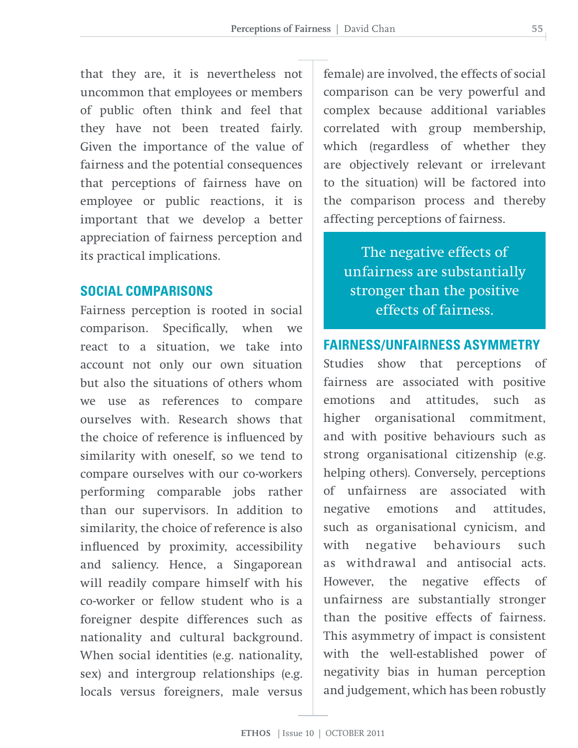that they are, it is nevertheless not uncommon that employees or members of public often think and feel that they have not been treated fairly. Given the importance of the value of fairness and the potential consequences that perceptions of fairness have on employee or public reactions, it is important that we develop a better appreciation of fairness perception and its practical implications.

## SOCIAL COMPARISONS

Fairness perception is rooted in social comparison. Specifically, when we react to a situation, we take into account not only our own situation but also the situations of others whom we use as references to compare ourselves with. Research shows that the choice of reference is influenced by similarity with oneself, so we tend to compare ourselves with our co-workers performing comparable jobs rather than our supervisors. In addition to similarity, the choice of reference is also influenced by proximity, accessibility and saliency. Hence, a Singaporean will readily compare himself with his co-worker or fellow student who is a foreigner despite differences such as nationality and cultural background. When social identities (e.g. nationality, sex) and intergroup relationships (e.g. locals versus foreigners, male versus female) are involved, the effects of social comparison can be very powerful and complex because additional variables correlated with group membership, which (regardless of whether they are objectively relevant or irrelevant to the situation) will be factored into the comparison process and thereby affecting perceptions of fairness.

> The negative effects of unfairness are substantially stronger than the positive effects of fairness.

## FAIRNESS/UNFAIRNESS ASYMMETRY

Studies show that perceptions of fairness are associated with positive emotions and attitudes, such as higher organisational commitment, and with positive behaviours such as strong organisational citizenship (e.g. helping others). Conversely, perceptions of unfairness are associated with negative emotions and attitudes, such as organisational cynicism, and with negative behaviours such as withdrawal and antisocial acts. However, the negative effects of unfairness are substantially stronger than the positive effects of fairness. This asymmetry of impact is consistent with the well-established power of negativity bias in human perception and judgement, which has been robustly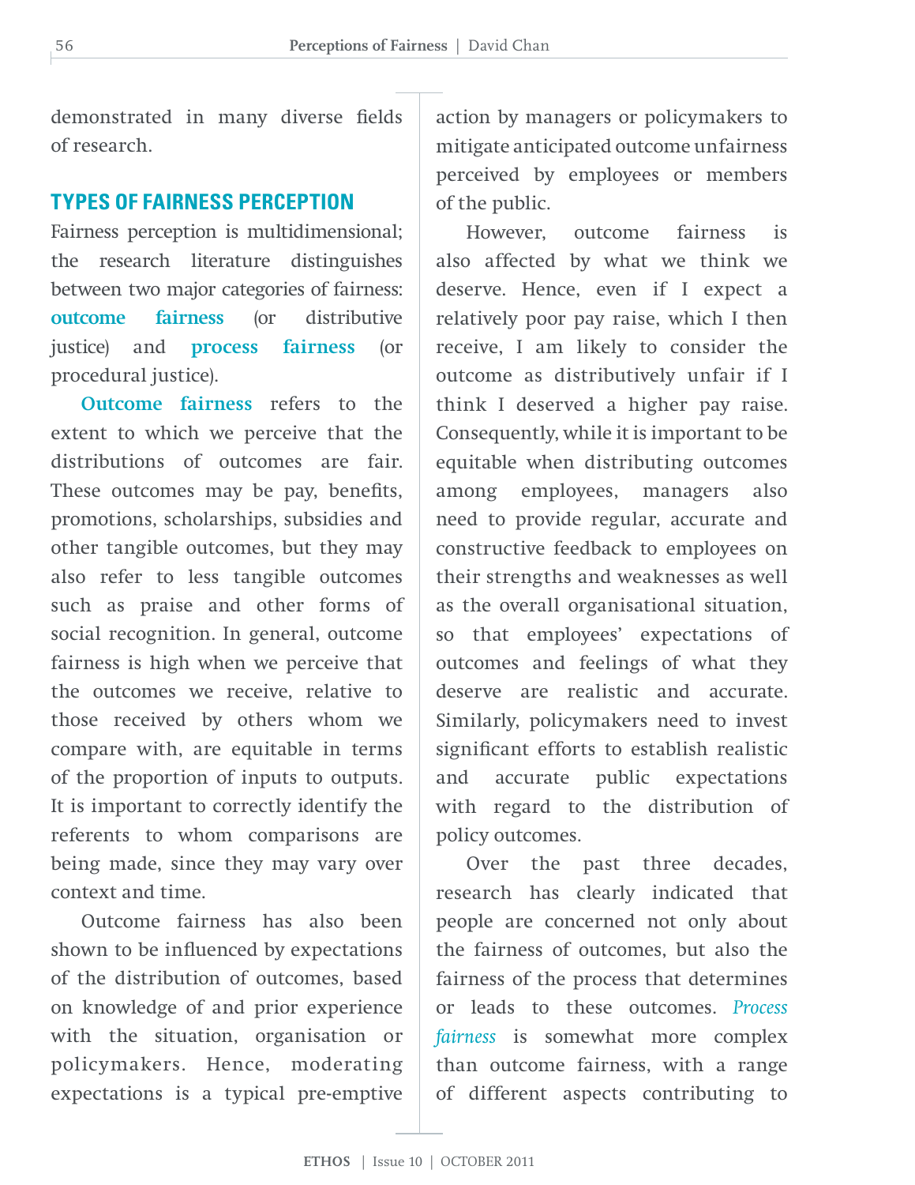demonstrated in many diverse fields of research.

## TYPES OF FAIRNESS PERCEPTION

Fairness perception is multidimensional; the research literature distinguishes between two major categories of fairness: **outcome fairness** (or distributive justice) and **process fairness** (or procedural justice).

**Outcome fairness** refers to the extent to which we perceive that the distributions of outcomes are fair. These outcomes may be pay, benefits, promotions, scholarships, subsidies and other tangible outcomes, but they may also refer to less tangible outcomes such as praise and other forms of social recognition. In general, outcome fairness is high when we perceive that the outcomes we receive, relative to those received by others whom we compare with, are equitable in terms of the proportion of inputs to outputs. It is important to correctly identify the referents to whom comparisons are being made, since they may vary over context and time.

Outcome fairness has also been shown to be influenced by expectations of the distribution of outcomes, based on knowledge of and prior experience with the situation, organisation or policymakers. Hence, moderating expectations is a typical pre-emptive action by managers or policymakers to mitigate anticipated outcome unfairness perceived by employees or members of the public.

However, outcome fairness is also affected by what we think we deserve. Hence, even if I expect a relatively poor pay raise, which I then receive, I am likely to consider the outcome as distributively unfair if I think I deserved a higher pay raise. Consequently, while it is important to be equitable when distributing outcomes among employees, managers also need to provide regular, accurate and constructive feedback to employees on their strengths and weaknesses as well as the overall organisational situation, so that employees' expectations of outcomes and feelings of what they deserve are realistic and accurate. Similarly, policymakers need to invest significant efforts to establish realistic and accurate public expectations with regard to the distribution of policy outcomes.

Over the past three decades, research has clearly indicated that people are concerned not only about the fairness of outcomes, but also the fairness of the process that determines or leads to these outcomes. *Process fairness* is somewhat more complex than outcome fairness, with a range of different aspects contributing to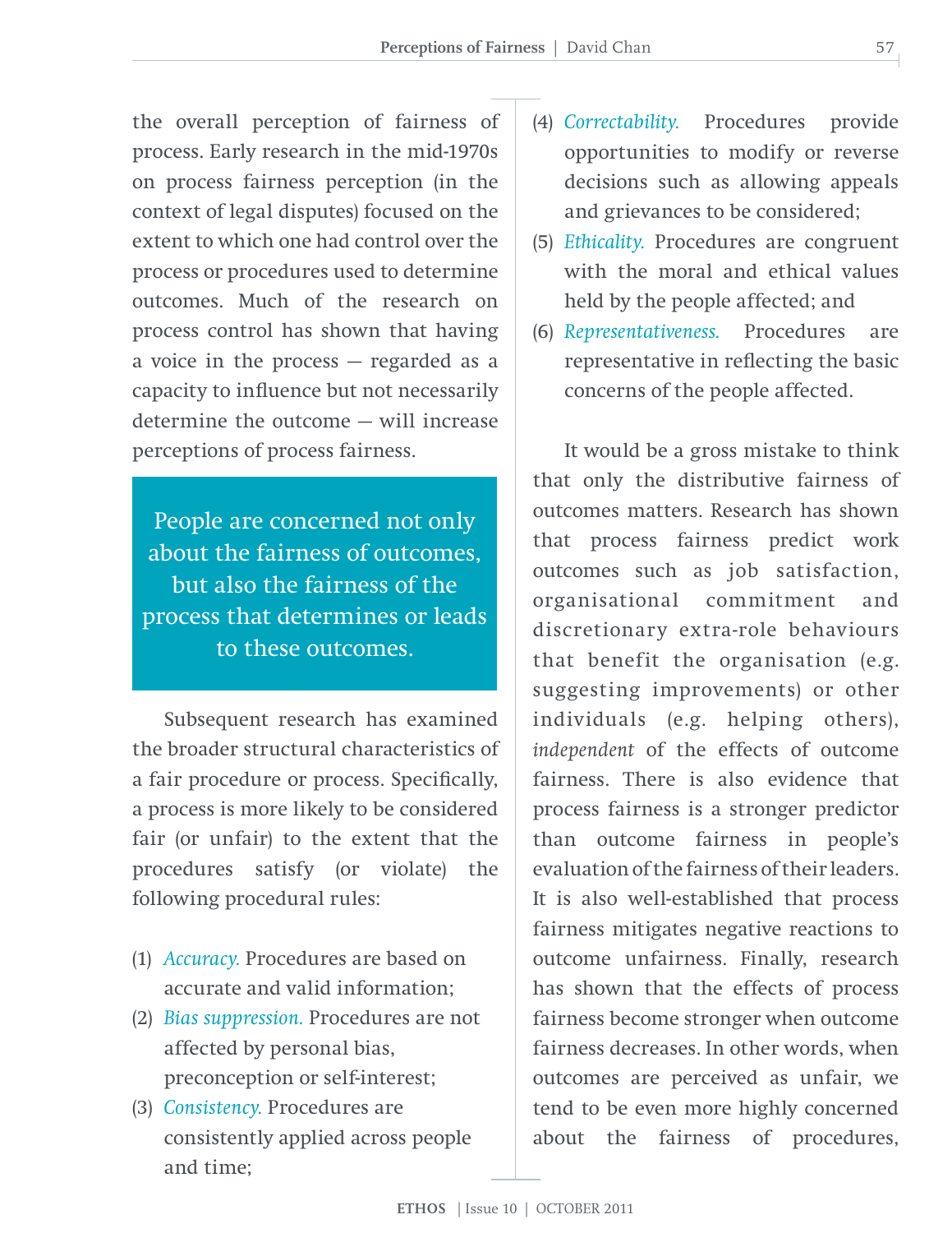the overall perception of fairness of process. Early research in the mid-1970s on process fairness perception (in the context of legal disputes) focused on the extent to which one had control over the process or procedures used to determine outcomes. Much of the research on process control has shown that having a voice in the process — regarded as a capacity to influence but not necessarily determine the outcome — will increase perceptions of process fairness.

> People are concerned not only about the fairness of outcomes, but also the fairness of the process that determines or leads to these outcomes.

Subsequent research has examined the broader structural characteristics of a fair procedure or process. Specifically, a process is more likely to be considered fair (or unfair) to the extent that the procedures satisfy (or violate) the following procedural rules:

(1) *Accuracy.* Procedures are based on accurate and valid information;
(2) *Bias suppression.* Procedures are not affected by personal bias, preconception or self-interest;
(3) *Consistency.* Procedures are consistently applied across people and time;
(4) *Correctability.* Procedures provide opportunities to modify or reverse decisions such as allowing appeals and grievances to be considered;
(5) *Ethicality.* Procedures are congruent with the moral and ethical values held by the people affected; and
(6) *Representativeness.* Procedures are representative in reflecting the basic concerns of the people affected.

It would be a gross mistake to think that only the distributive fairness of outcomes matters. Research has shown that process fairness predict work outcomes such as job satisfaction, organisational commitment and discretionary extra-role behaviours that benefit the organisation (e.g. suggesting improvements) or other individuals (e.g. helping others), *independent* of the effects of outcome fairness. There is also evidence that process fairness is a stronger predictor than outcome fairness in people's evaluation of the fairness of their leaders. It is also well-established that process fairness mitigates negative reactions to outcome unfairness. Finally, research has shown that the effects of process fairness become stronger when outcome fairness decreases. In other words, when outcomes are perceived as unfair, we tend to be even more highly concerned about the fairness of procedures,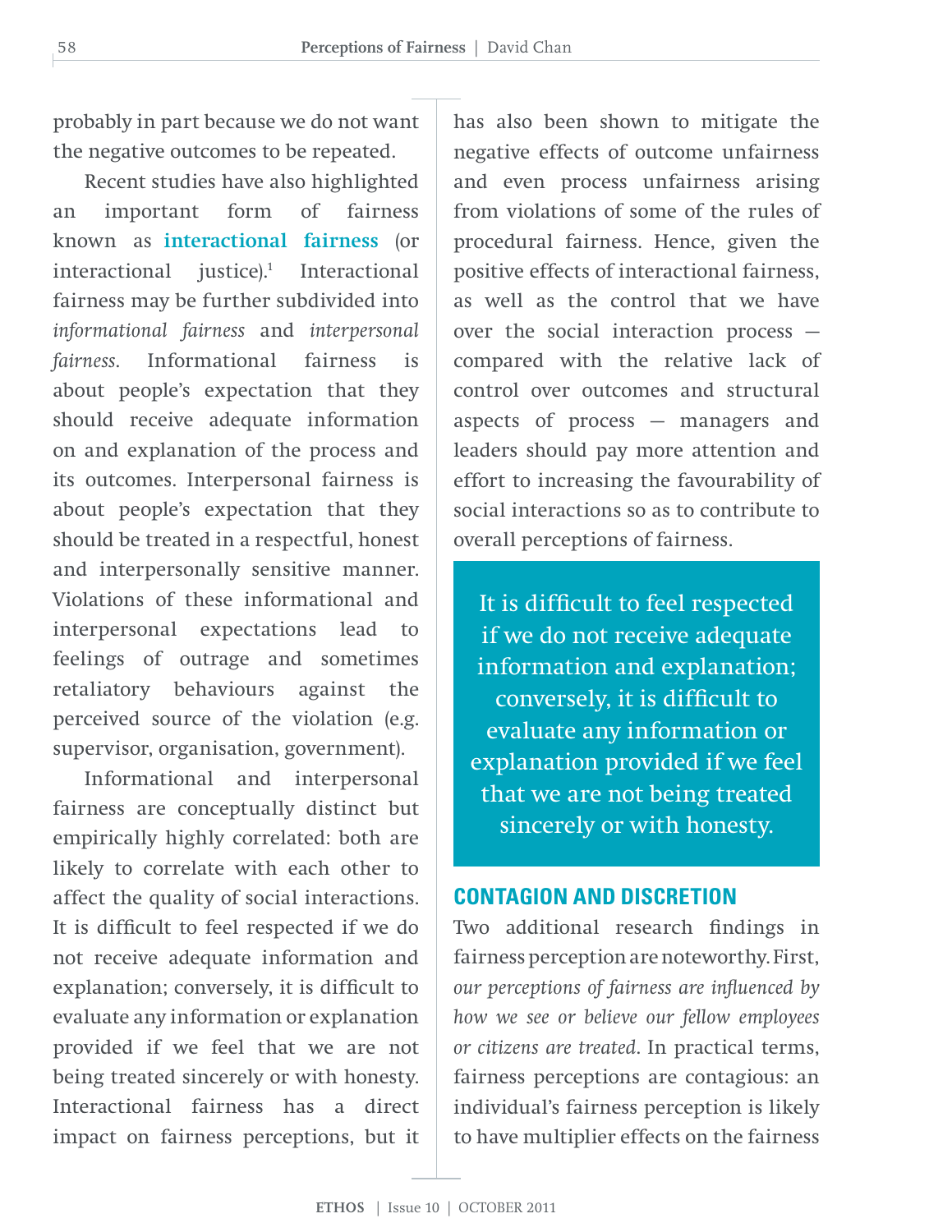probably in part because we do not want the negative outcomes to be repeated.

Recent studies have also highlighted an important form of fairness known as **interactional fairness** (or interactional justice).[1] Interactional fairness may be further subdivided into *informational fairness* and *interpersonal fairness*. Informational fairness is about people's expectation that they should receive adequate information on and explanation of the process and its outcomes. Interpersonal fairness is about people's expectation that they should be treated in a respectful, honest and interpersonally sensitive manner. Violations of these informational and interpersonal expectations lead to feelings of outrage and sometimes retaliatory behaviours against the perceived source of the violation (e.g. supervisor, organisation, government).

Informational and interpersonal fairness are conceptually distinct but empirically highly correlated: both are likely to correlate with each other to affect the quality of social interactions. It is difficult to feel respected if we do not receive adequate information and explanation; conversely, it is difficult to evaluate any information or explanation provided if we feel that we are not being treated sincerely or with honesty. Interactional fairness has a direct impact on fairness perceptions, but it has also been shown to mitigate the negative effects of outcome unfairness and even process unfairness arising from violations of some of the rules of procedural fairness. Hence, given the positive effects of interactional fairness, as well as the control that we have over the social interaction process — compared with the relative lack of control over outcomes and structural aspects of process — managers and leaders should pay more attention and effort to increasing the favourability of social interactions so as to contribute to overall perceptions of fairness.

> It is difficult to feel respected if we do not receive adequate information and explanation; conversely, it is difficult to evaluate any information or explanation provided if we feel that we are not being treated sincerely or with honesty.

## CONTAGION AND DISCRETION

Two additional research findings in fairness perception are noteworthy. First, *our perceptions of fairness are influenced by how we see or believe our fellow employees or citizens are treated*. In practical terms, fairness perceptions are contagious: an individual's fairness perception is likely to have multiplier effects on the fairness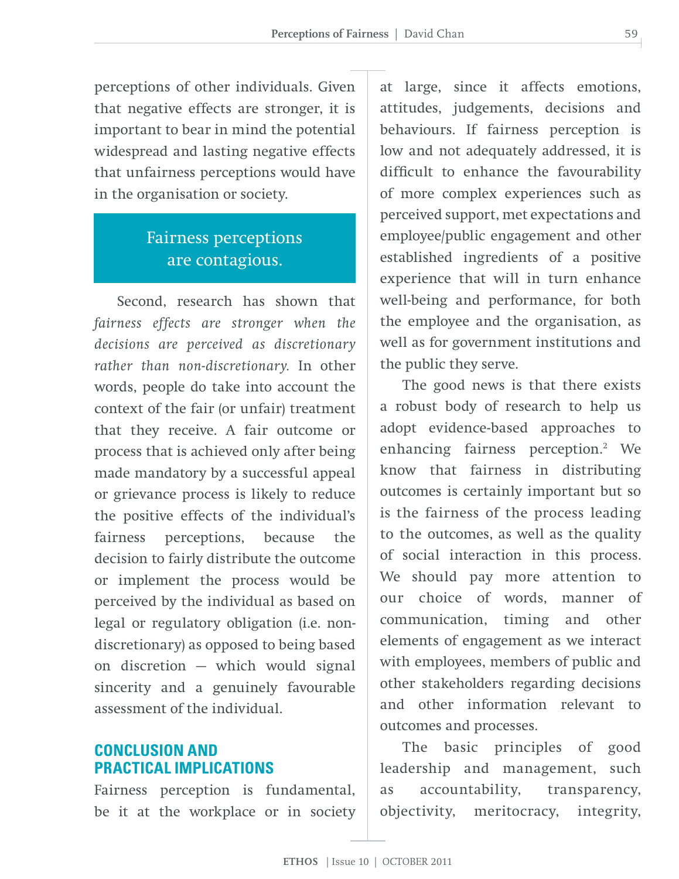perceptions of other individuals. Given that negative effects are stronger, it is important to bear in mind the potential widespread and lasting negative effects that unfairness perceptions would have in the organisation or society.

> Fairness perceptions are contagious.

Second, research has shown that *fairness effects are stronger when the decisions are perceived as discretionary rather than non-discretionary.* In other words, people do take into account the context of the fair (or unfair) treatment that they receive. A fair outcome or process that is achieved only after being made mandatory by a successful appeal or grievance process is likely to reduce the positive effects of the individual's fairness perceptions, because the decision to fairly distribute the outcome or implement the process would be perceived by the individual as based on legal or regulatory obligation (i.e. non-discretionary) as opposed to being based on discretion — which would signal sincerity and a genuinely favourable assessment of the individual.

## CONCLUSION AND PRACTICAL IMPLICATIONS

Fairness perception is fundamental, be it at the workplace or in society at large, since it affects emotions, attitudes, judgements, decisions and behaviours. If fairness perception is low and not adequately addressed, it is difficult to enhance the favourability of more complex experiences such as perceived support, met expectations and employee/public engagement and other established ingredients of a positive experience that will in turn enhance well-being and performance, for both the employee and the organisation, as well as for government institutions and the public they serve.

The good news is that there exists a robust body of research to help us adopt evidence-based approaches to enhancing fairness perception.[2] We know that fairness in distributing outcomes is certainly important but so is the fairness of the process leading to the outcomes, as well as the quality of social interaction in this process. We should pay more attention to our choice of words, manner of communication, timing and other elements of engagement as we interact with employees, members of public and other stakeholders regarding decisions and other information relevant to outcomes and processes.

The basic principles of good leadership and management, such as accountability, transparency, objectivity, meritocracy, integrity,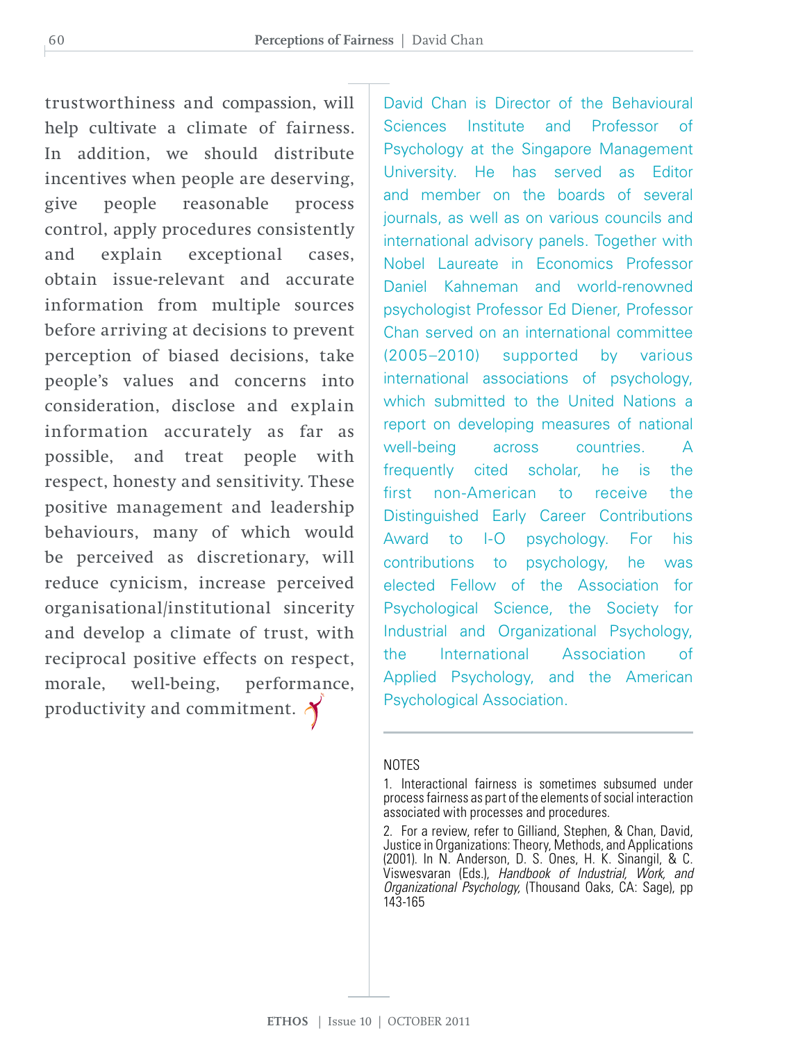trustworthiness and compassion, will help cultivate a climate of fairness. In addition, we should distribute incentives when people are deserving, give people reasonable process control, apply procedures consistently and explain exceptional cases, obtain issue-relevant and accurate information from multiple sources before arriving at decisions to prevent perception of biased decisions, take people's values and concerns into consideration, disclose and explain information accurately as far as possible, and treat people with respect, honesty and sensitivity. These positive management and leadership behaviours, many of which would be perceived as discretionary, will reduce cynicism, increase perceived organisational/institutional sincerity and develop a climate of trust, with reciprocal positive effects on respect, morale, well-being, performance, productivity and commitment.

David Chan is Director of the Behavioural Sciences Institute and Professor of Psychology at the Singapore Management University. He has served as Editor and member on the boards of several journals, as well as on various councils and international advisory panels. Together with Nobel Laureate in Economics Professor Daniel Kahneman and world-renowned psychologist Professor Ed Diener, Professor Chan served on an international committee (2005–2010) supported by various international associations of psychology, which submitted to the United Nations a report on developing measures of national well-being across countries. A frequently cited scholar, he is the first non-American to receive the Distinguished Early Career Contributions Award to I-O psychology. For his contributions to psychology, he was elected Fellow of the Association for Psychological Science, the Society for Industrial and Organizational Psychology, the International Association of Applied Psychology, and the American Psychological Association.

NOTES

1. Interactional fairness is sometimes subsumed under process fairness as part of the elements of social interaction associated with processes and procedures.

2. For a review, refer to Gilliand, Stephen, & Chan, David, Justice in Organizations: Theory, Methods, and Applications (2001). In N. Anderson, D. S. Ones, H. K. Sinangil, & C. Viswesvaran (Eds.), *Handbook of Industrial, Work, and Organizational Psychology,* (Thousand Oaks, CA: Sage), pp 143-165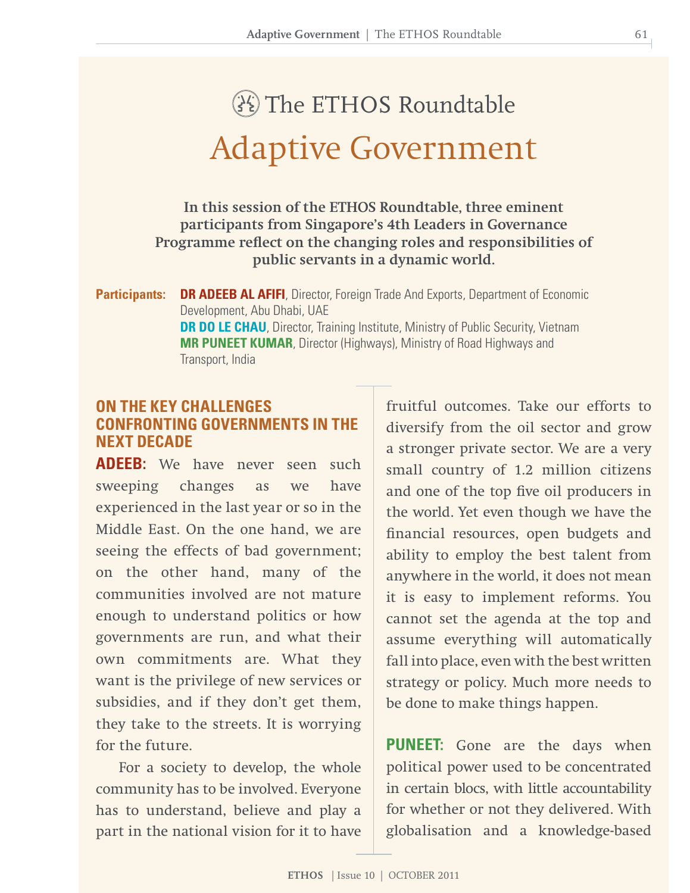# The ETHOS Roundtable

# Adaptive Government

**In this session of the ETHOS Roundtable, three eminent participants from Singapore's 4th Leaders in Governance Programme reflect on the changing roles and responsibilities of public servants in a dynamic world.**

**Participants:** **DR ADEEB AL AFIFI**, Director, Foreign Trade And Exports, Department of Economic Development, Abu Dhabi, UAE
**DR DO LE CHAU**, Director, Training Institute, Ministry of Public Security, Vietnam
**MR PUNEET KUMAR**, Director (Highways), Ministry of Road Highways and Transport, India

## ON THE KEY CHALLENGES CONFRONTING GOVERNMENTS IN THE NEXT DECADE

**ADEEB:** We have never seen such sweeping changes as we have experienced in the last year or so in the Middle East. On the one hand, we are seeing the effects of bad government; on the other hand, many of the communities involved are not mature enough to understand politics or how governments are run, and what their own commitments are. What they want is the privilege of new services or subsidies, and if they don't get them, they take to the streets. It is worrying for the future.

For a society to develop, the whole community has to be involved. Everyone has to understand, believe and play a part in the national vision for it to have fruitful outcomes. Take our efforts to diversify from the oil sector and grow a stronger private sector. We are a very small country of 1.2 million citizens and one of the top five oil producers in the world. Yet even though we have the financial resources, open budgets and ability to employ the best talent from anywhere in the world, it does not mean it is easy to implement reforms. You cannot set the agenda at the top and assume everything will automatically fall into place, even with the best written strategy or policy. Much more needs to be done to make things happen.

**PUNEET:** Gone are the days when political power used to be concentrated in certain blocs, with little accountability for whether or not they delivered. With globalisation and a knowledge-based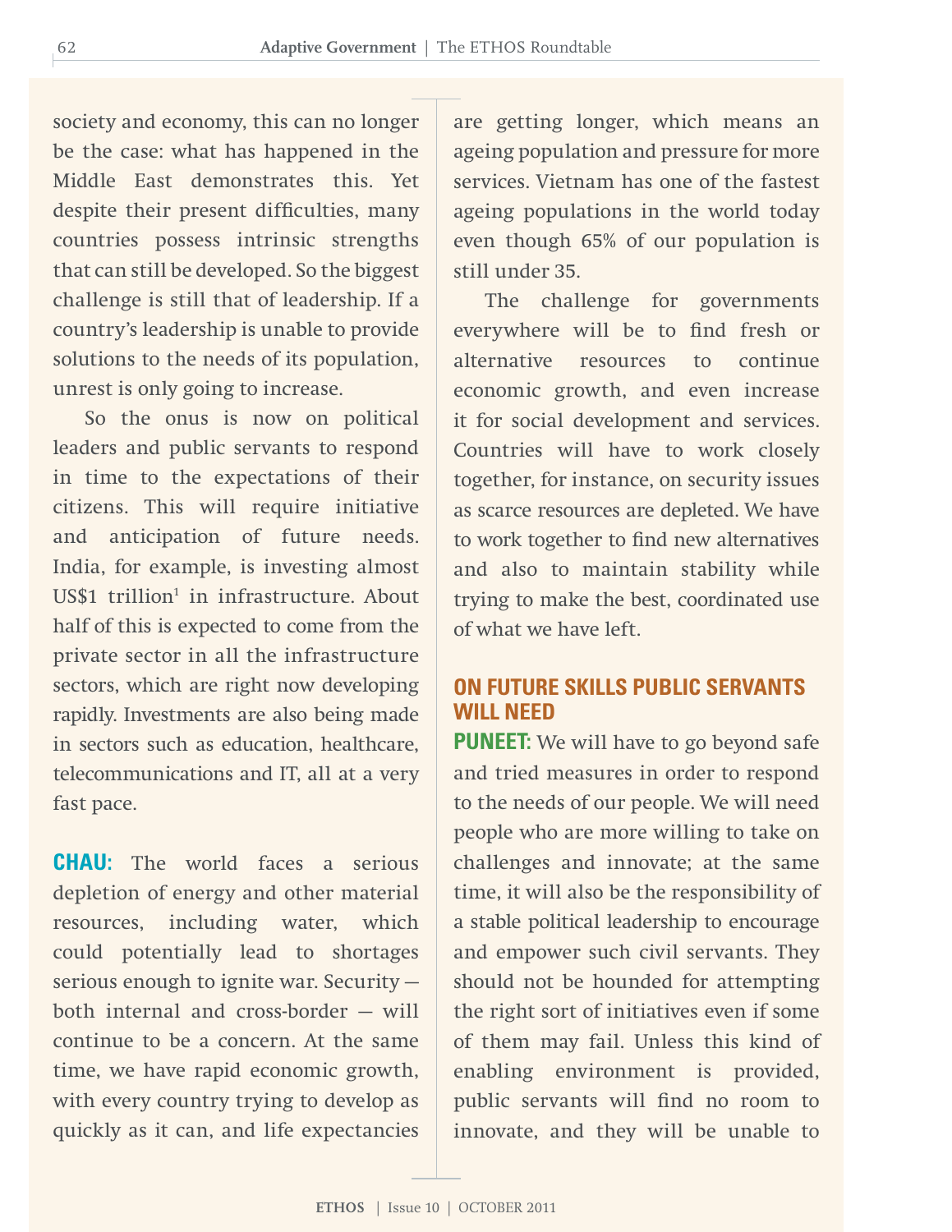society and economy, this can no longer be the case: what has happened in the Middle East demonstrates this. Yet despite their present difficulties, many countries possess intrinsic strengths that can still be developed. So the biggest challenge is still that of leadership. If a country's leadership is unable to provide solutions to the needs of its population, unrest is only going to increase.

So the onus is now on political leaders and public servants to respond in time to the expectations of their citizens. This will require initiative and anticipation of future needs. India, for example, is investing almost US$1 trillion[1] in infrastructure. About half of this is expected to come from the private sector in all the infrastructure sectors, which are right now developing rapidly. Investments are also being made in sectors such as education, healthcare, telecommunications and IT, all at a very fast pace.

**CHAU:** The world faces a serious depletion of energy and other material resources, including water, which could potentially lead to shortages serious enough to ignite war. Security — both internal and cross-border — will continue to be a concern. At the same time, we have rapid economic growth, with every country trying to develop as quickly as it can, and life expectancies are getting longer, which means an ageing population and pressure for more services. Vietnam has one of the fastest ageing populations in the world today even though 65% of our population is still under 35.

The challenge for governments everywhere will be to find fresh or alternative resources to continue economic growth, and even increase it for social development and services. Countries will have to work closely together, for instance, on security issues as scarce resources are depleted. We have to work together to find new alternatives and also to maintain stability while trying to make the best, coordinated use of what we have left.

## ON FUTURE SKILLS PUBLIC SERVANTS WILL NEED

**PUNEET:** We will have to go beyond safe and tried measures in order to respond to the needs of our people. We will need people who are more willing to take on challenges and innovate; at the same time, it will also be the responsibility of a stable political leadership to encourage and empower such civil servants. They should not be hounded for attempting the right sort of initiatives even if some of them may fail. Unless this kind of enabling environment is provided, public servants will find no room to innovate, and they will be unable to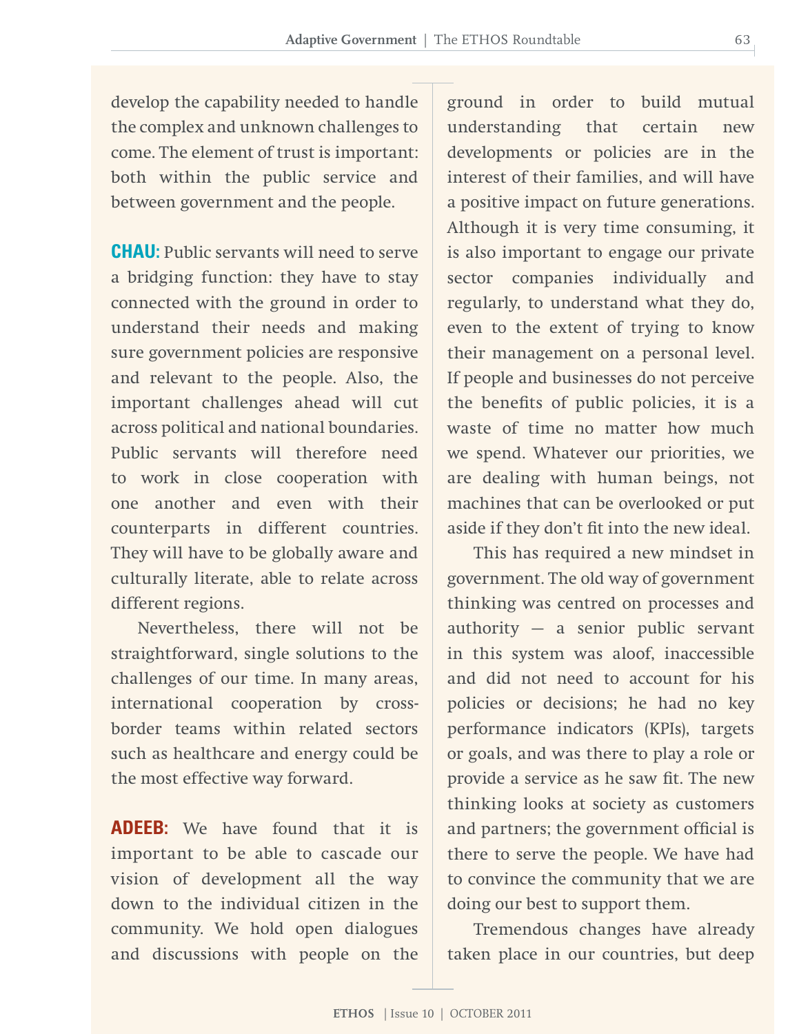develop the capability needed to handle the complex and unknown challenges to come. The element of trust is important: both within the public service and between government and the people.

**CHAU:** Public servants will need to serve a bridging function: they have to stay connected with the ground in order to understand their needs and making sure government policies are responsive and relevant to the people. Also, the important challenges ahead will cut across political and national boundaries. Public servants will therefore need to work in close cooperation with one another and even with their counterparts in different countries. They will have to be globally aware and culturally literate, able to relate across different regions.

Nevertheless, there will not be straightforward, single solutions to the challenges of our time. In many areas, international cooperation by cross-border teams within related sectors such as healthcare and energy could be the most effective way forward.

**ADEEB:** We have found that it is important to be able to cascade our vision of development all the way down to the individual citizen in the community. We hold open dialogues and discussions with people on the ground in order to build mutual understanding that certain new developments or policies are in the interest of their families, and will have a positive impact on future generations. Although it is very time consuming, it is also important to engage our private sector companies individually and regularly, to understand what they do, even to the extent of trying to know their management on a personal level. If people and businesses do not perceive the benefits of public policies, it is a waste of time no matter how much we spend. Whatever our priorities, we are dealing with human beings, not machines that can be overlooked or put aside if they don't fit into the new ideal.

This has required a new mindset in government. The old way of government thinking was centred on processes and authority — a senior public servant in this system was aloof, inaccessible and did not need to account for his policies or decisions; he had no key performance indicators (KPIs), targets or goals, and was there to play a role or provide a service as he saw fit. The new thinking looks at society as customers and partners; the government official is there to serve the people. We have had to convince the community that we are doing our best to support them.

Tremendous changes have already taken place in our countries, but deep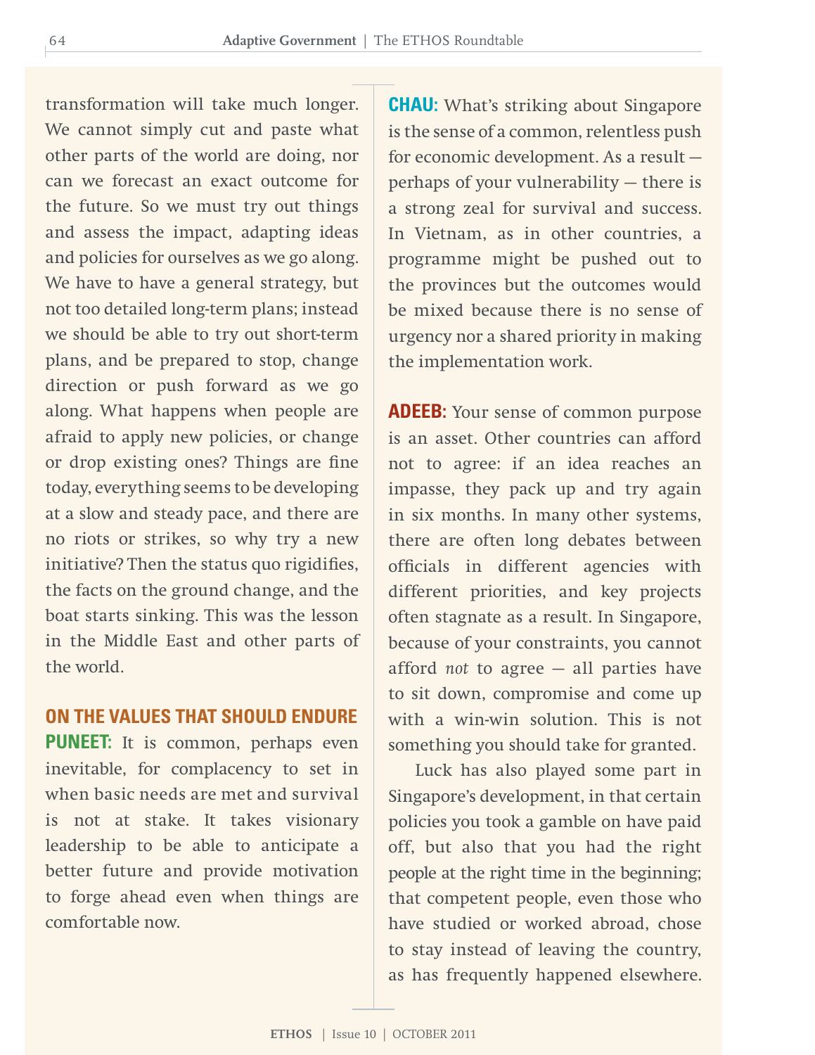transformation will take much longer. We cannot simply cut and paste what other parts of the world are doing, nor can we forecast an exact outcome for the future. So we must try out things and assess the impact, adapting ideas and policies for ourselves as we go along. We have to have a general strategy, but not too detailed long-term plans; instead we should be able to try out short-term plans, and be prepared to stop, change direction or push forward as we go along. What happens when people are afraid to apply new policies, or change or drop existing ones? Things are fine today, everything seems to be developing at a slow and steady pace, and there are no riots or strikes, so why try a new initiative? Then the status quo rigidifies, the facts on the ground change, and the boat starts sinking. This was the lesson in the Middle East and other parts of the world.

### ON THE VALUES THAT SHOULD ENDURE

**PUNEET:** It is common, perhaps even inevitable, for complacency to set in when basic needs are met and survival is not at stake. It takes visionary leadership to be able to anticipate a better future and provide motivation to forge ahead even when things are comfortable now.

**CHAU:** What's striking about Singapore is the sense of a common, relentless push for economic development. As a result — perhaps of your vulnerability — there is a strong zeal for survival and success. In Vietnam, as in other countries, a programme might be pushed out to the provinces but the outcomes would be mixed because there is no sense of urgency nor a shared priority in making the implementation work.

**ADEEB:** Your sense of common purpose is an asset. Other countries can afford not to agree: if an idea reaches an impasse, they pack up and try again in six months. In many other systems, there are often long debates between officials in different agencies with different priorities, and key projects often stagnate as a result. In Singapore, because of your constraints, you cannot afford *not* to agree — all parties have to sit down, compromise and come up with a win-win solution. This is not something you should take for granted.

Luck has also played some part in Singapore's development, in that certain policies you took a gamble on have paid off, but also that you had the right people at the right time in the beginning; that competent people, even those who have studied or worked abroad, chose to stay instead of leaving the country, as has frequently happened elsewhere.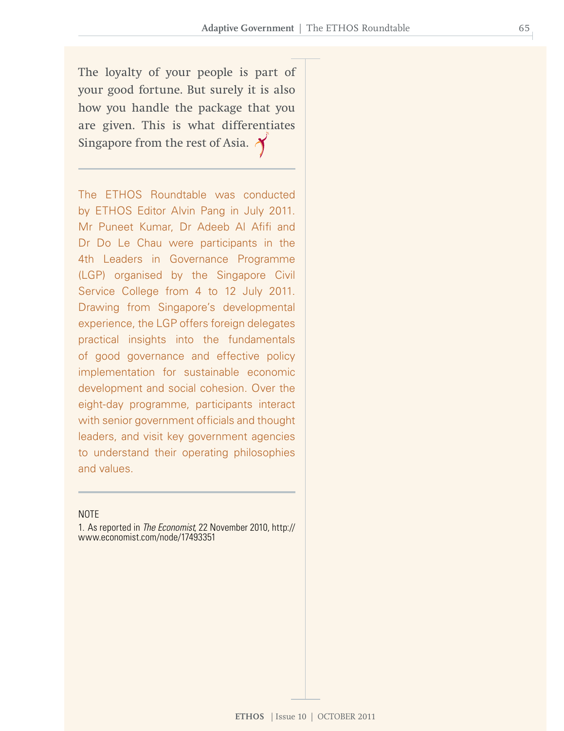The loyalty of your people is part of your good fortune. But surely it is also how you handle the package that you are given. This is what differentiates Singapore from the rest of Asia.

---

The ETHOS Roundtable was conducted by ETHOS Editor Alvin Pang in July 2011. Mr Puneet Kumar, Dr Adeeb Al Afifi and Dr Do Le Chau were participants in the 4th Leaders in Governance Programme (LGP) organised by the Singapore Civil Service College from 4 to 12 July 2011. Drawing from Singapore's developmental experience, the LGP offers foreign delegates practical insights into the fundamentals of good governance and effective policy implementation for sustainable economic development and social cohesion. Over the eight-day programme, participants interact with senior government officials and thought leaders, and visit key government agencies to understand their operating philosophies and values.

---

NOTE

1. As reported in *The Economist*, 22 November 2010, http://www.economist.com/node/17493351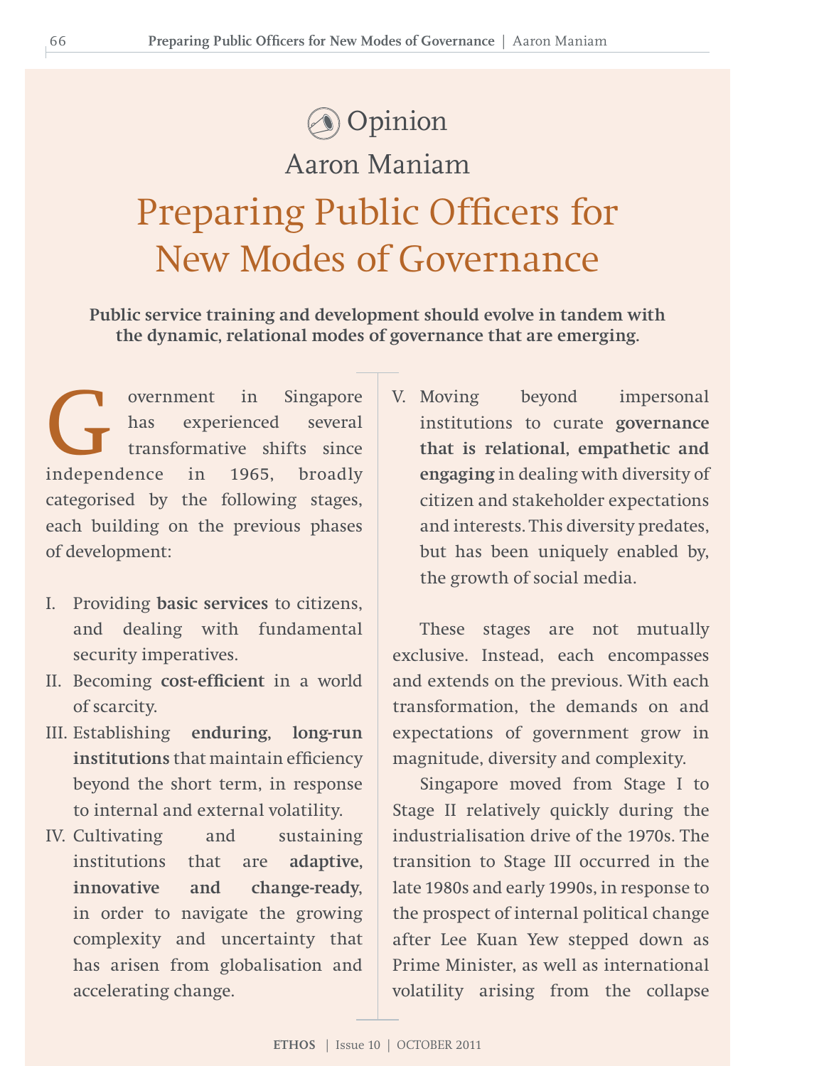Opinion

Aaron Maniam

# Preparing Public Officers for New Modes of Governance

**Public service training and development should evolve in tandem with the dynamic, relational modes of governance that are emerging.**

Government in Singapore has experienced several transformative shifts since independence in 1965, broadly categorised by the following stages, each building on the previous phases of development:

I. Providing **basic services** to citizens, and dealing with fundamental security imperatives.

II. Becoming **cost-efficient** in a world of scarcity.

III. Establishing **enduring, long-run institutions** that maintain efficiency beyond the short term, in response to internal and external volatility.

IV. Cultivating and sustaining institutions that are **adaptive, innovative and change-ready**, in order to navigate the growing complexity and uncertainty that has arisen from globalisation and accelerating change.

V. Moving beyond impersonal institutions to curate **governance that is relational, empathetic and engaging** in dealing with diversity of citizen and stakeholder expectations and interests. This diversity predates, but has been uniquely enabled by, the growth of social media.

These stages are not mutually exclusive. Instead, each encompasses and extends on the previous. With each transformation, the demands on and expectations of government grow in magnitude, diversity and complexity.

Singapore moved from Stage I to Stage II relatively quickly during the industrialisation drive of the 1970s. The transition to Stage III occurred in the late 1980s and early 1990s, in response to the prospect of internal political change after Lee Kuan Yew stepped down as Prime Minister, as well as international volatility arising from the collapse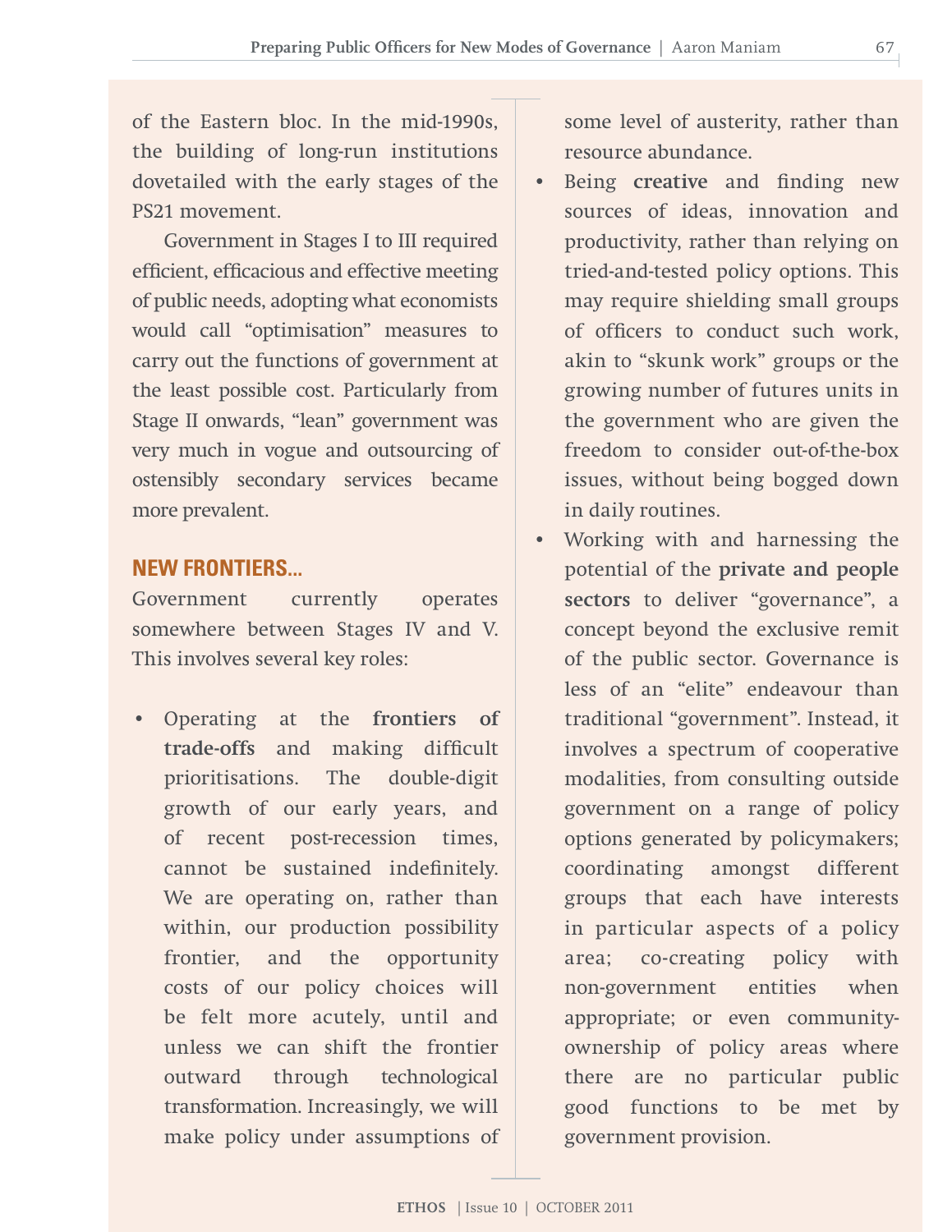of the Eastern bloc. In the mid-1990s, the building of long-run institutions dovetailed with the early stages of the PS21 movement.

Government in Stages I to III required efficient, efficacious and effective meeting of public needs, adopting what economists would call "optimisation" measures to carry out the functions of government at the least possible cost. Particularly from Stage II onwards, "lean" government was very much in vogue and outsourcing of ostensibly secondary services became more prevalent.

## NEW FRONTIERS...

Government currently operates somewhere between Stages IV and V. This involves several key roles:

- Operating at the **frontiers of trade-offs** and making difficult prioritisations. The double-digit growth of our early years, and of recent post-recession times, cannot be sustained indefinitely. We are operating on, rather than within, our production possibility frontier, and the opportunity costs of our policy choices will be felt more acutely, until and unless we can shift the frontier outward through technological transformation. Increasingly, we will make policy under assumptions of some level of austerity, rather than resource abundance.
- Being **creative** and finding new sources of ideas, innovation and productivity, rather than relying on tried-and-tested policy options. This may require shielding small groups of officers to conduct such work, akin to "skunk work" groups or the growing number of futures units in the government who are given the freedom to consider out-of-the-box issues, without being bogged down in daily routines.
- Working with and harnessing the potential of the **private and people sectors** to deliver "governance", a concept beyond the exclusive remit of the public sector. Governance is less of an "elite" endeavour than traditional "government". Instead, it involves a spectrum of cooperative modalities, from consulting outside government on a range of policy options generated by policymakers; coordinating amongst different groups that each have interests in particular aspects of a policy area; co-creating policy with non-government entities when appropriate; or even community-ownership of policy areas where there are no particular public good functions to be met by government provision.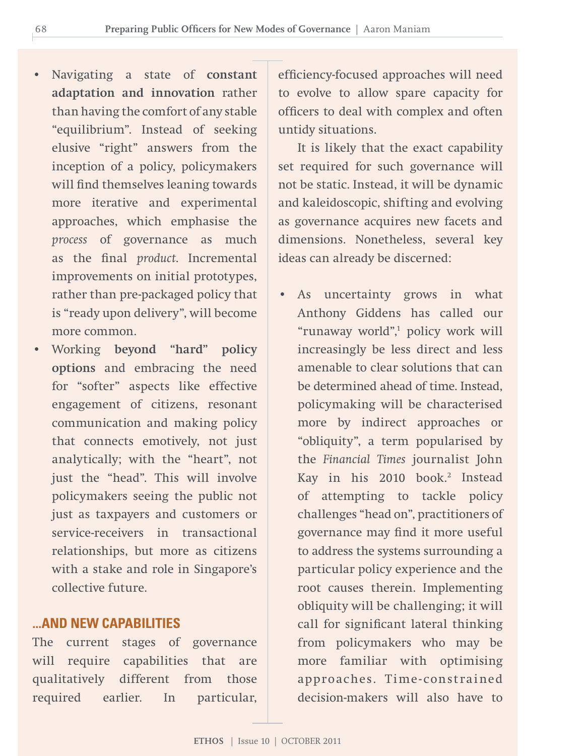- Navigating a state of **constant adaptation and innovation** rather than having the comfort of any stable "equilibrium". Instead of seeking elusive "right" answers from the inception of a policy, policymakers will find themselves leaning towards more iterative and experimental approaches, which emphasise the *process* of governance as much as the final *product*. Incremental improvements on initial prototypes, rather than pre-packaged policy that is "ready upon delivery", will become more common.
- Working **beyond "hard" policy options** and embracing the need for "softer" aspects like effective engagement of citizens, resonant communication and making policy that connects emotively, not just analytically; with the "heart", not just the "head". This will involve policymakers seeing the public not just as taxpayers and customers or service-receivers in transactional relationships, but more as citizens with a stake and role in Singapore's collective future.

## ...AND NEW CAPABILITIES

The current stages of governance will require capabilities that are qualitatively different from those required earlier. In particular, efficiency-focused approaches will need to evolve to allow spare capacity for officers to deal with complex and often untidy situations.

It is likely that the exact capability set required for such governance will not be static. Instead, it will be dynamic and kaleidoscopic, shifting and evolving as governance acquires new facets and dimensions. Nonetheless, several key ideas can already be discerned:

- As uncertainty grows in what Anthony Giddens has called our "runaway world",[1] policy work will increasingly be less direct and less amenable to clear solutions that can be determined ahead of time. Instead, policymaking will be characterised more by indirect approaches or "obliquity", a term popularised by the *Financial Times* journalist John Kay in his 2010 book.[2] Instead of attempting to tackle policy challenges "head on", practitioners of governance may find it more useful to address the systems surrounding a particular policy experience and the root causes therein. Implementing obliquity will be challenging; it will call for significant lateral thinking from policymakers who may be more familiar with optimising approaches. Time-constrained decision-makers will also have to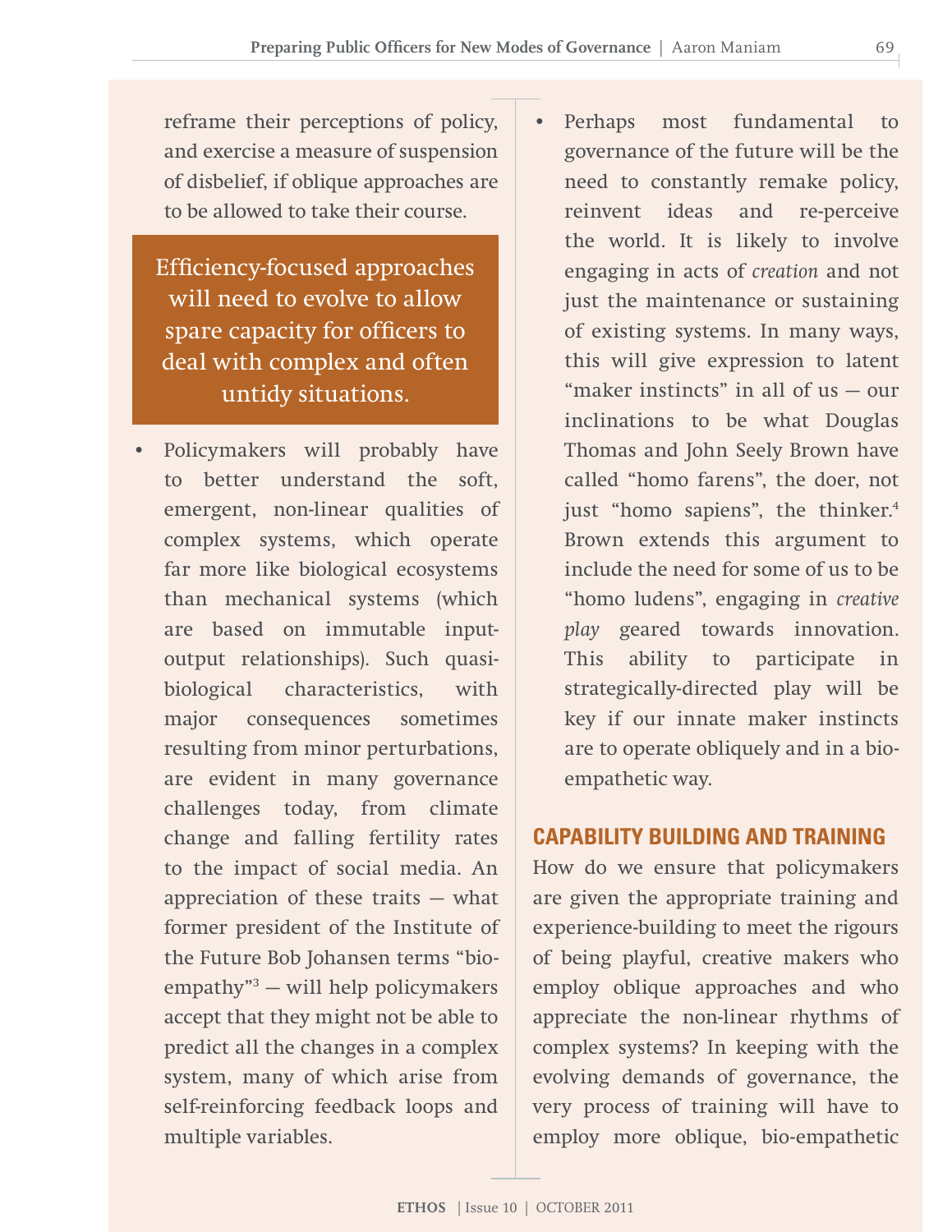reframe their perceptions of policy, and exercise a measure of suspension of disbelief, if oblique approaches are to be allowed to take their course.

> Efficiency-focused approaches will need to evolve to allow spare capacity for officers to deal with complex and often untidy situations.

- Policymakers will probably have to better understand the soft, emergent, non-linear qualities of complex systems, which operate far more like biological ecosystems than mechanical systems (which are based on immutable input-output relationships). Such quasi-biological characteristics, with major consequences sometimes resulting from minor perturbations, are evident in many governance challenges today, from climate change and falling fertility rates to the impact of social media. An appreciation of these traits — what former president of the Institute of the Future Bob Johansen terms "bio-empathy"[3] — will help policymakers accept that they might not be able to predict all the changes in a complex system, many of which arise from self-reinforcing feedback loops and multiple variables.
- Perhaps most fundamental to governance of the future will be the need to constantly remake policy, reinvent ideas and re-perceive the world. It is likely to involve engaging in acts of *creation* and not just the maintenance or sustaining of existing systems. In many ways, this will give expression to latent "maker instincts" in all of us — our inclinations to be what Douglas Thomas and John Seely Brown have called "homo farens", the doer, not just "homo sapiens", the thinker.[4] Brown extends this argument to include the need for some of us to be "homo ludens", engaging in *creative play* geared towards innovation. This ability to participate in strategically-directed play will be key if our innate maker instincts are to operate obliquely and in a bio-empathetic way.

## CAPABILITY BUILDING AND TRAINING

How do we ensure that policymakers are given the appropriate training and experience-building to meet the rigours of being playful, creative makers who employ oblique approaches and who appreciate the non-linear rhythms of complex systems? In keeping with the evolving demands of governance, the very process of training will have to employ more oblique, bio-empathetic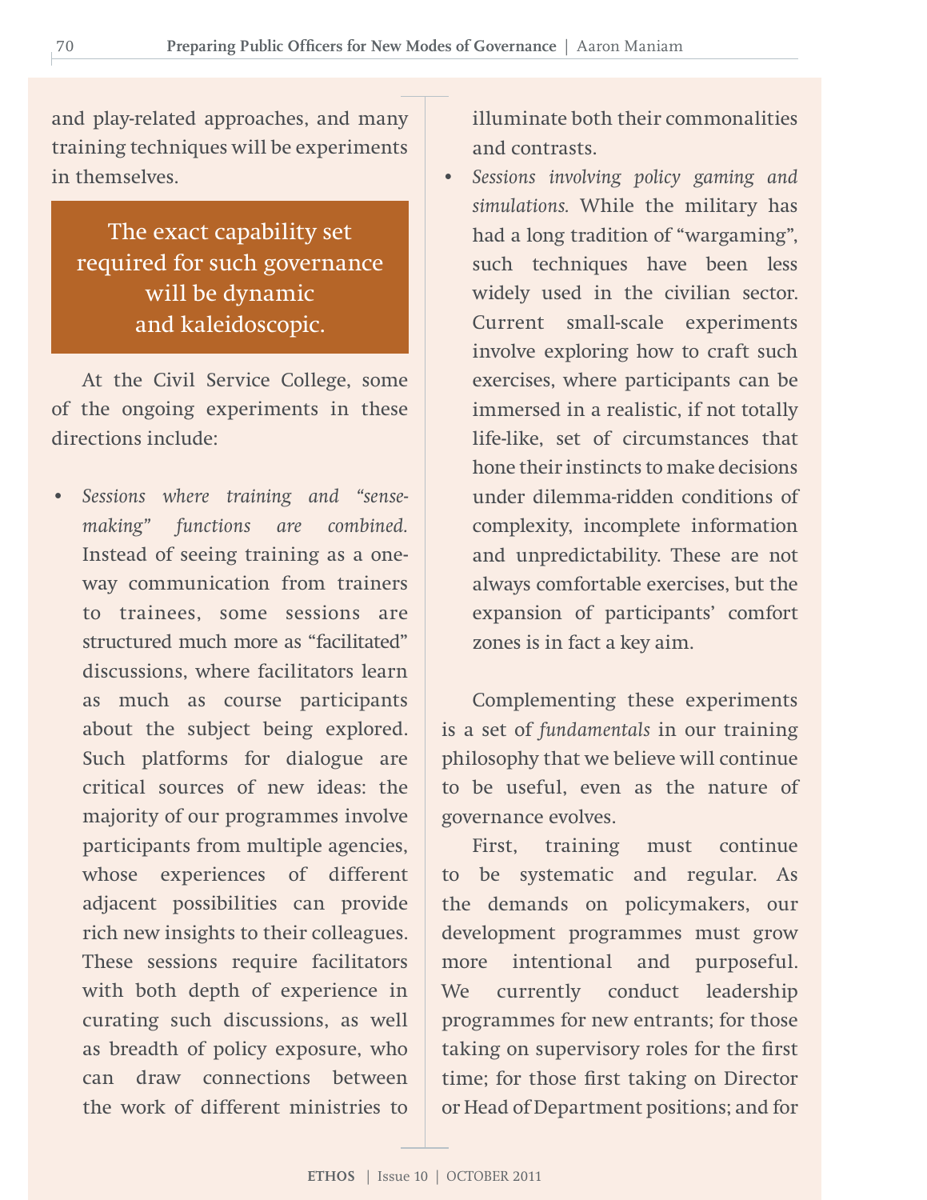and play-related approaches, and many training techniques will be experiments in themselves.

> The exact capability set required for such governance will be dynamic and kaleidoscopic.

At the Civil Service College, some of the ongoing experiments in these directions include:

- *Sessions where training and "sense-making" functions are combined.* Instead of seeing training as a one-way communication from trainers to trainees, some sessions are structured much more as "facilitated" discussions, where facilitators learn as much as course participants about the subject being explored. Such platforms for dialogue are critical sources of new ideas: the majority of our programmes involve participants from multiple agencies, whose experiences of different adjacent possibilities can provide rich new insights to their colleagues. These sessions require facilitators with both depth of experience in curating such discussions, as well as breadth of policy exposure, who can draw connections between the work of different ministries to illuminate both their commonalities and contrasts.
- *Sessions involving policy gaming and simulations.* While the military has had a long tradition of "wargaming", such techniques have been less widely used in the civilian sector. Current small-scale experiments involve exploring how to craft such exercises, where participants can be immersed in a realistic, if not totally life-like, set of circumstances that hone their instincts to make decisions under dilemma-ridden conditions of complexity, incomplete information and unpredictability. These are not always comfortable exercises, but the expansion of participants' comfort zones is in fact a key aim.

Complementing these experiments is a set of *fundamentals* in our training philosophy that we believe will continue to be useful, even as the nature of governance evolves.

First, training must continue to be systematic and regular. As the demands on policymakers, our development programmes must grow more intentional and purposeful. We currently conduct leadership programmes for new entrants; for those taking on supervisory roles for the first time; for those first taking on Director or Head of Department positions; and for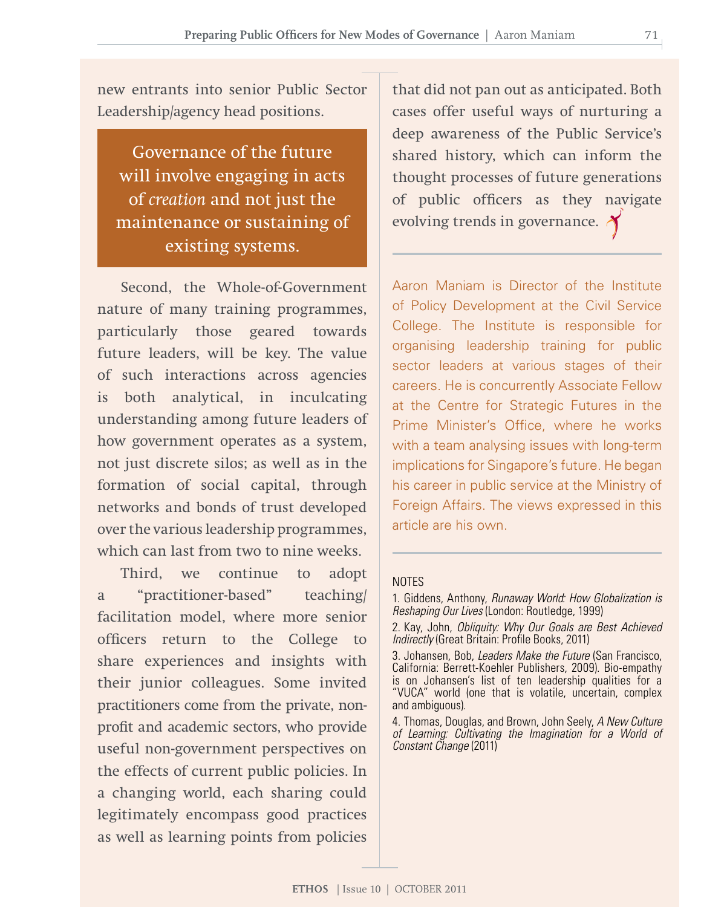new entrants into senior Public Sector Leadership/agency head positions.

> Governance of the future will involve engaging in acts of *creation* and not just the maintenance or sustaining of existing systems.

Second, the Whole-of-Government nature of many training programmes, particularly those geared towards future leaders, will be key. The value of such interactions across agencies is both analytical, in inculcating understanding among future leaders of how government operates as a system, not just discrete silos; as well as in the formation of social capital, through networks and bonds of trust developed over the various leadership programmes, which can last from two to nine weeks.

Third, we continue to adopt a "practitioner-based" teaching/facilitation model, where more senior officers return to the College to share experiences and insights with their junior colleagues. Some invited practitioners come from the private, non-profit and academic sectors, who provide useful non-government perspectives on the effects of current public policies. In a changing world, each sharing could legitimately encompass good practices as well as learning points from policies that did not pan out as anticipated. Both cases offer useful ways of nurturing a deep awareness of the Public Service's shared history, which can inform the thought processes of future generations of public officers as they navigate evolving trends in governance.

---

Aaron Maniam is Director of the Institute of Policy Development at the Civil Service College. The Institute is responsible for organising leadership training for public sector leaders at various stages of their careers. He is concurrently Associate Fellow at the Centre for Strategic Futures in the Prime Minister's Office, where he works with a team analysing issues with long-term implications for Singapore's future. He began his career in public service at the Ministry of Foreign Affairs. The views expressed in this article are his own.

---

NOTES

1. Giddens, Anthony, *Runaway World: How Globalization is Reshaping Our Lives* (London: Routledge, 1999)
2. Kay, John, *Obliquity: Why Our Goals are Best Achieved Indirectly* (Great Britain: Profile Books, 2011)
3. Johansen, Bob, *Leaders Make the Future* (San Francisco, California: Berrett-Koehler Publishers, 2009). Bio-empathy is on Johansen's list of ten leadership qualities for a "VUCA" world (one that is volatile, uncertain, complex and ambiguous).
4. Thomas, Douglas, and Brown, John Seely, *A New Culture of Learning: Cultivating the Imagination for a World of Constant Change* (2011)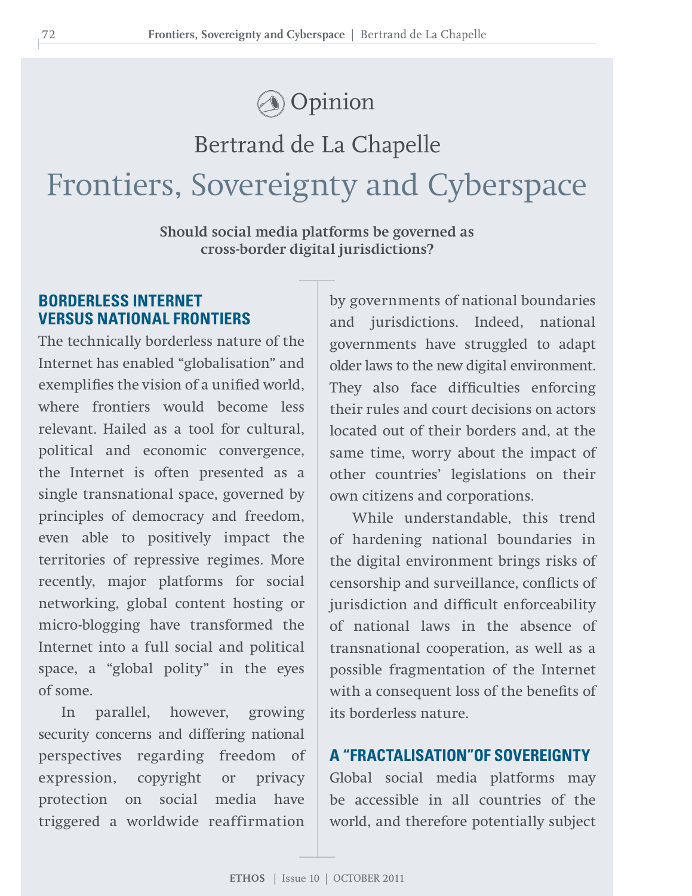Opinion

# Bertrand de La Chapelle

# Frontiers, Sovereignty and Cyberspace

**Should social media platforms be governed as cross-border digital jurisdictions?**

## BORDERLESS INTERNET VERSUS NATIONAL FRONTIERS

The technically borderless nature of the Internet has enabled "globalisation" and exemplifies the vision of a unified world, where frontiers would become less relevant. Hailed as a tool for cultural, political and economic convergence, the Internet is often presented as a single transnational space, governed by principles of democracy and freedom, even able to positively impact the territories of repressive regimes. More recently, major platforms for social networking, global content hosting or micro-blogging have transformed the Internet into a full social and political space, a "global polity" in the eyes of some.

In parallel, however, growing security concerns and differing national perspectives regarding freedom of expression, copyright or privacy protection on social media have triggered a worldwide reaffirmation by governments of national boundaries and jurisdictions. Indeed, national governments have struggled to adapt older laws to the new digital environment. They also face difficulties enforcing their rules and court decisions on actors located out of their borders and, at the same time, worry about the impact of other countries' legislations on their own citizens and corporations.

While understandable, this trend of hardening national boundaries in the digital environment brings risks of censorship and surveillance, conflicts of jurisdiction and difficult enforceability of national laws in the absence of transnational cooperation, as well as a possible fragmentation of the Internet with a consequent loss of the benefits of its borderless nature.

## A "FRACTALISATION" OF SOVEREIGNTY

Global social media platforms may be accessible in all countries of the world, and therefore potentially subject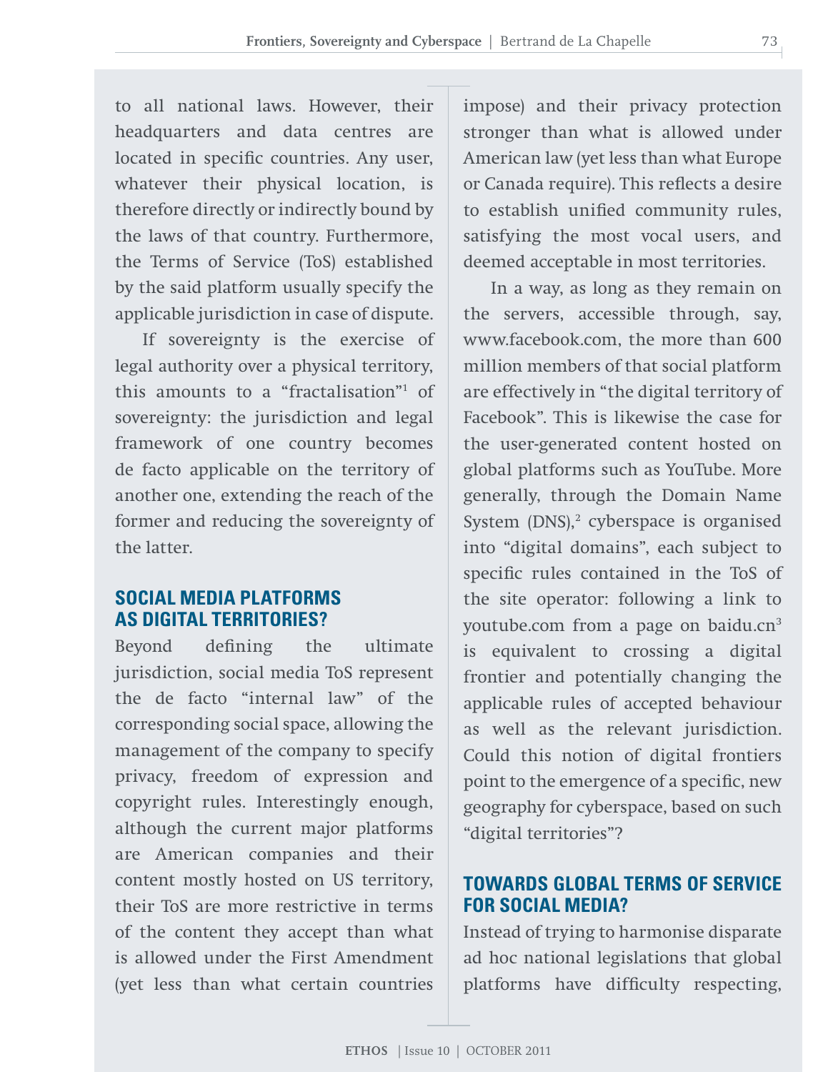to all national laws. However, their headquarters and data centres are located in specific countries. Any user, whatever their physical location, is therefore directly or indirectly bound by the laws of that country. Furthermore, the Terms of Service (ToS) established by the said platform usually specify the applicable jurisdiction in case of dispute.

If sovereignty is the exercise of legal authority over a physical territory, this amounts to a "fractalisation"[1] of sovereignty: the jurisdiction and legal framework of one country becomes de facto applicable on the territory of another one, extending the reach of the former and reducing the sovereignty of the latter.

## SOCIAL MEDIA PLATFORMS AS DIGITAL TERRITORIES?

Beyond defining the ultimate jurisdiction, social media ToS represent the de facto "internal law" of the corresponding social space, allowing the management of the company to specify privacy, freedom of expression and copyright rules. Interestingly enough, although the current major platforms are American companies and their content mostly hosted on US territory, their ToS are more restrictive in terms of the content they accept than what is allowed under the First Amendment (yet less than what certain countries impose) and their privacy protection stronger than what is allowed under American law (yet less than what Europe or Canada require). This reflects a desire to establish unified community rules, satisfying the most vocal users, and deemed acceptable in most territories.

In a way, as long as they remain on the servers, accessible through, say, www.facebook.com, the more than 600 million members of that social platform are effectively in "the digital territory of Facebook". This is likewise the case for the user-generated content hosted on global platforms such as YouTube. More generally, through the Domain Name System (DNS),[2] cyberspace is organised into "digital domains", each subject to specific rules contained in the ToS of the site operator: following a link to youtube.com from a page on baidu.cn[3] is equivalent to crossing a digital frontier and potentially changing the applicable rules of accepted behaviour as well as the relevant jurisdiction. Could this notion of digital frontiers point to the emergence of a specific, new geography for cyberspace, based on such "digital territories"?

## TOWARDS GLOBAL TERMS OF SERVICE FOR SOCIAL MEDIA?

Instead of trying to harmonise disparate ad hoc national legislations that global platforms have difficulty respecting,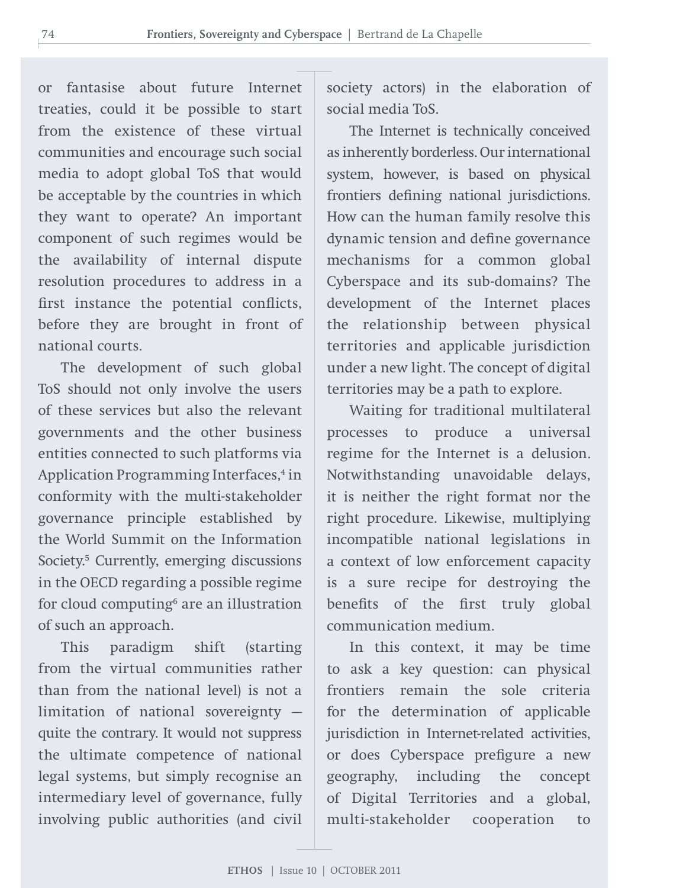or fantasise about future Internet treaties, could it be possible to start from the existence of these virtual communities and encourage such social media to adopt global ToS that would be acceptable by the countries in which they want to operate? An important component of such regimes would be the availability of internal dispute resolution procedures to address in a first instance the potential conflicts, before they are brought in front of national courts.

The development of such global ToS should not only involve the users of these services but also the relevant governments and the other business entities connected to such platforms via Application Programming Interfaces,[4] in conformity with the multi-stakeholder governance principle established by the World Summit on the Information Society.[5] Currently, emerging discussions in the OECD regarding a possible regime for cloud computing[6] are an illustration of such an approach.

This paradigm shift (starting from the virtual communities rather than from the national level) is not a limitation of national sovereignty — quite the contrary. It would not suppress the ultimate competence of national legal systems, but simply recognise an intermediary level of governance, fully involving public authorities (and civil society actors) in the elaboration of social media ToS.

The Internet is technically conceived as inherently borderless. Our international system, however, is based on physical frontiers defining national jurisdictions. How can the human family resolve this dynamic tension and define governance mechanisms for a common global Cyberspace and its sub-domains? The development of the Internet places the relationship between physical territories and applicable jurisdiction under a new light. The concept of digital territories may be a path to explore.

Waiting for traditional multilateral processes to produce a universal regime for the Internet is a delusion. Notwithstanding unavoidable delays, it is neither the right format nor the right procedure. Likewise, multiplying incompatible national legislations in a context of low enforcement capacity is a sure recipe for destroying the benefits of the first truly global communication medium.

In this context, it may be time to ask a key question: can physical frontiers remain the sole criteria for the determination of applicable jurisdiction in Internet-related activities, or does Cyberspace prefigure a new geography, including the concept of Digital Territories and a global, multi-stakeholder cooperation to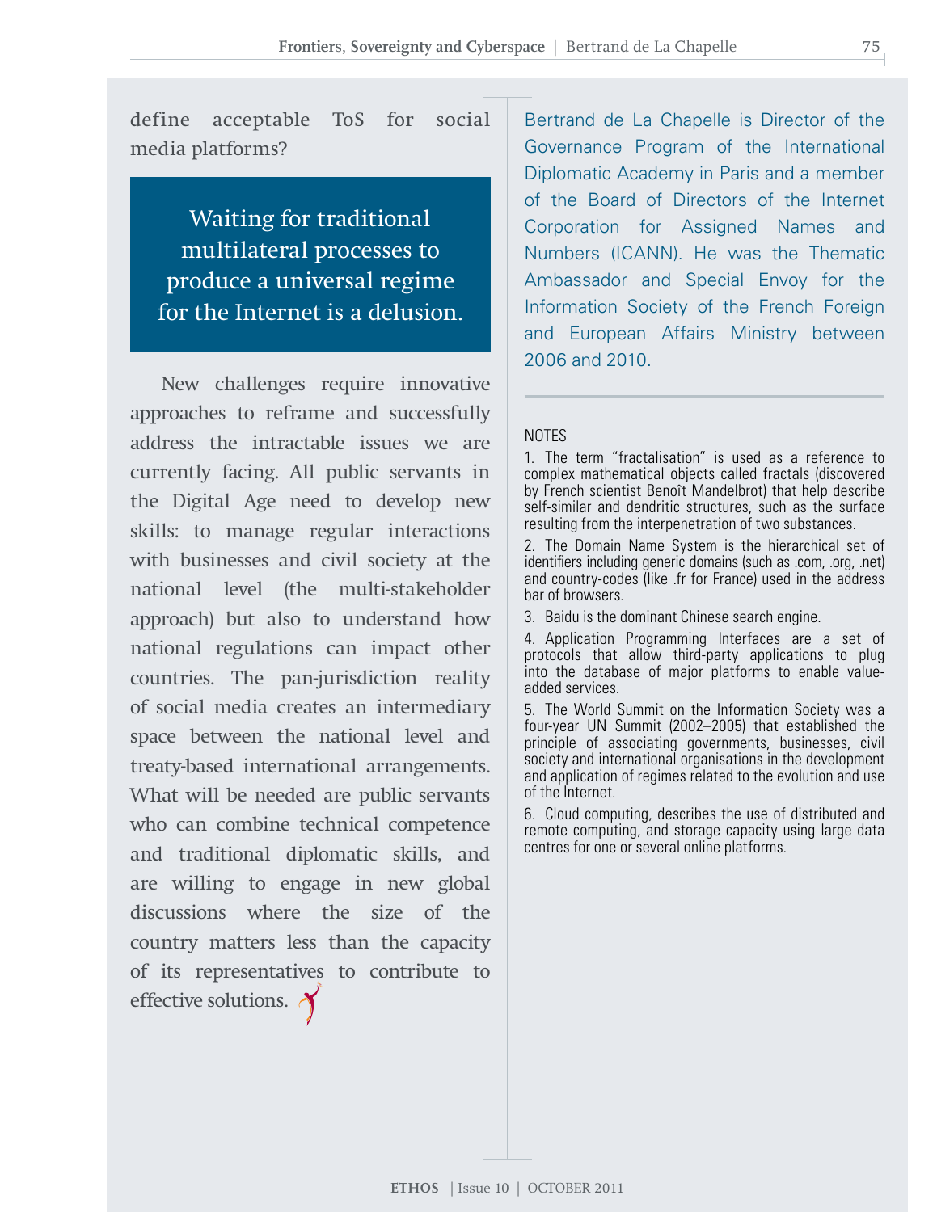define acceptable ToS for social media platforms?

> Waiting for traditional multilateral processes to produce a universal regime for the Internet is a delusion.

New challenges require innovative approaches to reframe and successfully address the intractable issues we are currently facing. All public servants in the Digital Age need to develop new skills: to manage regular interactions with businesses and civil society at the national level (the multi-stakeholder approach) but also to understand how national regulations can impact other countries. The pan-jurisdiction reality of social media creates an intermediary space between the national level and treaty-based international arrangements. What will be needed are public servants who can combine technical competence and traditional diplomatic skills, and are willing to engage in new global discussions where the size of the country matters less than the capacity of its representatives to contribute to effective solutions.

Bertrand de La Chapelle is Director of the Governance Program of the International Diplomatic Academy in Paris and a member of the Board of Directors of the Internet Corporation for Assigned Names and Numbers (ICANN). He was the Thematic Ambassador and Special Envoy for the Information Society of the French Foreign and European Affairs Ministry between 2006 and 2010.

NOTES

1. The term "fractalisation" is used as a reference to complex mathematical objects called fractals (discovered by French scientist Benoît Mandelbrot) that help describe self-similar and dendritic structures, such as the surface resulting from the interpenetration of two substances.
2. The Domain Name System is the hierarchical set of identifiers including generic domains (such as .com, .org, .net) and country-codes (like .fr for France) used in the address bar of browsers.
3. Baidu is the dominant Chinese search engine.
4. Application Programming Interfaces are a set of protocols that allow third-party applications to plug into the database of major platforms to enable value-added services.
5. The World Summit on the Information Society was a four-year UN Summit (2002–2005) that established the principle of associating governments, businesses, civil society and international organisations in the development and application of regimes related to the evolution and use of the Internet.
6. Cloud computing, describes the use of distributed and remote computing, and storage capacity using large data centres for one or several online platforms.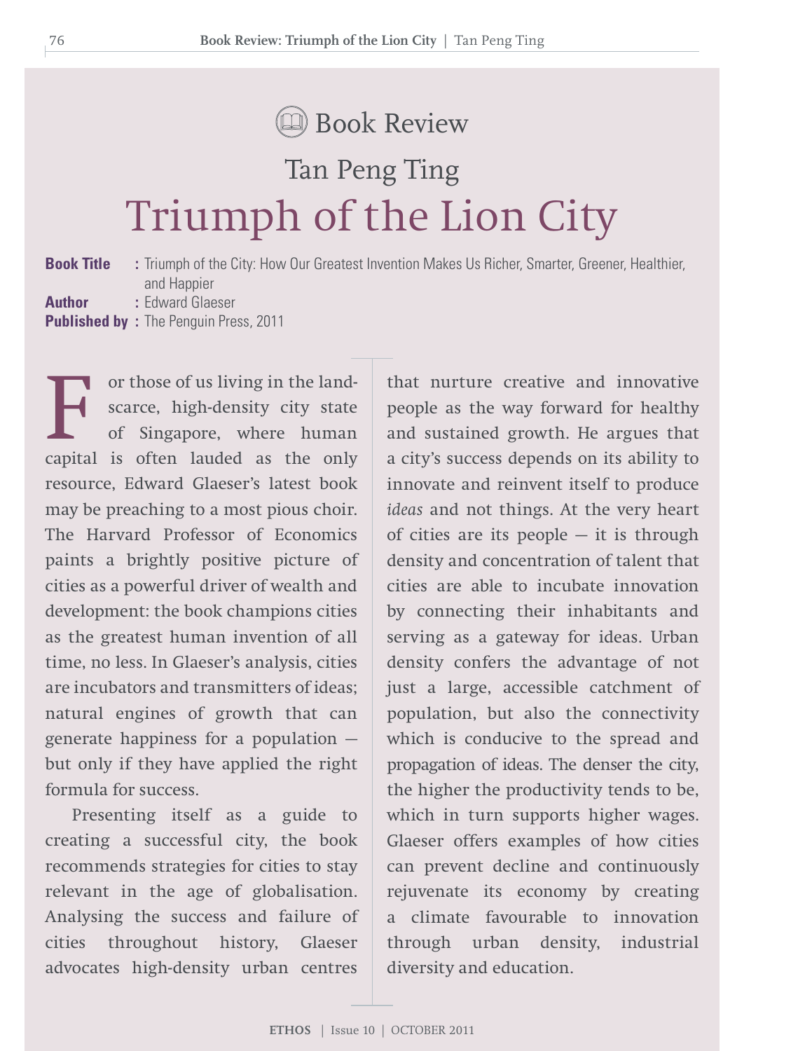Book Review

Tan Peng Ting

# Triumph of the Lion City

**Book Title** : Triumph of the City: How Our Greatest Invention Makes Us Richer, Smarter, Greener, Healthier, and Happier
**Author** : Edward Glaeser
**Published by** : The Penguin Press, 2011

For those of us living in the land-scarce, high-density city state of Singapore, where human capital is often lauded as the only resource, Edward Glaeser's latest book may be preaching to a most pious choir. The Harvard Professor of Economics paints a brightly positive picture of cities as a powerful driver of wealth and development: the book champions cities as the greatest human invention of all time, no less. In Glaeser's analysis, cities are incubators and transmitters of ideas; natural engines of growth that can generate happiness for a population — but only if they have applied the right formula for success.

Presenting itself as a guide to creating a successful city, the book recommends strategies for cities to stay relevant in the age of globalisation. Analysing the success and failure of cities throughout history, Glaeser advocates high-density urban centres that nurture creative and innovative people as the way forward for healthy and sustained growth. He argues that a city's success depends on its ability to innovate and reinvent itself to produce *ideas* and not things. At the very heart of cities are its people — it is through density and concentration of talent that cities are able to incubate innovation by connecting their inhabitants and serving as a gateway for ideas. Urban density confers the advantage of not just a large, accessible catchment of population, but also the connectivity which is conducive to the spread and propagation of ideas. The denser the city, the higher the productivity tends to be, which in turn supports higher wages. Glaeser offers examples of how cities can prevent decline and continuously rejuvenate its economy by creating a climate favourable to innovation through urban density, industrial diversity and education.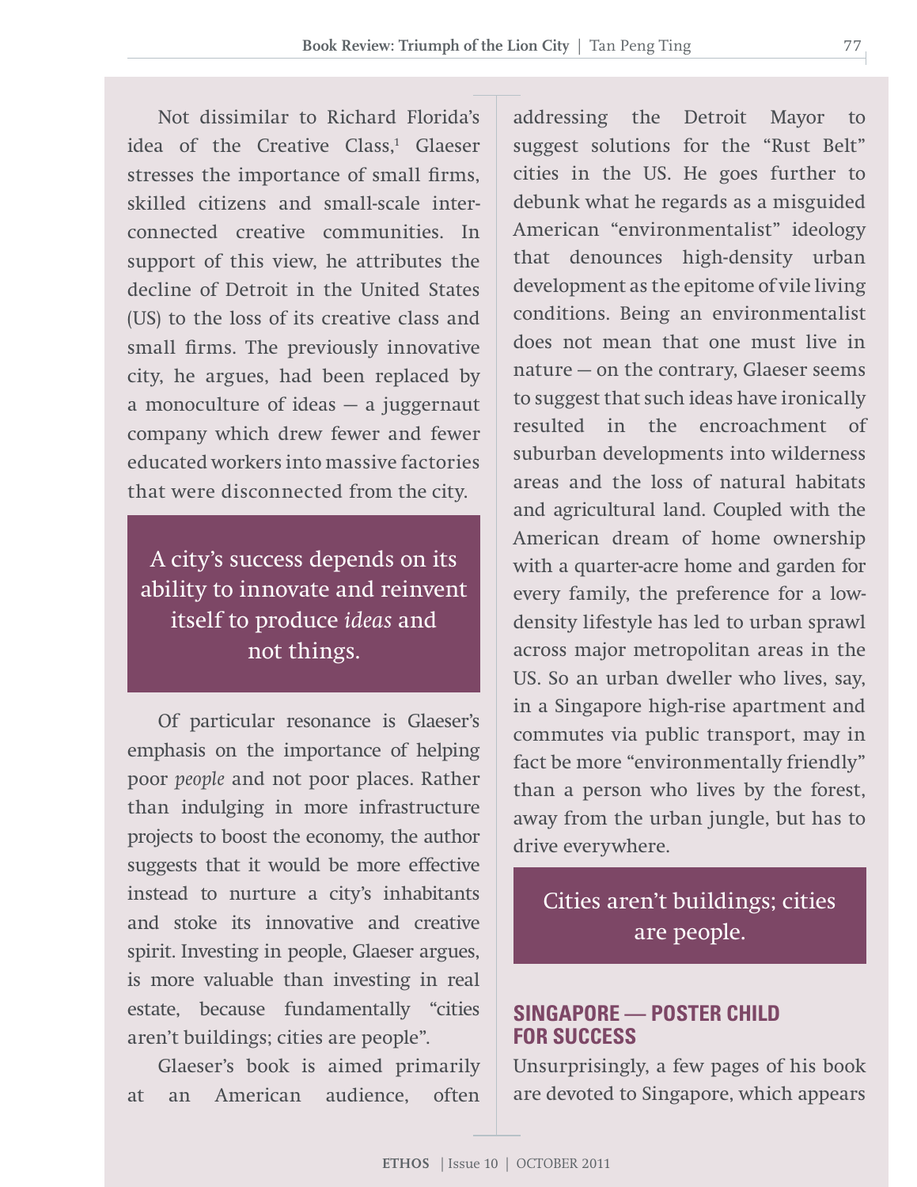Not dissimilar to Richard Florida's idea of the Creative Class,[1] Glaeser stresses the importance of small firms, skilled citizens and small-scale interconnected creative communities. In support of this view, he attributes the decline of Detroit in the United States (US) to the loss of its creative class and small firms. The previously innovative city, he argues, had been replaced by a monoculture of ideas — a juggernaut company which drew fewer and fewer educated workers into massive factories that were disconnected from the city.

> A city's success depends on its ability to innovate and reinvent itself to produce *ideas* and not things.

Of particular resonance is Glaeser's emphasis on the importance of helping poor *people* and not poor places. Rather than indulging in more infrastructure projects to boost the economy, the author suggests that it would be more effective instead to nurture a city's inhabitants and stoke its innovative and creative spirit. Investing in people, Glaeser argues, is more valuable than investing in real estate, because fundamentally "cities aren't buildings; cities are people".

Glaeser's book is aimed primarily at an American audience, often addressing the Detroit Mayor to suggest solutions for the "Rust Belt" cities in the US. He goes further to debunk what he regards as a misguided American "environmentalist" ideology that denounces high-density urban development as the epitome of vile living conditions. Being an environmentalist does not mean that one must live in nature — on the contrary, Glaeser seems to suggest that such ideas have ironically resulted in the encroachment of suburban developments into wilderness areas and the loss of natural habitats and agricultural land. Coupled with the American dream of home ownership with a quarter-acre home and garden for every family, the preference for a low-density lifestyle has led to urban sprawl across major metropolitan areas in the US. So an urban dweller who lives, say, in a Singapore high-rise apartment and commutes via public transport, may in fact be more "environmentally friendly" than a person who lives by the forest, away from the urban jungle, but has to drive everywhere.

> Cities aren't buildings; cities are people.

## SINGAPORE — POSTER CHILD FOR SUCCESS

Unsurprisingly, a few pages of his book are devoted to Singapore, which appears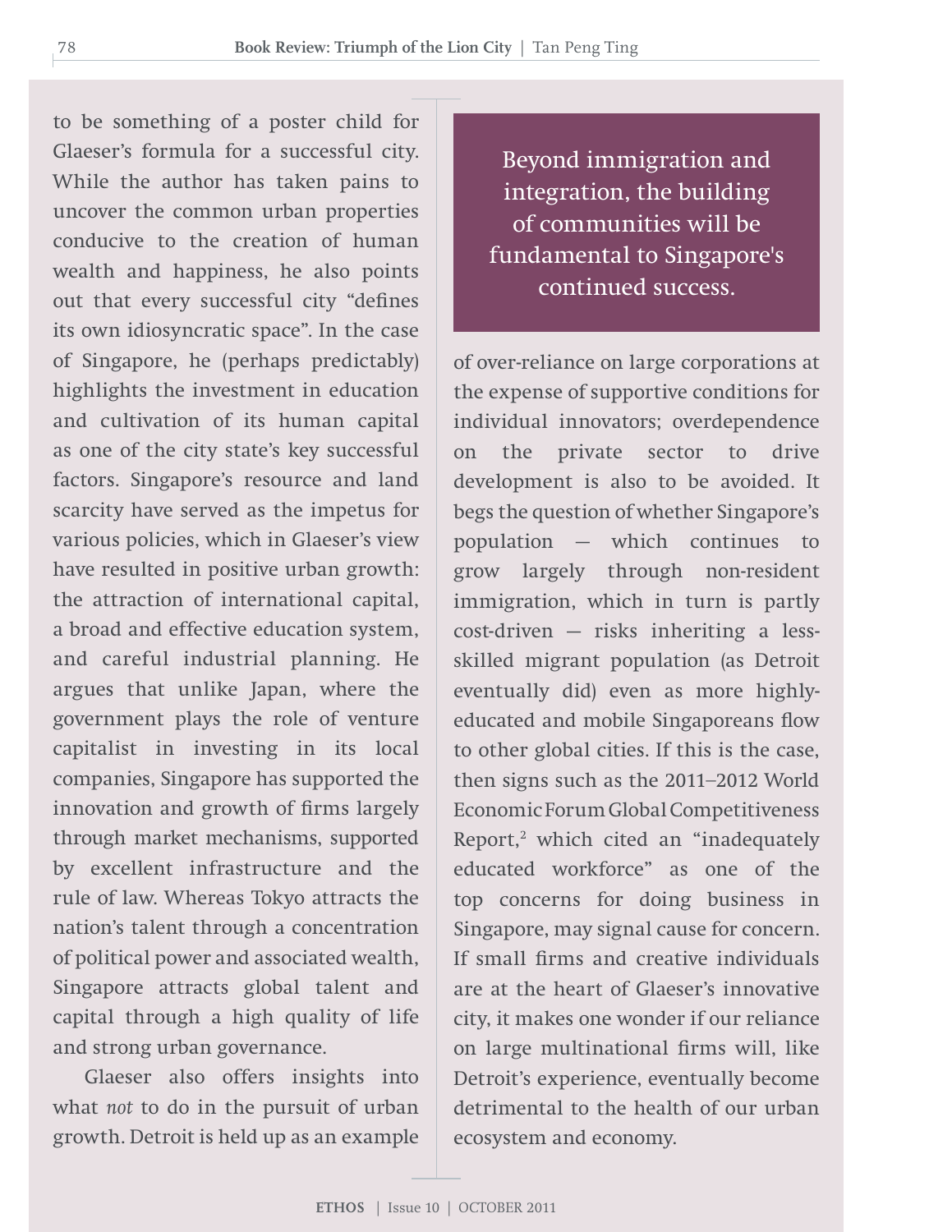to be something of a poster child for Glaeser's formula for a successful city. While the author has taken pains to uncover the common urban properties conducive to the creation of human wealth and happiness, he also points out that every successful city "defines its own idiosyncratic space". In the case of Singapore, he (perhaps predictably) highlights the investment in education and cultivation of its human capital as one of the city state's key successful factors. Singapore's resource and land scarcity have served as the impetus for various policies, which in Glaeser's view have resulted in positive urban growth: the attraction of international capital, a broad and effective education system, and careful industrial planning. He argues that unlike Japan, where the government plays the role of venture capitalist in investing in its local companies, Singapore has supported the innovation and growth of firms largely through market mechanisms, supported by excellent infrastructure and the rule of law. Whereas Tokyo attracts the nation's talent through a concentration of political power and associated wealth, Singapore attracts global talent and capital through a high quality of life and strong urban governance.

Glaeser also offers insights into what *not* to do in the pursuit of urban growth. Detroit is held up as an example of over-reliance on large corporations at the expense of supportive conditions for individual innovators; overdependence on the private sector to drive development is also to be avoided. It begs the question of whether Singapore's population — which continues to grow largely through non-resident immigration, which in turn is partly cost-driven — risks inheriting a less-skilled migrant population (as Detroit eventually did) even as more highly-educated and mobile Singaporeans flow to other global cities. If this is the case, then signs such as the 2011–2012 World Economic Forum Global Competitiveness Report,[2] which cited an "inadequately educated workforce" as one of the top concerns for doing business in Singapore, may signal cause for concern. If small firms and creative individuals are at the heart of Glaeser's innovative city, it makes one wonder if our reliance on large multinational firms will, like Detroit's experience, eventually become detrimental to the health of our urban ecosystem and economy.

> Beyond immigration and integration, the building of communities will be fundamental to Singapore's continued success.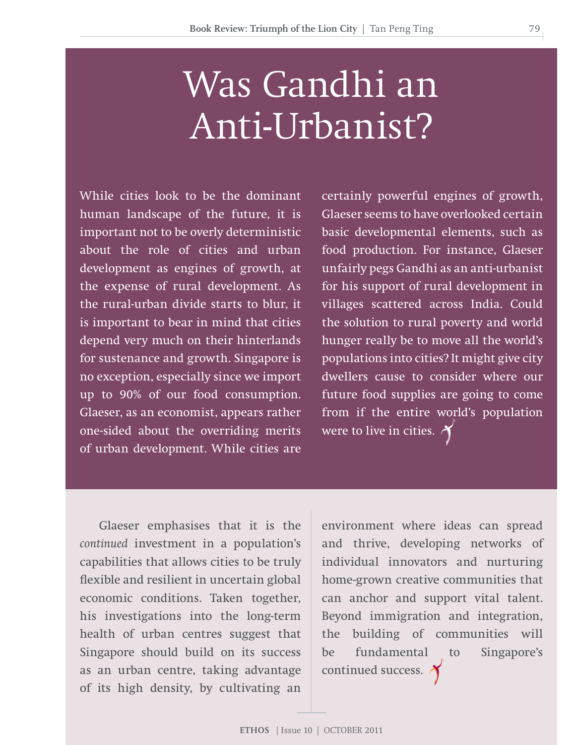# Was Gandhi an Anti-Urbanist?

While cities look to be the dominant human landscape of the future, it is important not to be overly deterministic about the role of cities and urban development as engines of growth, at the expense of rural development. As the rural-urban divide starts to blur, it is important to bear in mind that cities depend very much on their hinterlands for sustenance and growth. Singapore is no exception, especially since we import up to 90% of our food consumption. Glaeser, as an economist, appears rather one-sided about the overriding merits of urban development. While cities are certainly powerful engines of growth, Glaeser seems to have overlooked certain basic developmental elements, such as food production. For instance, Glaeser unfairly pegs Gandhi as an anti-urbanist for his support of rural development in villages scattered across India. Could the solution to rural poverty and world hunger really be to move all the world's populations into cities? It might give city dwellers cause to consider where our future food supplies are going to come from if the entire world's population were to live in cities.

Glaeser emphasises that it is the *continued* investment in a population's capabilities that allows cities to be truly flexible and resilient in uncertain global economic conditions. Taken together, his investigations into the long-term health of urban centres suggest that Singapore should build on its success as an urban centre, taking advantage of its high density, by cultivating an environment where ideas can spread and thrive, developing networks of individual innovators and nurturing home-grown creative communities that can anchor and support vital talent. Beyond immigration and integration, the building of communities will be fundamental to Singapore's continued success.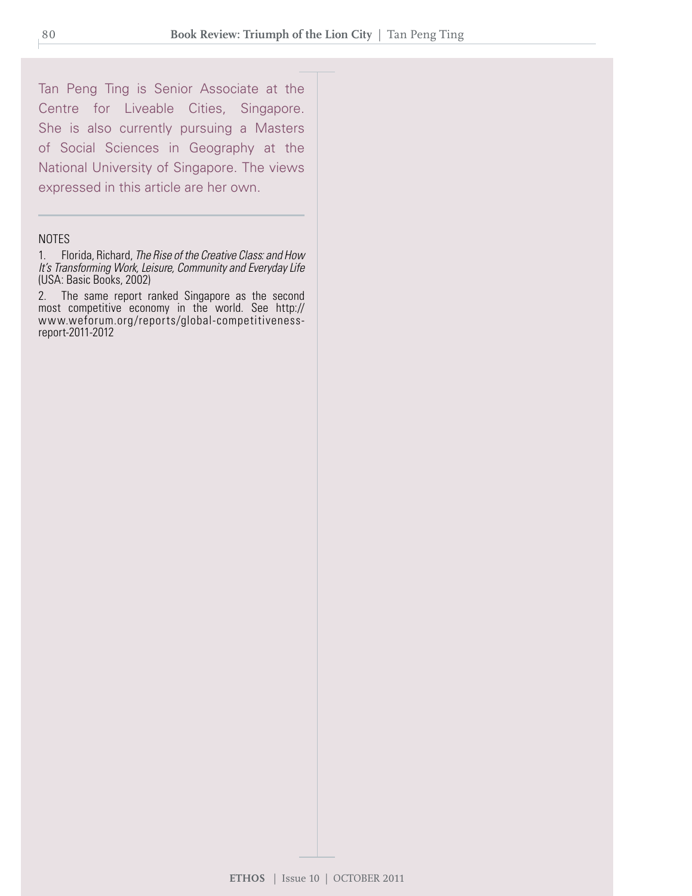Tan Peng Ting is Senior Associate at the Centre for Liveable Cities, Singapore. She is also currently pursuing a Masters of Social Sciences in Geography at the National University of Singapore. The views expressed in this article are her own.

NOTES

1. Florida, Richard, *The Rise of the Creative Class: and How It's Transforming Work, Leisure, Community and Everyday Life* (USA: Basic Books, 2002)

2. The same report ranked Singapore as the second most competitive economy in the world. See http://www.weforum.org/reports/global-competitiveness-report-2011-2012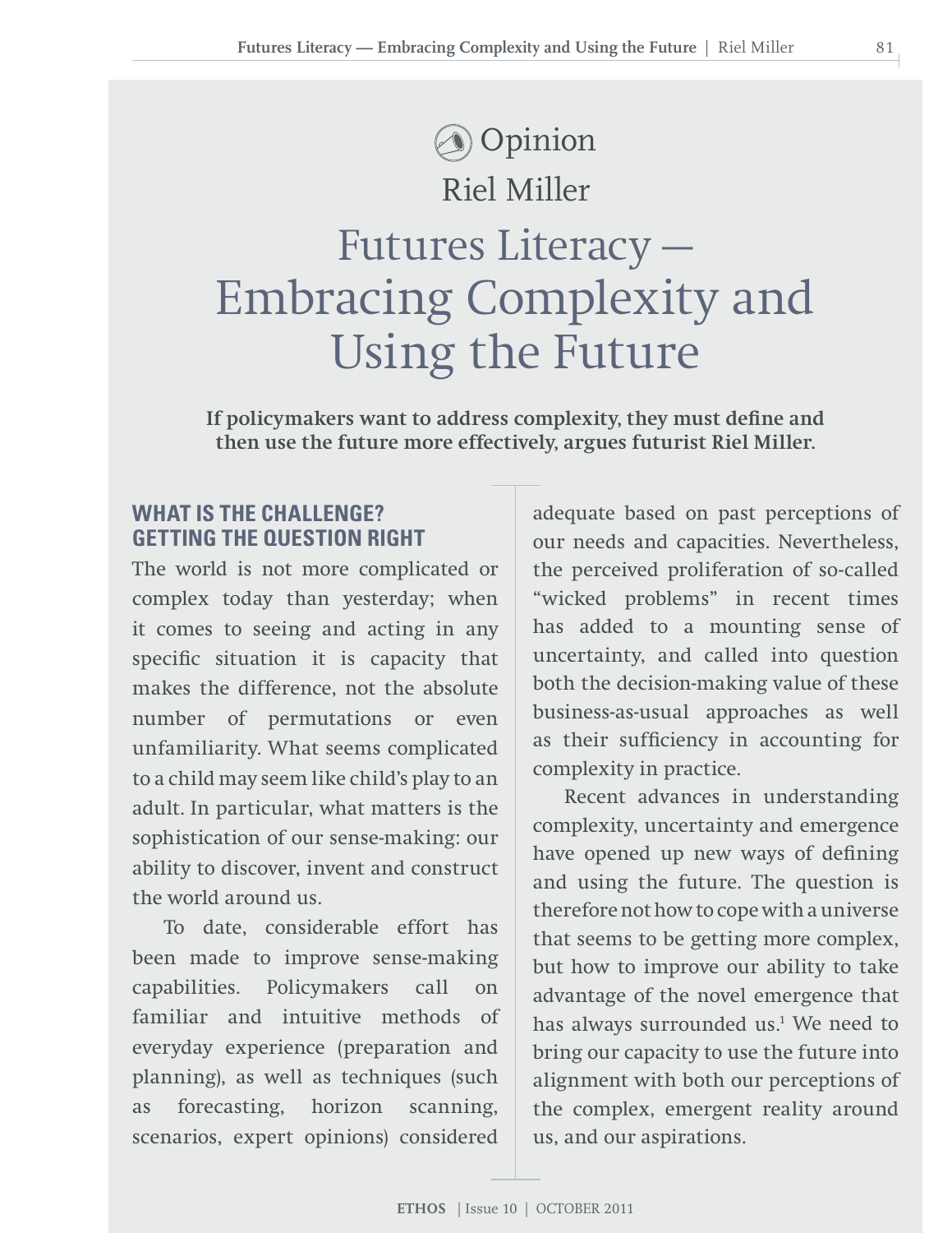Opinion

Riel Miller

# Futures Literacy — Embracing Complexity and Using the Future

**If policymakers want to address complexity, they must define and then use the future more effectively, argues futurist Riel Miller.**

## WHAT IS THE CHALLENGE? GETTING THE QUESTION RIGHT

The world is not more complicated or complex today than yesterday; when it comes to seeing and acting in any specific situation it is capacity that makes the difference, not the absolute number of permutations or even unfamiliarity. What seems complicated to a child may seem like child's play to an adult. In particular, what matters is the sophistication of our sense-making: our ability to discover, invent and construct the world around us.

To date, considerable effort has been made to improve sense-making capabilities. Policymakers call on familiar and intuitive methods of everyday experience (preparation and planning), as well as techniques (such as forecasting, horizon scanning, scenarios, expert opinions) considered adequate based on past perceptions of our needs and capacities. Nevertheless, the perceived proliferation of so-called "wicked problems" in recent times has added to a mounting sense of uncertainty, and called into question both the decision-making value of these business-as-usual approaches as well as their sufficiency in accounting for complexity in practice.

Recent advances in understanding complexity, uncertainty and emergence have opened up new ways of defining and using the future. The question is therefore not how to cope with a universe that seems to be getting more complex, but how to improve our ability to take advantage of the novel emergence that has always surrounded us.[1] We need to bring our capacity to use the future into alignment with both our perceptions of the complex, emergent reality around us, and our aspirations.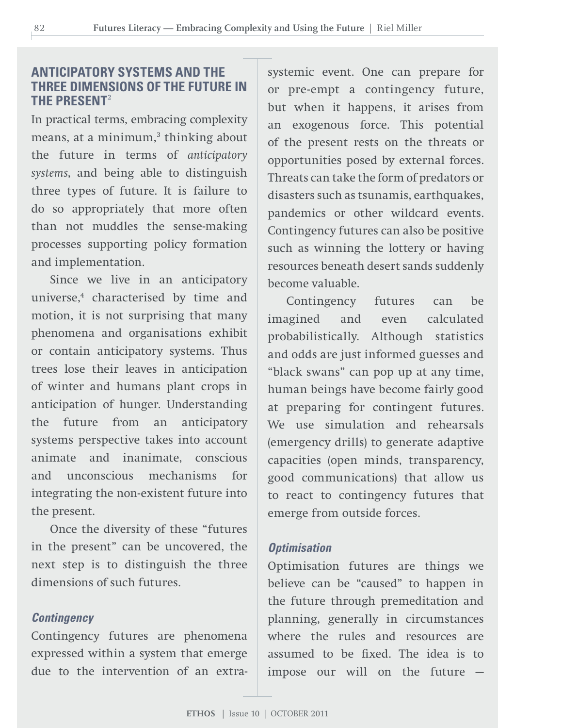## ANTICIPATORY SYSTEMS AND THE THREE DIMENSIONS OF THE FUTURE IN THE PRESENT[2]

In practical terms, embracing complexity means, at a minimum,[3] thinking about the future in terms of *anticipatory systems*, and being able to distinguish three types of future. It is failure to do so appropriately that more often than not muddles the sense-making processes supporting policy formation and implementation.

Since we live in an anticipatory universe,[4] characterised by time and motion, it is not surprising that many phenomena and organisations exhibit or contain anticipatory systems. Thus trees lose their leaves in anticipation of winter and humans plant crops in anticipation of hunger. Understanding the future from an anticipatory systems perspective takes into account animate and inanimate, conscious and unconscious mechanisms for integrating the non-existent future into the present.

Once the diversity of these "futures in the present" can be uncovered, the next step is to distinguish the three dimensions of such futures.

### *Contingency*

Contingency futures are phenomena expressed within a system that emerge due to the intervention of an extra-systemic event. One can prepare for or pre-empt a contingency future, but when it happens, it arises from an exogenous force. This potential of the present rests on the threats or opportunities posed by external forces. Threats can take the form of predators or disasters such as tsunamis, earthquakes, pandemics or other wildcard events. Contingency futures can also be positive such as winning the lottery or having resources beneath desert sands suddenly become valuable.

Contingency futures can be imagined and even calculated probabilistically. Although statistics and odds are just informed guesses and "black swans" can pop up at any time, human beings have become fairly good at preparing for contingent futures. We use simulation and rehearsals (emergency drills) to generate adaptive capacities (open minds, transparency, good communications) that allow us to react to contingency futures that emerge from outside forces.

### *Optimisation*

Optimisation futures are things we believe can be "caused" to happen in the future through premeditation and planning, generally in circumstances where the rules and resources are assumed to be fixed. The idea is to impose our will on the future —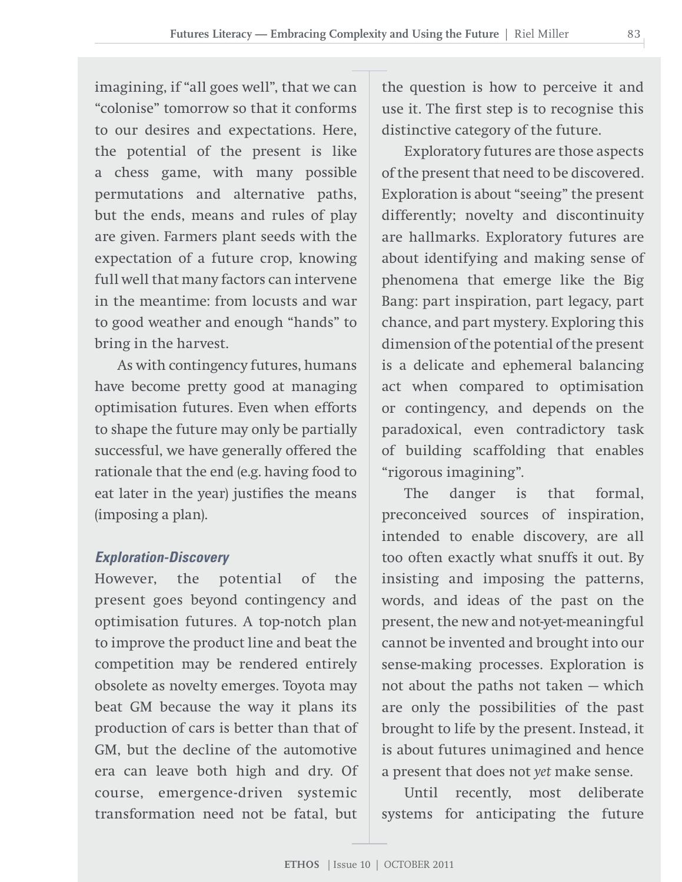imagining, if "all goes well", that we can "colonise" tomorrow so that it conforms to our desires and expectations. Here, the potential of the present is like a chess game, with many possible permutations and alternative paths, but the ends, means and rules of play are given. Farmers plant seeds with the expectation of a future crop, knowing full well that many factors can intervene in the meantime: from locusts and war to good weather and enough "hands" to bring in the harvest.

As with contingency futures, humans have become pretty good at managing optimisation futures. Even when efforts to shape the future may only be partially successful, we have generally offered the rationale that the end (e.g. having food to eat later in the year) justifies the means (imposing a plan).

### *Exploration-Discovery*

However, the potential of the present goes beyond contingency and optimisation futures. A top-notch plan to improve the product line and beat the competition may be rendered entirely obsolete as novelty emerges. Toyota may beat GM because the way it plans its production of cars is better than that of GM, but the decline of the automotive era can leave both high and dry. Of course, emergence-driven systemic transformation need not be fatal, but the question is how to perceive it and use it. The first step is to recognise this distinctive category of the future.

Exploratory futures are those aspects of the present that need to be discovered. Exploration is about "seeing" the present differently; novelty and discontinuity are hallmarks. Exploratory futures are about identifying and making sense of phenomena that emerge like the Big Bang: part inspiration, part legacy, part chance, and part mystery. Exploring this dimension of the potential of the present is a delicate and ephemeral balancing act when compared to optimisation or contingency, and depends on the paradoxical, even contradictory task of building scaffolding that enables "rigorous imagining".

The danger is that formal, preconceived sources of inspiration, intended to enable discovery, are all too often exactly what snuffs it out. By insisting and imposing the patterns, words, and ideas of the past on the present, the new and not-yet-meaningful cannot be invented and brought into our sense-making processes. Exploration is not about the paths not taken — which are only the possibilities of the past brought to life by the present. Instead, it is about futures unimagined and hence a present that does not *yet* make sense.

Until recently, most deliberate systems for anticipating the future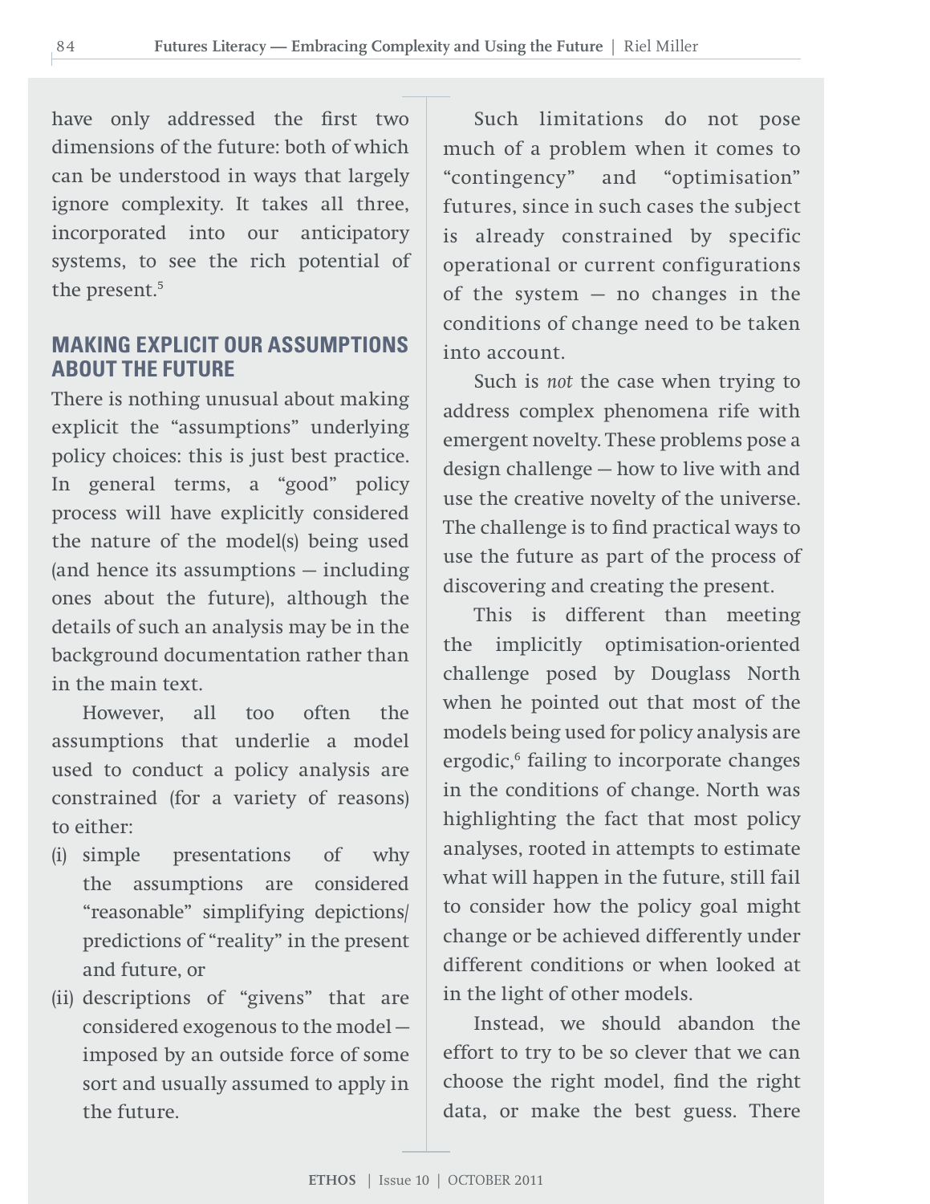have only addressed the first two dimensions of the future: both of which can be understood in ways that largely ignore complexity. It takes all three, incorporated into our anticipatory systems, to see the rich potential of the present.[5]

## MAKING EXPLICIT OUR ASSUMPTIONS ABOUT THE FUTURE

There is nothing unusual about making explicit the "assumptions" underlying policy choices: this is just best practice. In general terms, a "good" policy process will have explicitly considered the nature of the model(s) being used (and hence its assumptions — including ones about the future), although the details of such an analysis may be in the background documentation rather than in the main text.

However, all too often the assumptions that underlie a model used to conduct a policy analysis are constrained (for a variety of reasons) to either:

(i) simple presentations of why the assumptions are considered "reasonable" simplifying depictions/predictions of "reality" in the present and future, or

(ii) descriptions of "givens" that are considered exogenous to the model — imposed by an outside force of some sort and usually assumed to apply in the future.

Such limitations do not pose much of a problem when it comes to "contingency" and "optimisation" futures, since in such cases the subject is already constrained by specific operational or current configurations of the system — no changes in the conditions of change need to be taken into account.

Such is *not* the case when trying to address complex phenomena rife with emergent novelty. These problems pose a design challenge — how to live with and use the creative novelty of the universe. The challenge is to find practical ways to use the future as part of the process of discovering and creating the present.

This is different than meeting the implicitly optimisation-oriented challenge posed by Douglass North when he pointed out that most of the models being used for policy analysis are ergodic,[6] failing to incorporate changes in the conditions of change. North was highlighting the fact that most policy analyses, rooted in attempts to estimate what will happen in the future, still fail to consider how the policy goal might change or be achieved differently under different conditions or when looked at in the light of other models.

Instead, we should abandon the effort to try to be so clever that we can choose the right model, find the right data, or make the best guess. There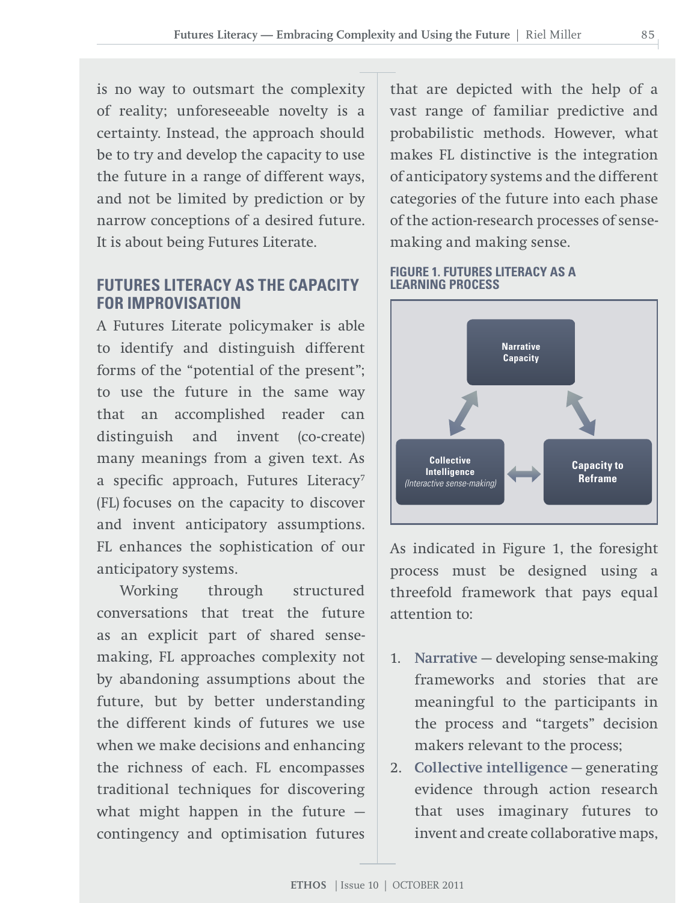is no way to outsmart the complexity of reality; unforeseeable novelty is a certainty. Instead, the approach should be to try and develop the capacity to use the future in a range of different ways, and not be limited by prediction or by narrow conceptions of a desired future. It is about being Futures Literate.

## FUTURES LITERACY AS THE CAPACITY FOR IMPROVISATION

A Futures Literate policymaker is able to identify and distinguish different forms of the "potential of the present"; to use the future in the same way that an accomplished reader can distinguish and invent (co-create) many meanings from a given text. As a specific approach, Futures Literacy[7] (FL) focuses on the capacity to discover and invent anticipatory assumptions. FL enhances the sophistication of our anticipatory systems.

Working through structured conversations that treat the future as an explicit part of shared sense-making, FL approaches complexity not by abandoning assumptions about the future, but by better understanding the different kinds of futures we use when we make decisions and enhancing the richness of each. FL encompasses traditional techniques for discovering what might happen in the future — contingency and optimisation futures that are depicted with the help of a vast range of familiar predictive and probabilistic methods. However, what makes FL distinctive is the integration of anticipatory systems and the different categories of the future into each phase of the action-research processes of sense-making and making sense.

**FIGURE 1. FUTURES LITERACY AS A LEARNING PROCESS**

Narrative Capacity

Collective Intelligence *(Interactive sense-making)*

Capacity to Reframe

As indicated in Figure 1, the foresight process must be designed using a threefold framework that pays equal attention to:

1. **Narrative** — developing sense-making frameworks and stories that are meaningful to the participants in the process and "targets" decision makers relevant to the process;
2. **Collective intelligence** — generating evidence through action research that uses imaginary futures to invent and create collaborative maps,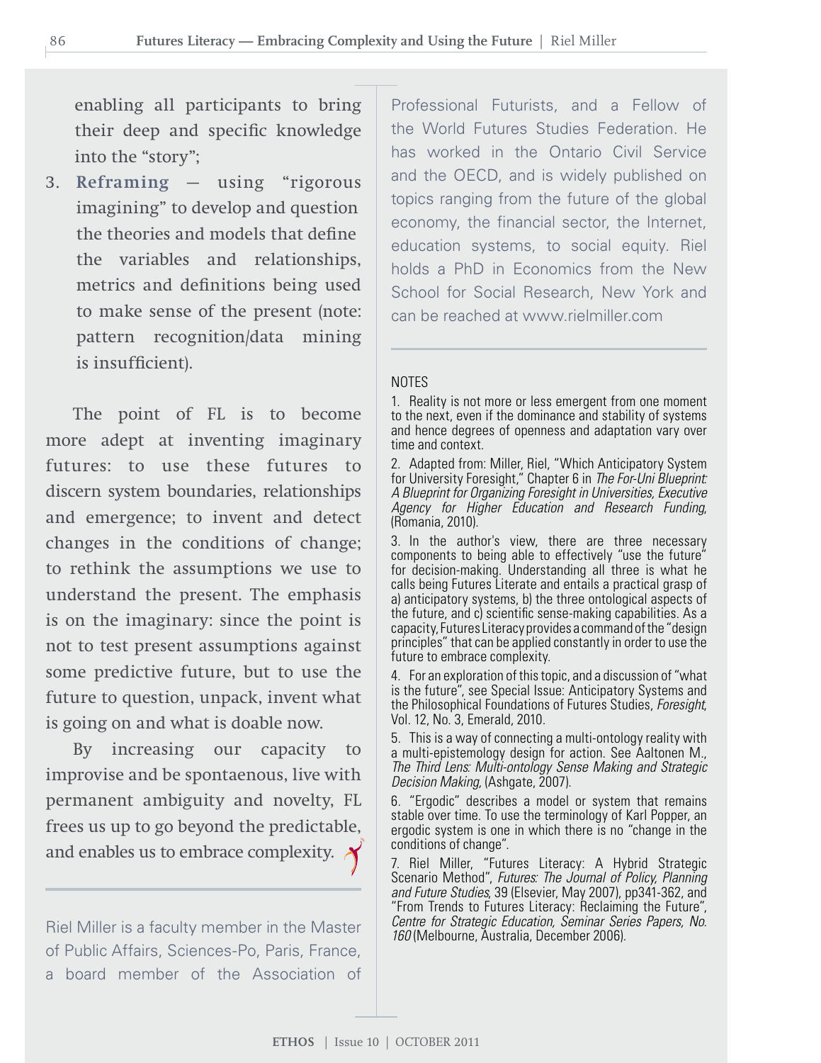enabling all participants to bring their deep and specific knowledge into the "story";

3. **Reframing** — using "rigorous imagining" to develop and question the theories and models that define the variables and relationships, metrics and definitions being used to make sense of the present (note: pattern recognition/data mining is insufficient).

The point of FL is to become more adept at inventing imaginary futures: to use these futures to discern system boundaries, relationships and emergence; to invent and detect changes in the conditions of change; to rethink the assumptions we use to understand the present. The emphasis is on the imaginary: since the point is not to test present assumptions against some predictive future, but to use the future to question, unpack, invent what is going on and what is doable now.

By increasing our capacity to improvise and be spontaneous, live with permanent ambiguity and novelty, FL frees us up to go beyond the predictable, and enables us to embrace complexity.

---

Riel Miller is a faculty member in the Master of Public Affairs, Sciences-Po, Paris, France, a board member of the Association of Professional Futurists, and a Fellow of the World Futures Studies Federation. He has worked in the Ontario Civil Service and the OECD, and is widely published on topics ranging from the future of the global economy, the financial sector, the Internet, education systems, to social equity. Riel holds a PhD in Economics from the New School for Social Research, New York and can be reached at www.rielmiller.com

---

NOTES

1. Reality is not more or less emergent from one moment to the next, even if the dominance and stability of systems and hence degrees of openness and adaptation vary over time and context.

2. Adapted from: Miller, Riel, "Which Anticipatory System for University Foresight," Chapter 6 in *The For-Uni Blueprint: A Blueprint for Organizing Foresight in Universities, Executive Agency for Higher Education and Research Funding*, (Romania, 2010).

3. In the author's view, there are three necessary components to being able to effectively "use the future" for decision-making. Understanding all three is what he calls being Futures Literate and entails a practical grasp of a) anticipatory systems, b) the three ontological aspects of the future, and c) scientific sense-making capabilities. As a capacity, Futures Literacy provides a command of the "design principles" that can be applied constantly in order to use the future to embrace complexity.

4. For an exploration of this topic, and a discussion of "what is the future", see Special Issue: Anticipatory Systems and the Philosophical Foundations of Futures Studies, *Foresight*, Vol. 12, No. 3, Emerald, 2010.

5. This is a way of connecting a multi-ontology reality with a multi-epistemology design for action. See Aaltonen M., *The Third Lens: Multi-ontology Sense Making and Strategic Decision Making*, (Ashgate, 2007).

6. "Ergodic" describes a model or system that remains stable over time. To use the terminology of Karl Popper, an ergodic system is one in which there is no "change in the conditions of change".

7. Riel Miller, "Futures Literacy: A Hybrid Strategic Scenario Method", *Futures: The Journal of Policy, Planning and Future Studies*, 39 (Elsevier, May 2007), pp341-362, and "From Trends to Futures Literacy: Reclaiming the Future", *Centre for Strategic Education, Seminar Series Papers, No. 160* (Melbourne, Australia, December 2006).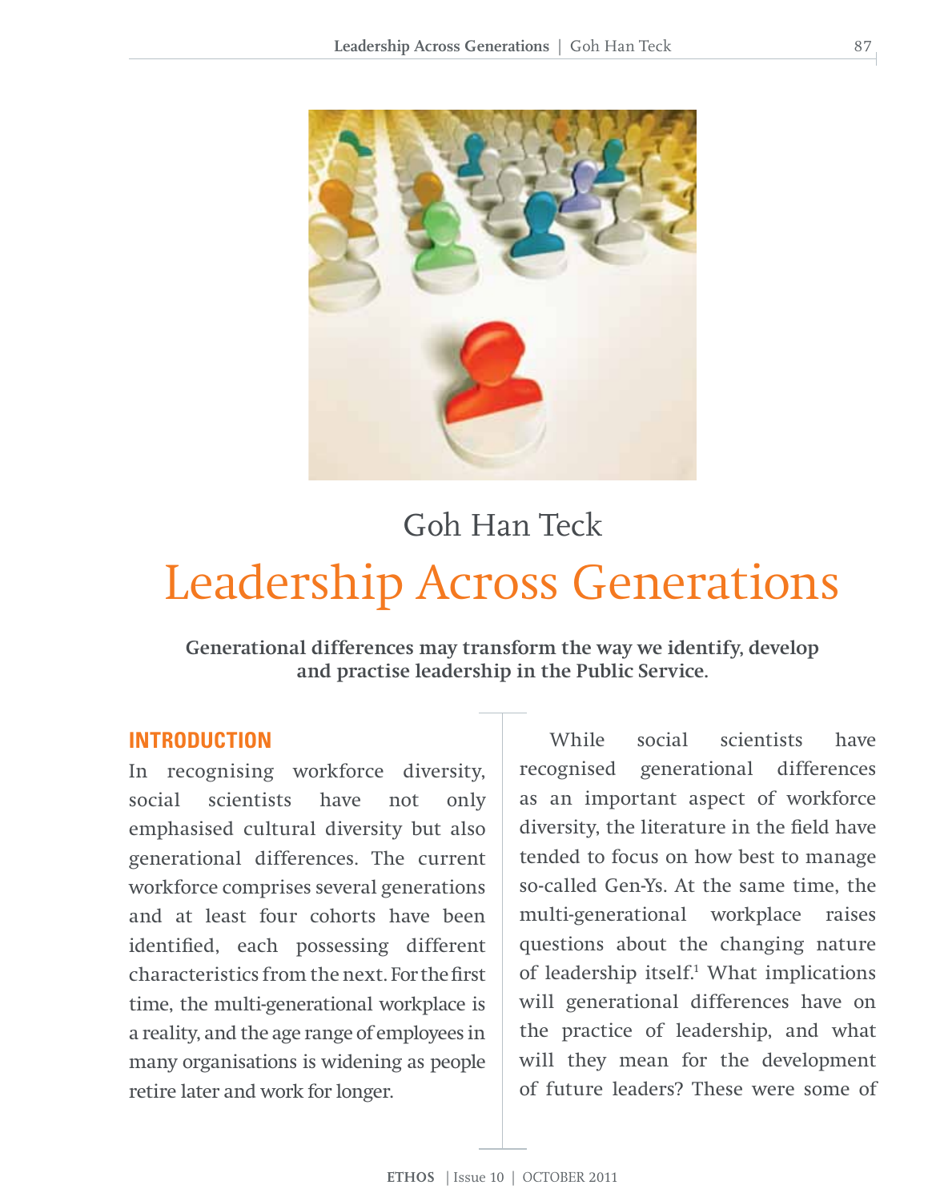Goh Han Teck

# Leadership Across Generations

**Generational differences may transform the way we identify, develop and practise leadership in the Public Service.**

## INTRODUCTION

In recognising workforce diversity, social scientists have not only emphasised cultural diversity but also generational differences. The current workforce comprises several generations and at least four cohorts have been identified, each possessing different characteristics from the next. For the first time, the multi-generational workplace is a reality, and the age range of employees in many organisations is widening as people retire later and work for longer.

While social scientists have recognised generational differences as an important aspect of workforce diversity, the literature in the field have tended to focus on how best to manage so-called Gen-Ys. At the same time, the multi-generational workplace raises questions about the changing nature of leadership itself.[1] What implications will generational differences have on the practice of leadership, and what will they mean for the development of future leaders? These were some of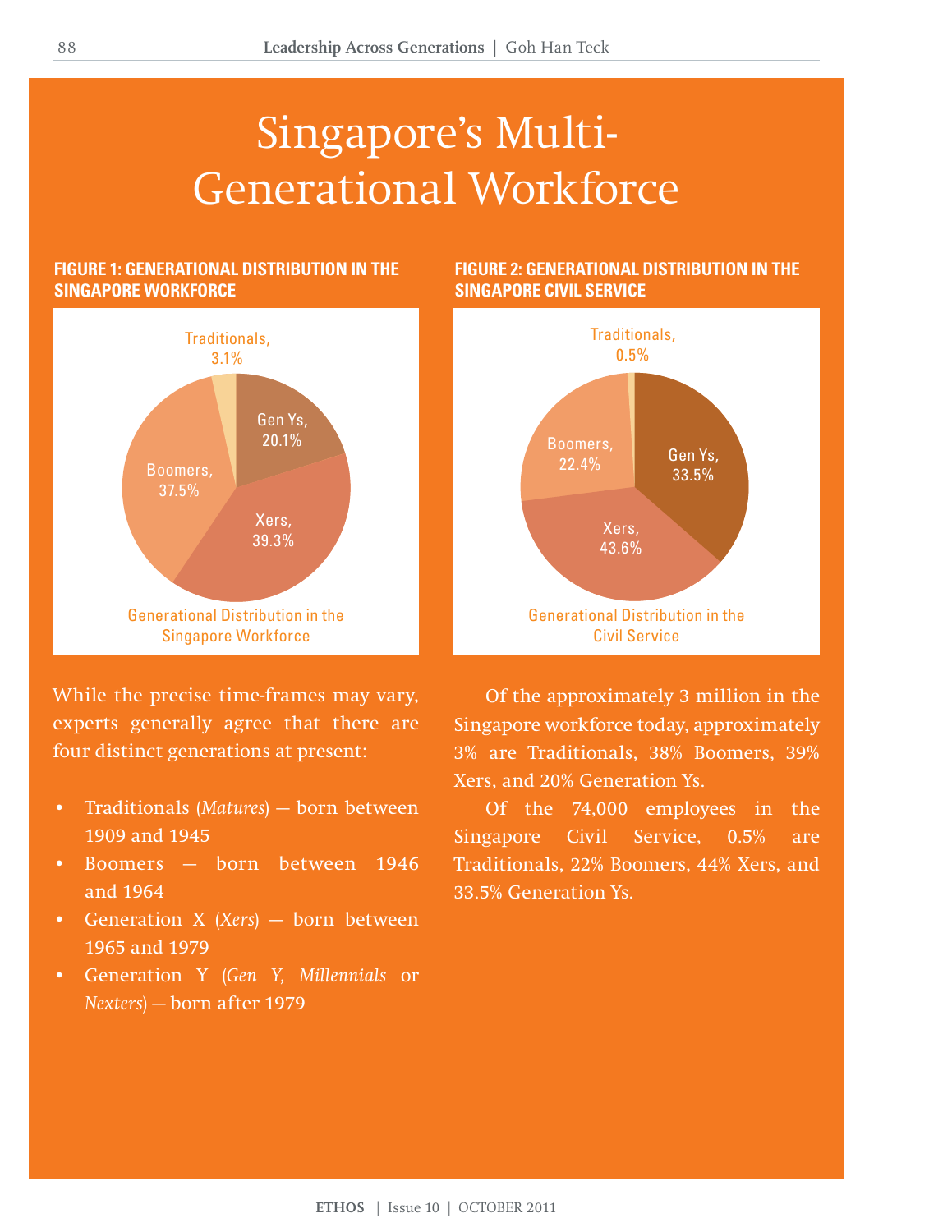# Singapore's Multi-Generational Workforce

**FIGURE 1: GENERATIONAL DISTRIBUTION IN THE SINGAPORE WORKFORCE**

Traditionals, 3.1%

Gen Ys, 20.1%

Boomers, 37.5%

Xers, 39.3%

Generational Distribution in the Singapore Workforce

**FIGURE 2: GENERATIONAL DISTRIBUTION IN THE SINGAPORE CIVIL SERVICE**

Traditionals, 0.5%

Boomers, 22.4%

Gen Ys, 33.5%

Xers, 43.6%

Generational Distribution in the Civil Service

While the precise time-frames may vary, experts generally agree that there are four distinct generations at present:

- Traditionals (*Matures*) — born between 1909 and 1945
- Boomers — born between 1946 and 1964
- Generation X (*Xers*) — born between 1965 and 1979
- Generation Y (*Gen Y, Millennials* or *Nexters*) — born after 1979

Of the approximately 3 million in the Singapore workforce today, approximately 3% are Traditionals, 38% Boomers, 39% Xers, and 20% Generation Ys.

Of the 74,000 employees in the Singapore Civil Service, 0.5% are Traditionals, 22% Boomers, 44% Xers, and 33.5% Generation Ys.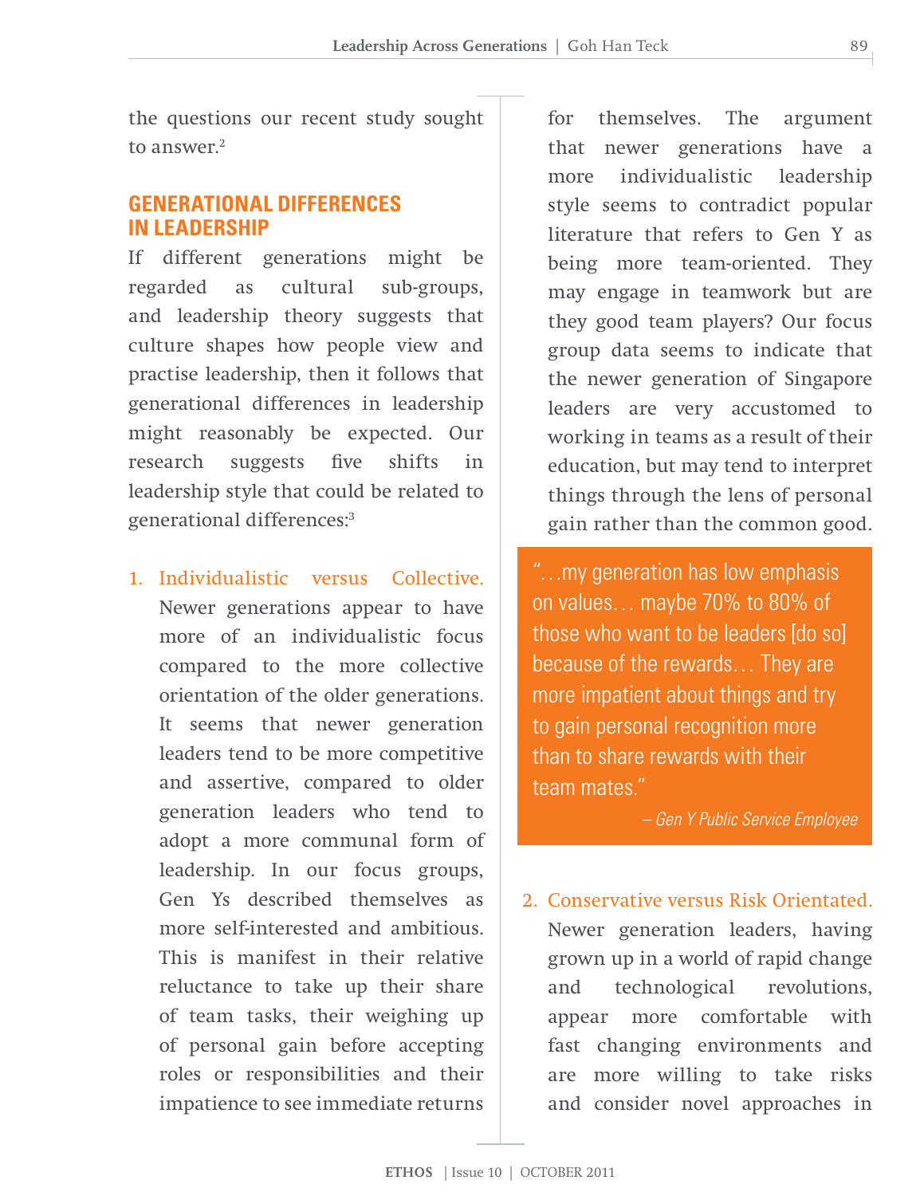the questions our recent study sought to answer.[2]

## GENERATIONAL DIFFERENCES IN LEADERSHIP

If different generations might be regarded as cultural sub-groups, and leadership theory suggests that culture shapes how people view and practise leadership, then it follows that generational differences in leadership might reasonably be expected. Our research suggests five shifts in leadership style that could be related to generational differences:[3]

1. **Individualistic versus Collective.** Newer generations appear to have more of an individualistic focus compared to the more collective orientation of the older generations. It seems that newer generation leaders tend to be more competitive and assertive, compared to older generation leaders who tend to adopt a more communal form of leadership. In our focus groups, Gen Ys described themselves as more self-interested and ambitious. This is manifest in their relative reluctance to take up their share of team tasks, their weighing up of personal gain before accepting roles or responsibilities and their impatience to see immediate returns for themselves. The argument that newer generations have a more individualistic leadership style seems to contradict popular literature that refers to Gen Y as being more team-oriented. They may engage in teamwork but are they good team players? Our focus group data seems to indicate that the newer generation of Singapore leaders are very accustomed to working in teams as a result of their education, but may tend to interpret things through the lens of personal gain rather than the common good.

> "…my generation has low emphasis on values… maybe 70% to 80% of those who want to be leaders [do so] because of the rewards… They are more impatient about things and try to gain personal recognition more than to share rewards with their team mates."
>
> *– Gen Y Public Service Employee*

2. **Conservative versus Risk Orientated.** Newer generation leaders, having grown up in a world of rapid change and technological revolutions, appear more comfortable with fast changing environments and are more willing to take risks and consider novel approaches in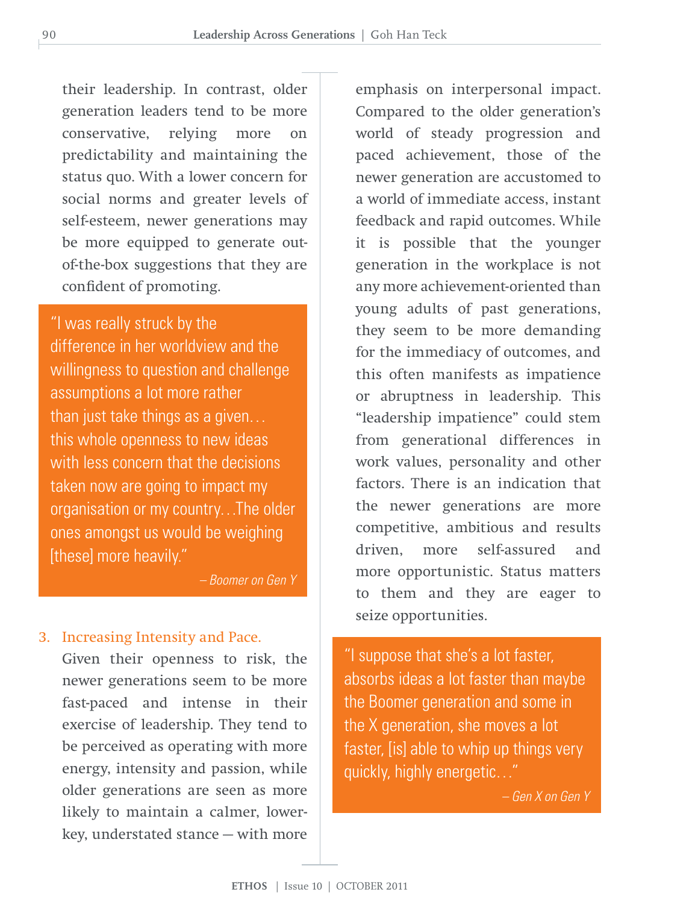their leadership. In contrast, older generation leaders tend to be more conservative, relying more on predictability and maintaining the status quo. With a lower concern for social norms and greater levels of self-esteem, newer generations may be more equipped to generate out-of-the-box suggestions that they are confident of promoting.

> "I was really struck by the difference in her worldview and the willingness to question and challenge assumptions a lot more rather than just take things as a given… this whole openness to new ideas with less concern that the decisions taken now are going to impact my organisation or my country…The older ones amongst us would be weighing [these] more heavily."
>
> *– Boomer on Gen Y*

3. **Increasing Intensity and Pace.**
   Given their openness to risk, the newer generations seem to be more fast-paced and intense in their exercise of leadership. They tend to be perceived as operating with more energy, intensity and passion, while older generations are seen as more likely to maintain a calmer, lower-key, understated stance — with more emphasis on interpersonal impact. Compared to the older generation's world of steady progression and paced achievement, those of the newer generation are accustomed to a world of immediate access, instant feedback and rapid outcomes. While it is possible that the younger generation in the workplace is not any more achievement-oriented than young adults of past generations, they seem to be more demanding for the immediacy of outcomes, and this often manifests as impatience or abruptness in leadership. This "leadership impatience" could stem from generational differences in work values, personality and other factors. There is an indication that the newer generations are more competitive, ambitious and results driven, more self-assured and more opportunistic. Status matters to them and they are eager to seize opportunities.

> "I suppose that she's a lot faster, absorbs ideas a lot faster than maybe the Boomer generation and some in the X generation, she moves a lot faster, [is] able to whip up things very quickly, highly energetic…"
>
> *– Gen X on Gen Y*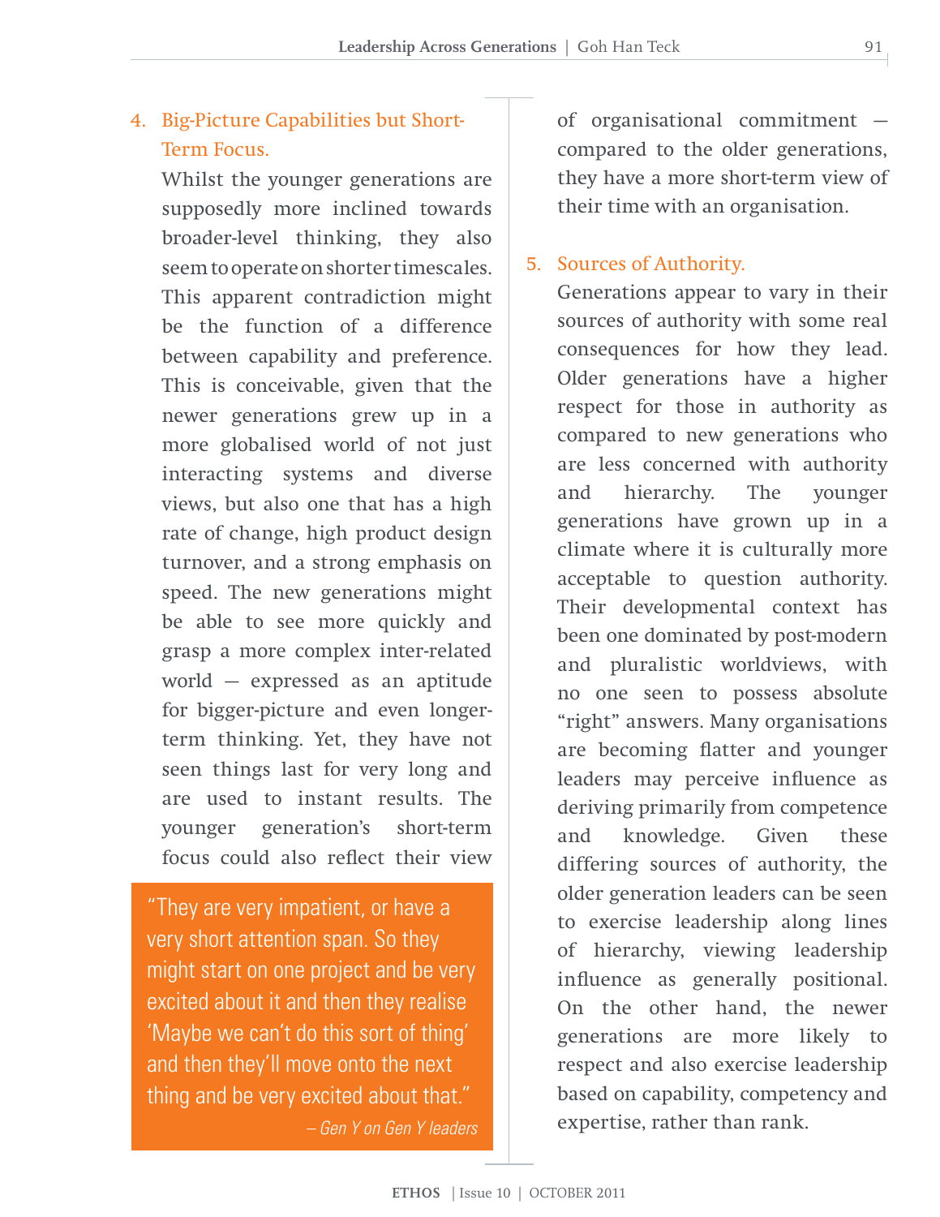4. Big-Picture Capabilities but Short-Term Focus.

   Whilst the younger generations are supposedly more inclined towards broader-level thinking, they also seem to operate on shorter timescales. This apparent contradiction might be the function of a difference between capability and preference. This is conceivable, given that the newer generations grew up in a more globalised world of not just interacting systems and diverse views, but also one that has a high rate of change, high product design turnover, and a strong emphasis on speed. The new generations might be able to see more quickly and grasp a more complex inter-related world — expressed as an aptitude for bigger-picture and even longer-term thinking. Yet, they have not seen things last for very long and are used to instant results. The younger generation's short-term focus could also reflect their view of organisational commitment — compared to the older generations, they have a more short-term view of their time with an organisation.

> "They are very impatient, or have a very short attention span. So they might start on one project and be very excited about it and then they realise 'Maybe we can't do this sort of thing' and then they'll move onto the next thing and be very excited about that."
>
> *– Gen Y on Gen Y leaders*

5. Sources of Authority.

   Generations appear to vary in their sources of authority with some real consequences for how they lead. Older generations have a higher respect for those in authority as compared to new generations who are less concerned with authority and hierarchy. The younger generations have grown up in a climate where it is culturally more acceptable to question authority. Their developmental context has been one dominated by post-modern and pluralistic worldviews, with no one seen to possess absolute "right" answers. Many organisations are becoming flatter and younger leaders may perceive influence as deriving primarily from competence and knowledge. Given these differing sources of authority, the older generation leaders can be seen to exercise leadership along lines of hierarchy, viewing leadership influence as generally positional. On the other hand, the newer generations are more likely to respect and also exercise leadership based on capability, competency and expertise, rather than rank.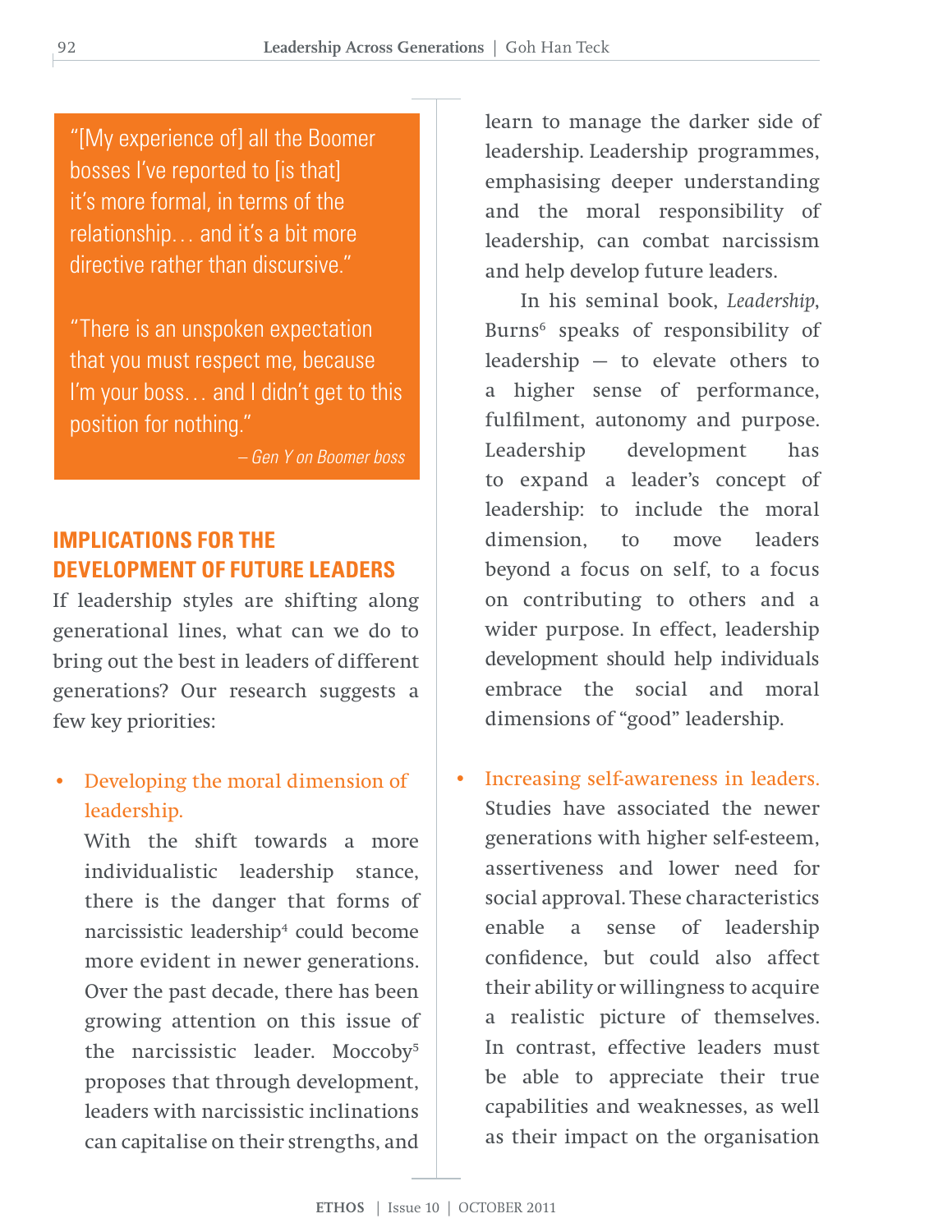> "[My experience of] all the Boomer bosses I've reported to [is that] it's more formal, in terms of the relationship… and it's a bit more directive rather than discursive."
>
> "There is an unspoken expectation that you must respect me, because I'm your boss… and I didn't get to this position for nothing."
>
> *– Gen Y on Boomer boss*

## IMPLICATIONS FOR THE DEVELOPMENT OF FUTURE LEADERS

If leadership styles are shifting along generational lines, what can we do to bring out the best in leaders of different generations? Our research suggests a few key priorities:

- **Developing the moral dimension of leadership.**

  With the shift towards a more individualistic leadership stance, there is the danger that forms of narcissistic leadership[4] could become more evident in newer generations. Over the past decade, there has been growing attention on this issue of the narcissistic leader. Moccoby[5] proposes that through development, leaders with narcissistic inclinations can capitalise on their strengths, and learn to manage the darker side of leadership. Leadership programmes, emphasising deeper understanding and the moral responsibility of leadership, can combat narcissism and help develop future leaders.

  In his seminal book, *Leadership*, Burns[6] speaks of responsibility of leadership — to elevate others to a higher sense of performance, fulfilment, autonomy and purpose. Leadership development has to expand a leader's concept of leadership: to include the moral dimension, to move leaders beyond a focus on self, to a focus on contributing to others and a wider purpose. In effect, leadership development should help individuals embrace the social and moral dimensions of "good" leadership.

- **Increasing self-awareness in leaders.** Studies have associated the newer generations with higher self-esteem, assertiveness and lower need for social approval. These characteristics enable a sense of leadership confidence, but could also affect their ability or willingness to acquire a realistic picture of themselves. In contrast, effective leaders must be able to appreciate their true capabilities and weaknesses, as well as their impact on the organisation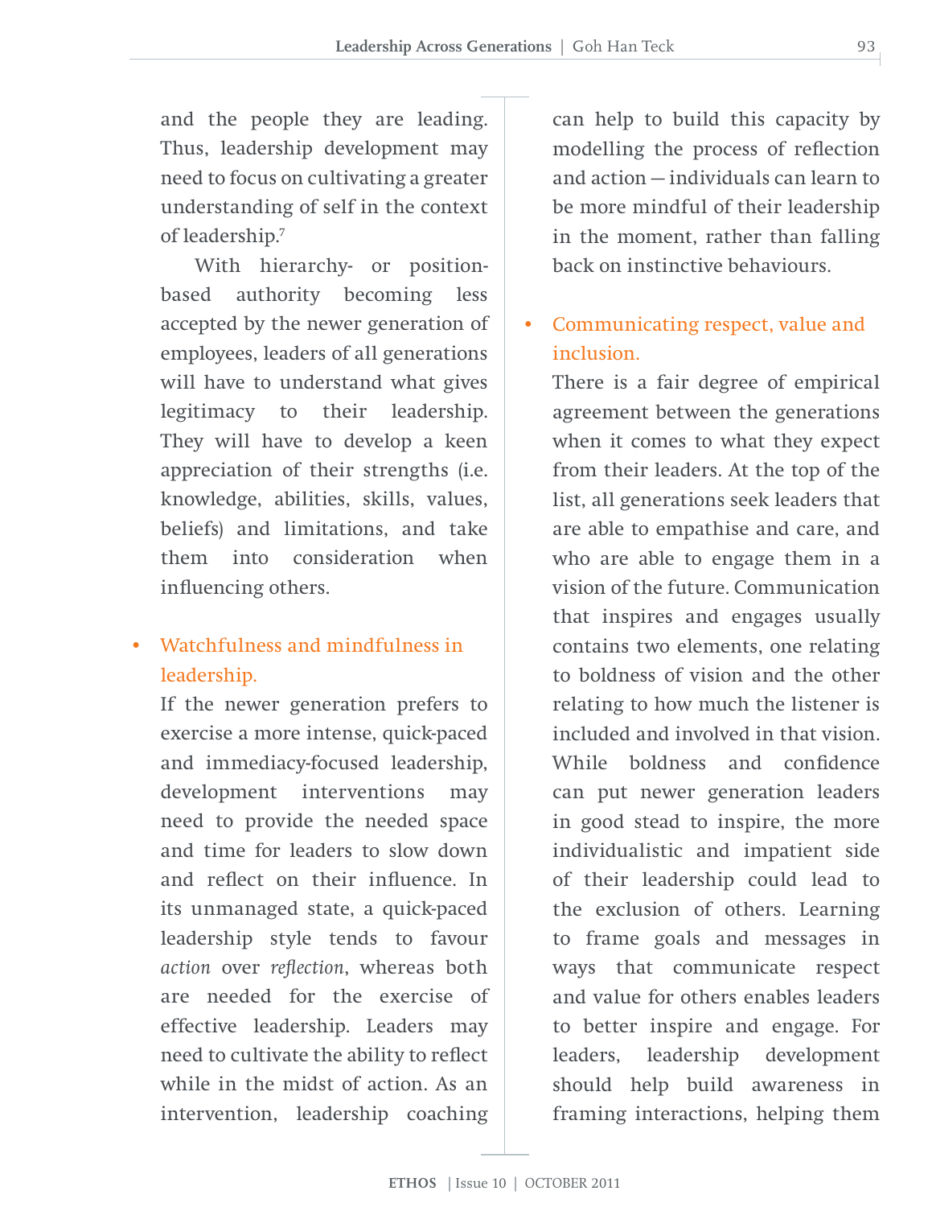and the people they are leading. Thus, leadership development may need to focus on cultivating a greater understanding of self in the context of leadership.[7]

With hierarchy- or position-based authority becoming less accepted by the newer generation of employees, leaders of all generations will have to understand what gives legitimacy to their leadership. They will have to develop a keen appreciation of their strengths (i.e. knowledge, abilities, skills, values, beliefs) and limitations, and take them into consideration when influencing others.

- **Watchfulness and mindfulness in leadership.**

  If the newer generation prefers to exercise a more intense, quick-paced and immediacy-focused leadership, development interventions may need to provide the needed space and time for leaders to slow down and reflect on their influence. In its unmanaged state, a quick-paced leadership style tends to favour *action* over *reflection*, whereas both are needed for the exercise of effective leadership. Leaders may need to cultivate the ability to reflect while in the midst of action. As an intervention, leadership coaching can help to build this capacity by modelling the process of reflection and action — individuals can learn to be more mindful of their leadership in the moment, rather than falling back on instinctive behaviours.

- **Communicating respect, value and inclusion.**

  There is a fair degree of empirical agreement between the generations when it comes to what they expect from their leaders. At the top of the list, all generations seek leaders that are able to empathise and care, and who are able to engage them in a vision of the future. Communication that inspires and engages usually contains two elements, one relating to boldness of vision and the other relating to how much the listener is included and involved in that vision. While boldness and confidence can put newer generation leaders in good stead to inspire, the more individualistic and impatient side of their leadership could lead to the exclusion of others. Learning to frame goals and messages in ways that communicate respect and value for others enables leaders to better inspire and engage. For leaders, leadership development should help build awareness in framing interactions, helping them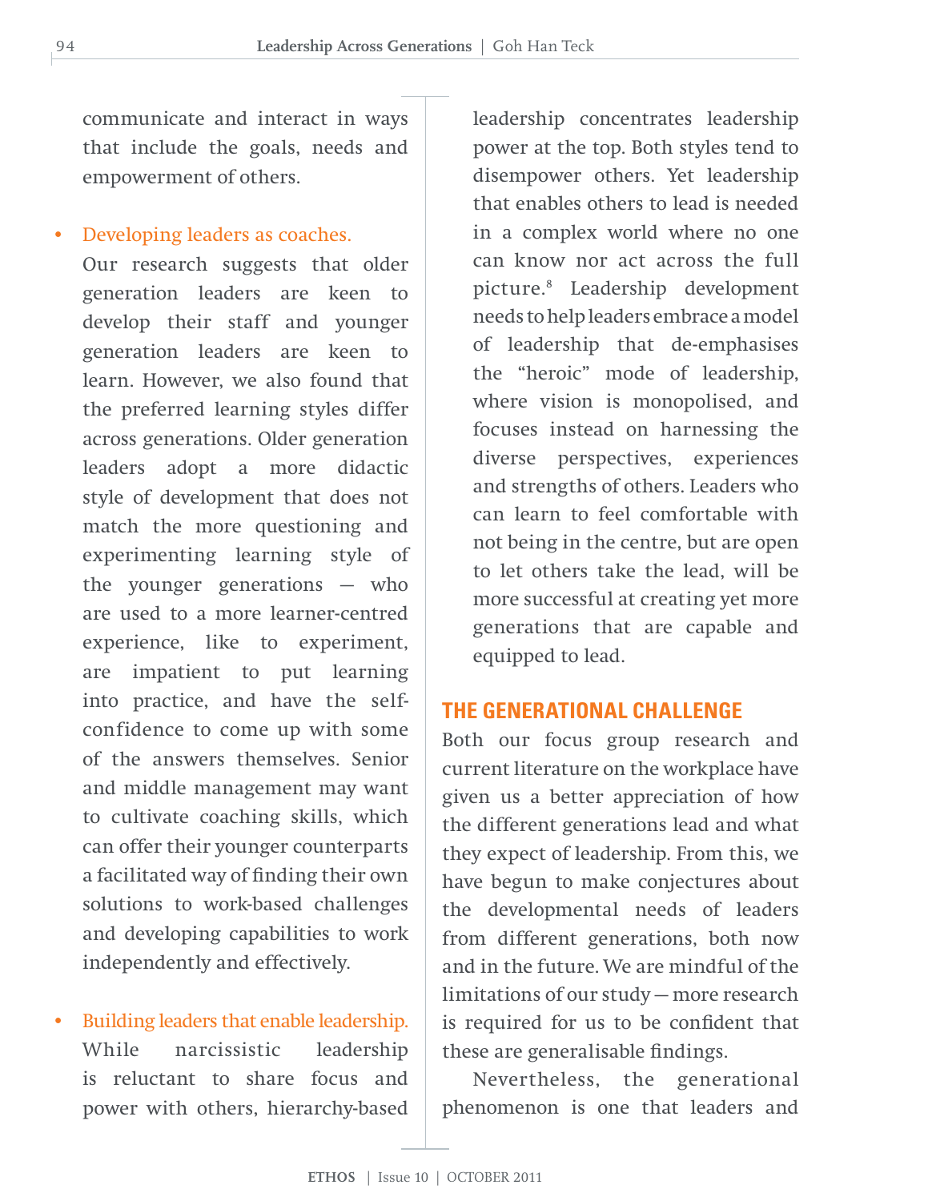communicate and interact in ways that include the goals, needs and empowerment of others.

- Developing leaders as coaches. Our research suggests that older generation leaders are keen to develop their staff and younger generation leaders are keen to learn. However, we also found that the preferred learning styles differ across generations. Older generation leaders adopt a more didactic style of development that does not match the more questioning and experimenting learning style of the younger generations — who are used to a more learner-centred experience, like to experiment, are impatient to put learning into practice, and have the self-confidence to come up with some of the answers themselves. Senior and middle management may want to cultivate coaching skills, which can offer their younger counterparts a facilitated way of finding their own solutions to work-based challenges and developing capabilities to work independently and effectively.

- Building leaders that enable leadership. While narcissistic leadership is reluctant to share focus and power with others, hierarchy-based leadership concentrates leadership power at the top. Both styles tend to disempower others. Yet leadership that enables others to lead is needed in a complex world where no one can know nor act across the full picture.[8] Leadership development needs to help leaders embrace a model of leadership that de-emphasises the "heroic" mode of leadership, where vision is monopolised, and focuses instead on harnessing the diverse perspectives, experiences and strengths of others. Leaders who can learn to feel comfortable with not being in the centre, but are open to let others take the lead, will be more successful at creating yet more generations that are capable and equipped to lead.

## THE GENERATIONAL CHALLENGE

Both our focus group research and current literature on the workplace have given us a better appreciation of how the different generations lead and what they expect of leadership. From this, we have begun to make conjectures about the developmental needs of leaders from different generations, both now and in the future. We are mindful of the limitations of our study — more research is required for us to be confident that these are generalisable findings.

Nevertheless, the generational phenomenon is one that leaders and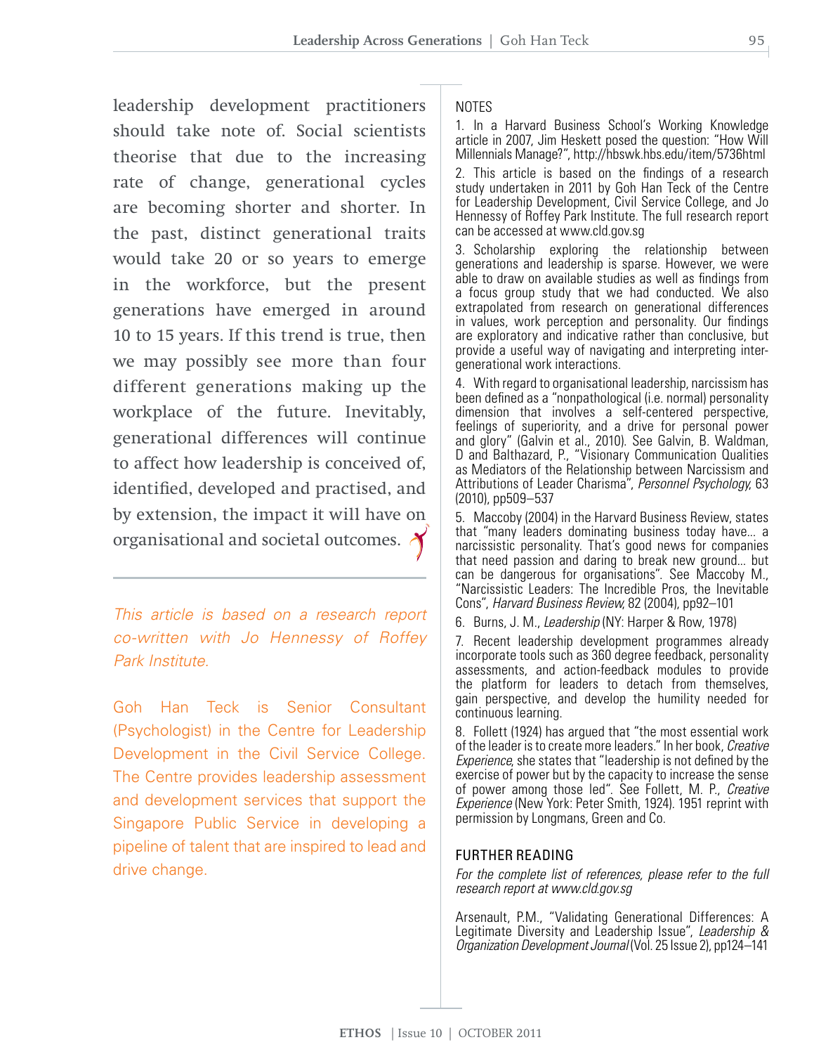leadership development practitioners should take note of. Social scientists theorise that due to the increasing rate of change, generational cycles are becoming shorter and shorter. In the past, distinct generational traits would take 20 or so years to emerge in the workforce, but the present generations have emerged in around 10 to 15 years. If this trend is true, then we may possibly see more than four different generations making up the workplace of the future. Inevitably, generational differences will continue to affect how leadership is conceived of, identified, developed and practised, and by extension, the impact it will have on organisational and societal outcomes.

---

*This article is based on a research report co-written with Jo Hennessy of Roffey Park Institute.*

Goh Han Teck is Senior Consultant (Psychologist) in the Centre for Leadership Development in the Civil Service College. The Centre provides leadership assessment and development services that support the Singapore Public Service in developing a pipeline of talent that are inspired to lead and drive change.

## NOTES

1. In a Harvard Business School's Working Knowledge article in 2007, Jim Heskett posed the question: "How Will Millennials Manage?", http://hbswk.hbs.edu/item/5736html

2. This article is based on the findings of a research study undertaken in 2011 by Goh Han Teck of the Centre for Leadership Development, Civil Service College, and Jo Hennessy of Roffey Park Institute. The full research report can be accessed at www.cld.gov.sg

3. Scholarship exploring the relationship between generations and leadership is sparse. However, we were able to draw on available studies as well as findings from a focus group study that we had conducted. We also extrapolated from research on generational differences in values, work perception and personality. Our findings are exploratory and indicative rather than conclusive, but provide a useful way of navigating and interpreting inter-generational work interactions.

4. With regard to organisational leadership, narcissism has been defined as a "nonpathological (i.e. normal) personality dimension that involves a self-centered perspective, feelings of superiority, and a drive for personal power and glory" (Galvin et al., 2010). See Galvin, B. Waldman, D and Balthazard, P., "Visionary Communication Qualities as Mediators of the Relationship between Narcissism and Attributions of Leader Charisma", *Personnel Psychology*, 63 (2010), pp509–537

5. Maccoby (2004) in the Harvard Business Review, states that "many leaders dominating business today have... a narcissistic personality. That's good news for companies that need passion and daring to break new ground... but can be dangerous for organisations". See Maccoby M., "Narcissistic Leaders: The Incredible Pros, the Inevitable Cons", *Harvard Business Review*, 82 (2004), pp92–101

6. Burns, J. M., *Leadership* (NY: Harper & Row, 1978)

7. Recent leadership development programmes already incorporate tools such as 360 degree feedback, personality assessments, and action-feedback modules to provide the platform for leaders to detach from themselves, gain perspective, and develop the humility needed for continuous learning.

8. Follett (1924) has argued that "the most essential work of the leader is to create more leaders." In her book, *Creative Experience*, she states that "leadership is not defined by the exercise of power but by the capacity to increase the sense of power among those led". See Follett, M. P., *Creative Experience* (New York: Peter Smith, 1924). 1951 reprint with permission by Longmans, Green and Co.

## FURTHER READING

*For the complete list of references, please refer to the full research report at www.cld.gov.sg*

Arsenault, P.M., "Validating Generational Differences: A Legitimate Diversity and Leadership Issue", *Leadership & Organization Development Journal* (Vol. 25 Issue 2), pp124–141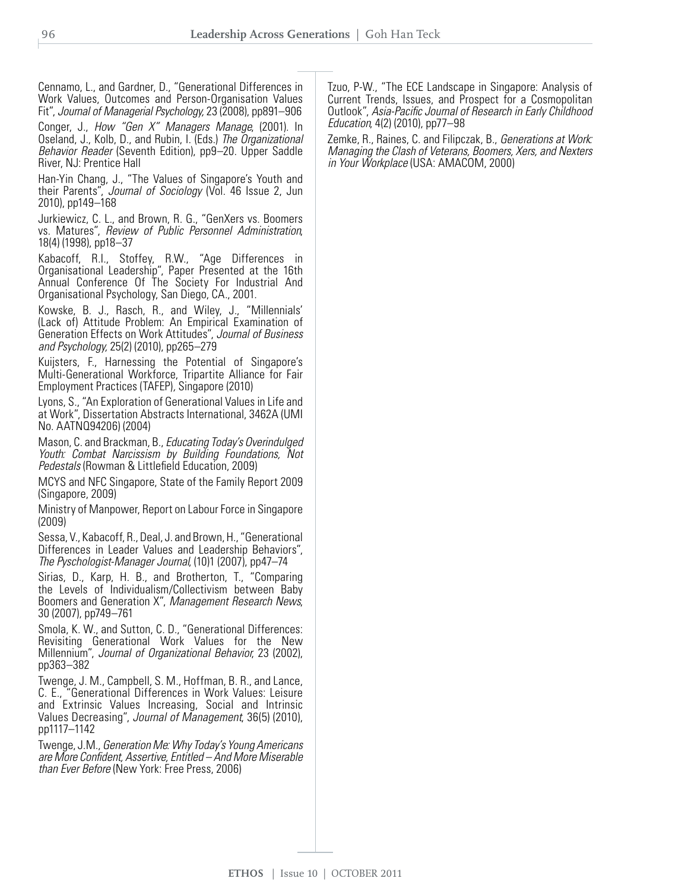Cennamo, L., and Gardner, D., "Generational Differences in Work Values, Outcomes and Person-Organisation Values Fit", *Journal of Managerial Psychology,* 23 (2008), pp891–906

Conger, J., *How "Gen X" Managers Manage*, (2001). In Oseland, J., Kolb, D., and Rubin, I. (Eds.) *The Organizational Behavior Reader* (Seventh Edition), pp9–20. Upper Saddle River, NJ: Prentice Hall

Han-Yin Chang, J., "The Values of Singapore's Youth and their Parents", *Journal of Sociology* (Vol. 46 Issue 2, Jun 2010), pp149–168

Jurkiewicz, C. L., and Brown, R. G., "GenXers vs. Boomers vs. Matures", *Review of Public Personnel Administration*, 18(4) (1998), pp18–37

Kabacoff, R.I., Stoffey, R.W., "Age Differences in Organisational Leadership", Paper Presented at the 16th Annual Conference Of The Society For Industrial And Organisational Psychology, San Diego, CA., 2001.

Kowske, B. J., Rasch, R., and Wiley, J., "Millennials' (Lack of) Attitude Problem: An Empirical Examination of Generation Effects on Work Attitudes", *Journal of Business and Psychology,* 25(2) (2010), pp265–279

Kuijsters, F., Harnessing the Potential of Singapore's Multi-Generational Workforce, Tripartite Alliance for Fair Employment Practices (TAFEP), Singapore (2010)

Lyons, S., "An Exploration of Generational Values in Life and at Work", Dissertation Abstracts International, 3462A (UMI No. AATNQ94206) (2004)

Mason, C. and Brackman, B., *Educating Today's Overindulged Youth: Combat Narcissism by Building Foundations, Not Pedestals* (Rowman & Littlefield Education, 2009)

MCYS and NFC Singapore, State of the Family Report 2009 (Singapore, 2009)

Ministry of Manpower, Report on Labour Force in Singapore (2009)

Sessa, V., Kabacoff, R., Deal, J. and Brown, H., "Generational Differences in Leader Values and Leadership Behaviors", *The Pyschologist-Manager Journal*, (10)1 (2007), pp47–74

Sirias, D., Karp, H. B., and Brotherton, T., "Comparing the Levels of Individualism/Collectivism between Baby Boomers and Generation X", *Management Research News*, 30 (2007), pp749–761

Smola, K. W., and Sutton, C. D., "Generational Differences: Revisiting Generational Work Values for the New Millennium", *Journal of Organizational Behavior,* 23 (2002), pp363–382

Twenge, J. M., Campbell, S. M., Hoffman, B. R., and Lance, C. E., "Generational Differences in Work Values: Leisure and Extrinsic Values Increasing, Social and Intrinsic Values Decreasing", *Journal of Management*, 36(5) (2010), pp1117–1142

Twenge, J.M., *Generation Me: Why Today's Young Americans are More Confident, Assertive, Entitled – And More Miserable than Ever Before* (New York: Free Press, 2006)

Tzuo, P-W., "The ECE Landscape in Singapore: Analysis of Current Trends, Issues, and Prospect for a Cosmopolitan Outlook", *Asia-Pacific Journal of Research in Early Childhood Education*, 4(2) (2010), pp77–98

Zemke, R., Raines, C. and Filipczak, B., *Generations at Work: Managing the Clash of Veterans, Boomers, Xers, and Nexters in Your Workplace* (USA: AMACOM, 2000)